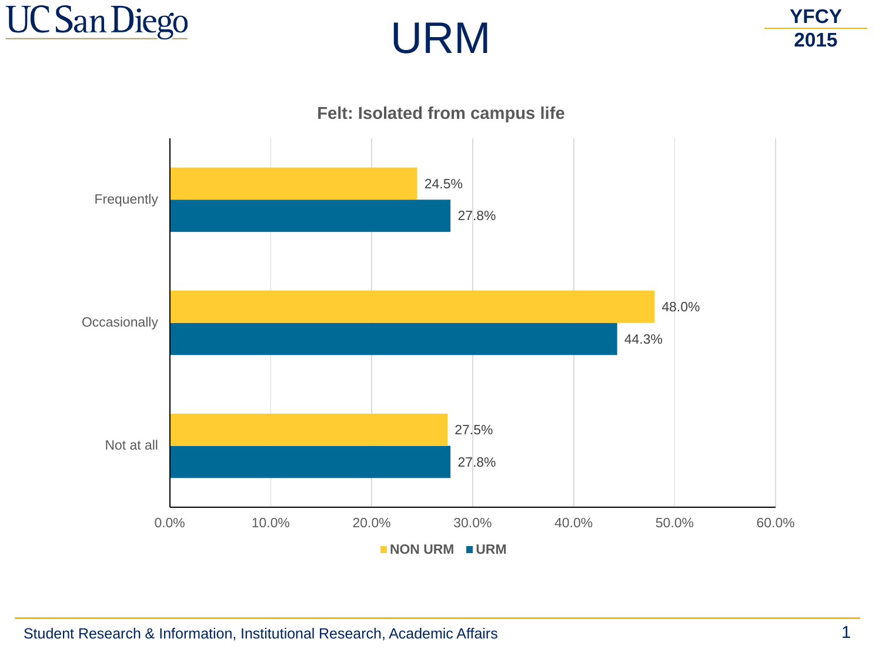# URM

YFCY 2015

## Felt: Isolated from campus life

| | NON URM | URM |
|---|---|---|
| Frequently | 24.5% | 27.8% |
| Occasionally | 48.0% | 44.3% |
| Not at all | 27.5% | 27.8% |

Student Research & Information, Institutional Research, Academic Affairs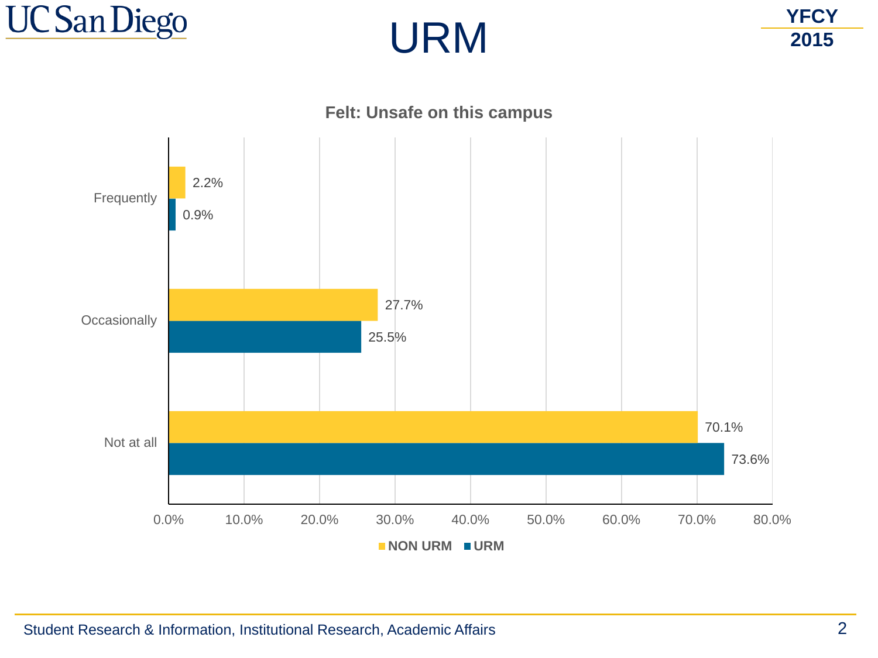# URM

YFCY 2015

## Felt: Unsafe on this campus

| | NON URM | URM |
|---|---|---|
| Frequently | 2.2% | 0.9% |
| Occasionally | 27.7% | 25.5% |
| Not at all | 70.1% | 73.6% |

Student Research & Information, Institutional Research, Academic Affairs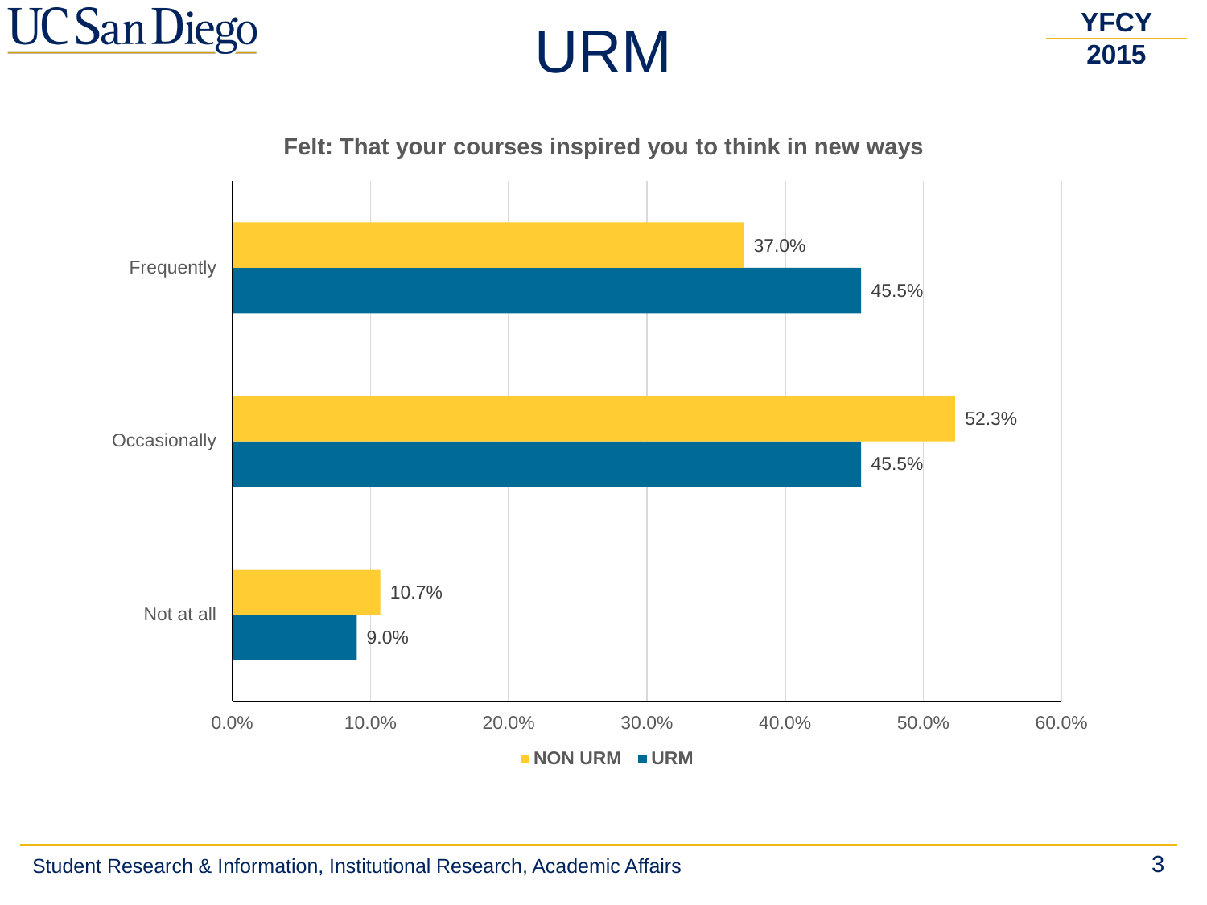# URM

YFCY 2015

**Felt: That your courses inspired you to think in new ways**

| | NON URM | URM |
|---|---|---|
| Frequently | 37.0% | 45.5% |
| Occasionally | 52.3% | 45.5% |
| Not at all | 10.7% | 9.0% |

Student Research & Information, Institutional Research, Academic Affairs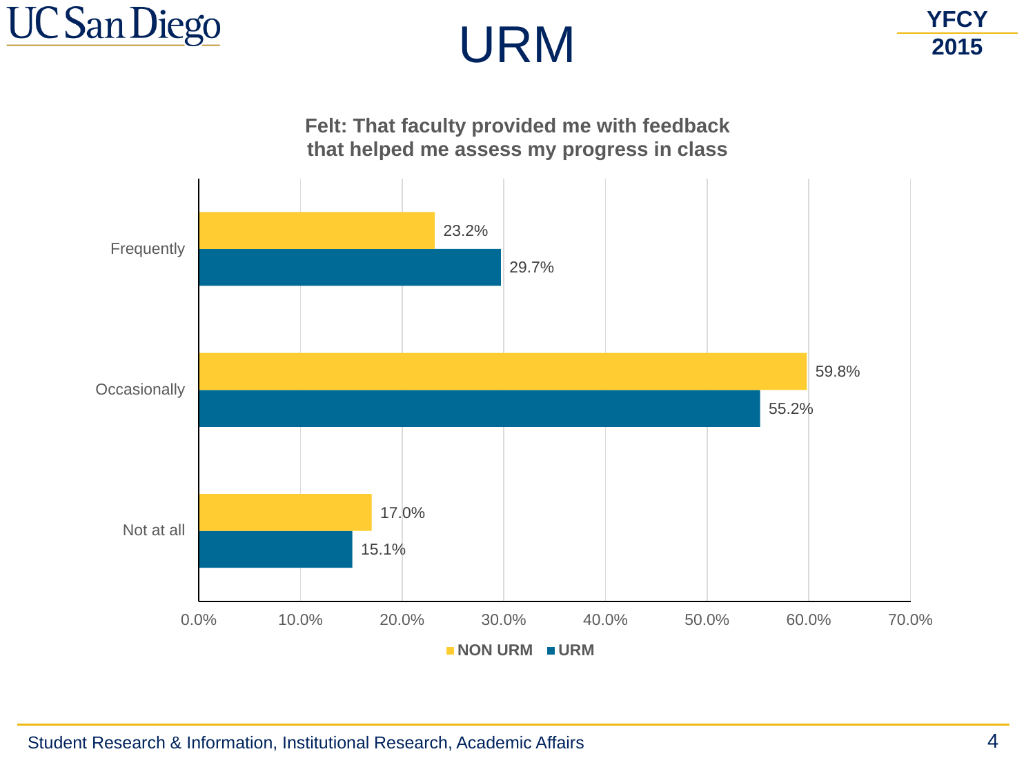# URM

YFCY 2015

**Felt: That faculty provided me with feedback that helped me assess my progress in class**

| | NON URM | URM |
|---|---|---|
| Frequently | 23.2% | 29.7% |
| Occasionally | 59.8% | 55.2% |
| Not at all | 17.0% | 15.1% |

Student Research & Information, Institutional Research, Academic Affairs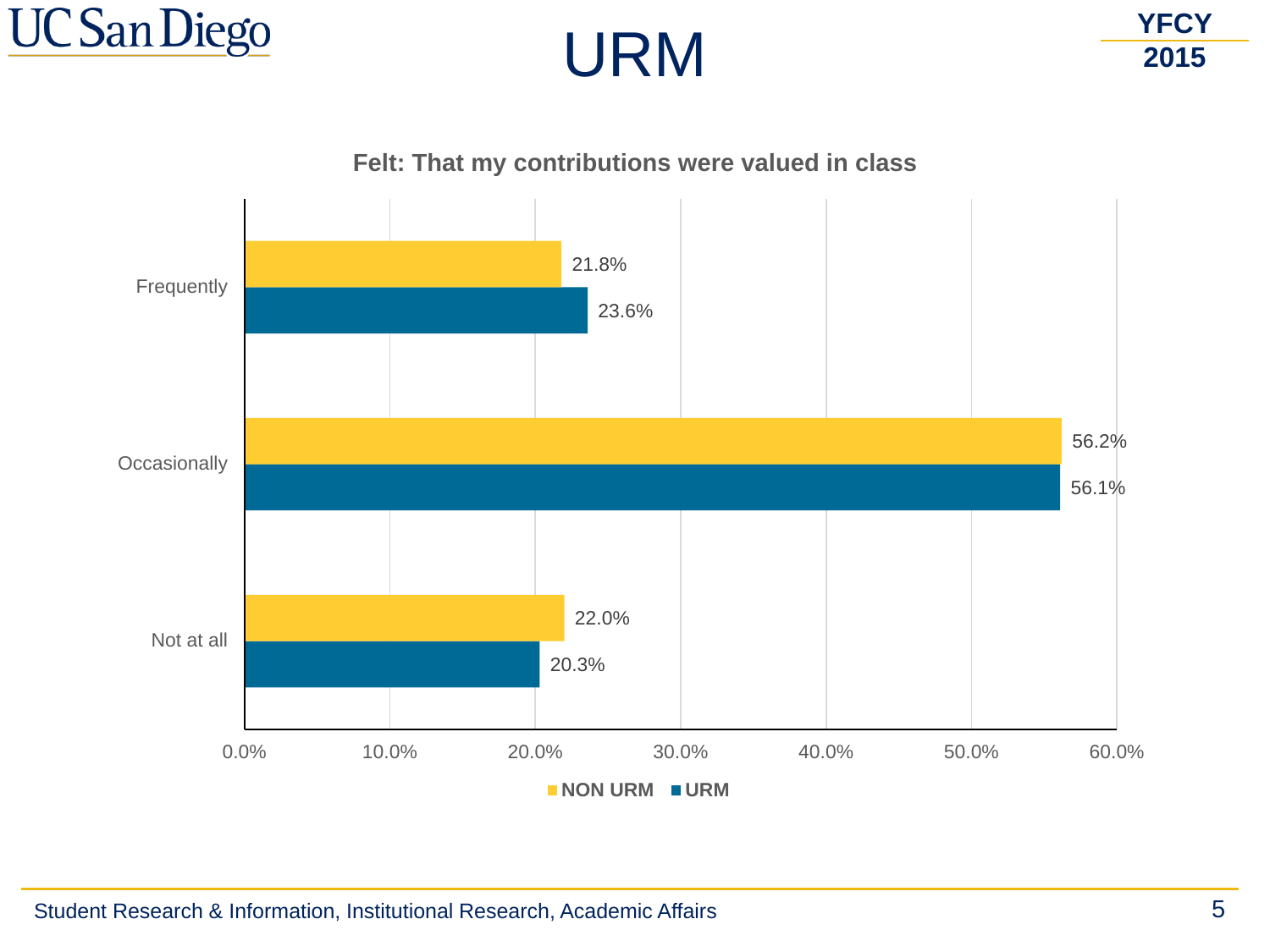# URM

YFCY 2015

**Felt: That my contributions were valued in class**

| | NON URM | URM |
|---|---|---|
| Frequently | 21.8% | 23.6% |
| Occasionally | 56.2% | 56.1% |
| Not at all | 22.0% | 20.3% |

Student Research & Information, Institutional Research, Academic Affairs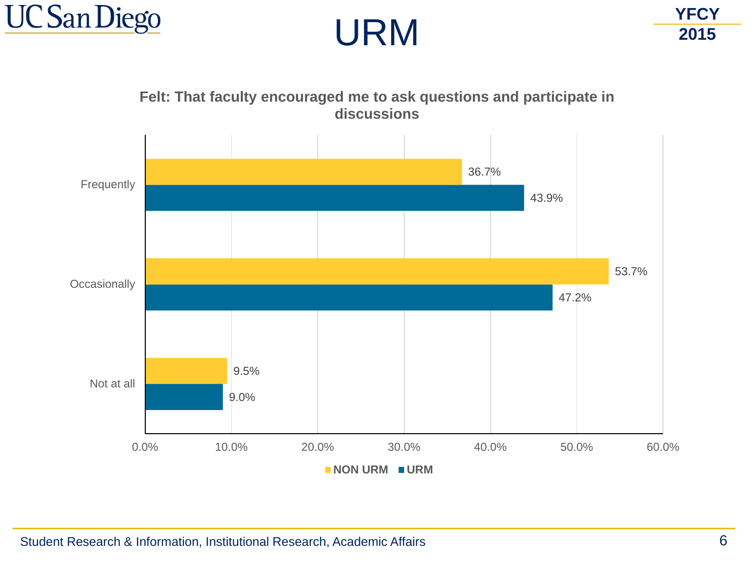# URM

YFCY 2015

**Felt: That faculty encouraged me to ask questions and participate in discussions**

| | NON URM | URM |
|---|---|---|
| Frequently | 36.7% | 43.9% |
| Occasionally | 53.7% | 47.2% |
| Not at all | 9.5% | 9.0% |

Student Research & Information, Institutional Research, Academic Affairs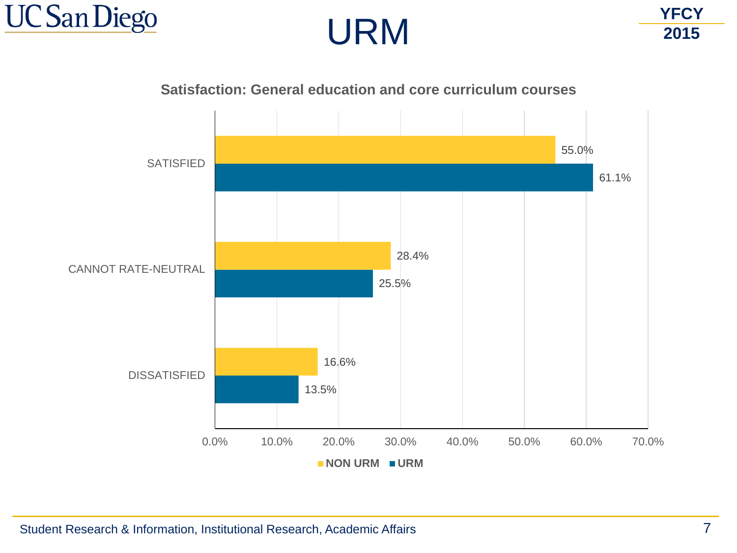# URM

YFCY 2015

## Satisfaction: General education and core curriculum courses

| | NON URM | URM |
|---|---|---|
| SATISFIED | 55.0% | 61.1% |
| CANNOT RATE-NEUTRAL | 28.4% | 25.5% |
| DISSATISFIED | 16.6% | 13.5% |

Student Research & Information, Institutional Research, Academic Affairs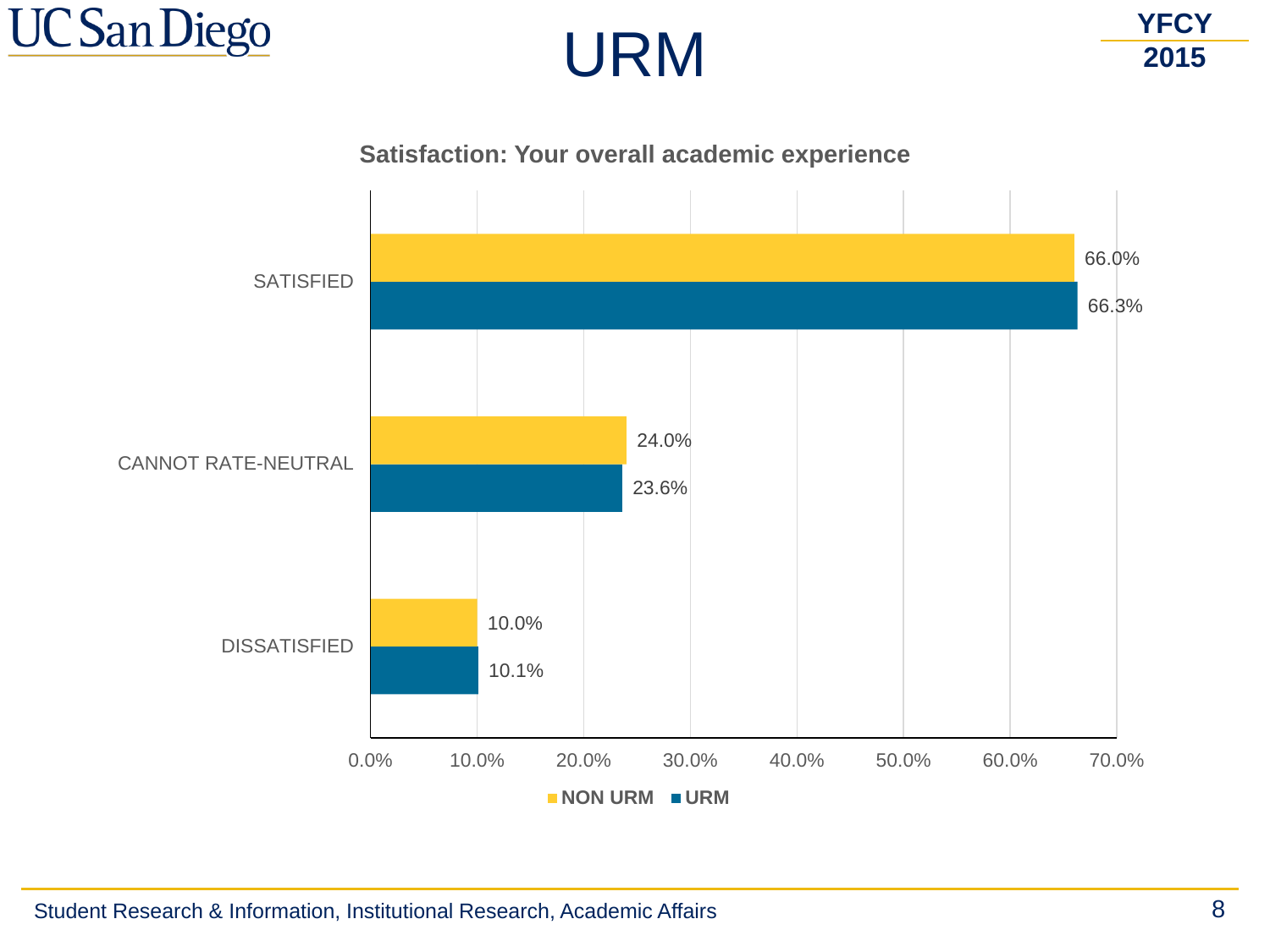# URM

YFCY 2015

## Satisfaction: Your overall academic experience

| | NON URM | URM |
|---|---|---|
| SATISFIED | 66.0% | 66.3% |
| CANNOT RATE-NEUTRAL | 24.0% | 23.6% |
| DISSATISFIED | 10.0% | 10.1% |

Student Research & Information, Institutional Research, Academic Affairs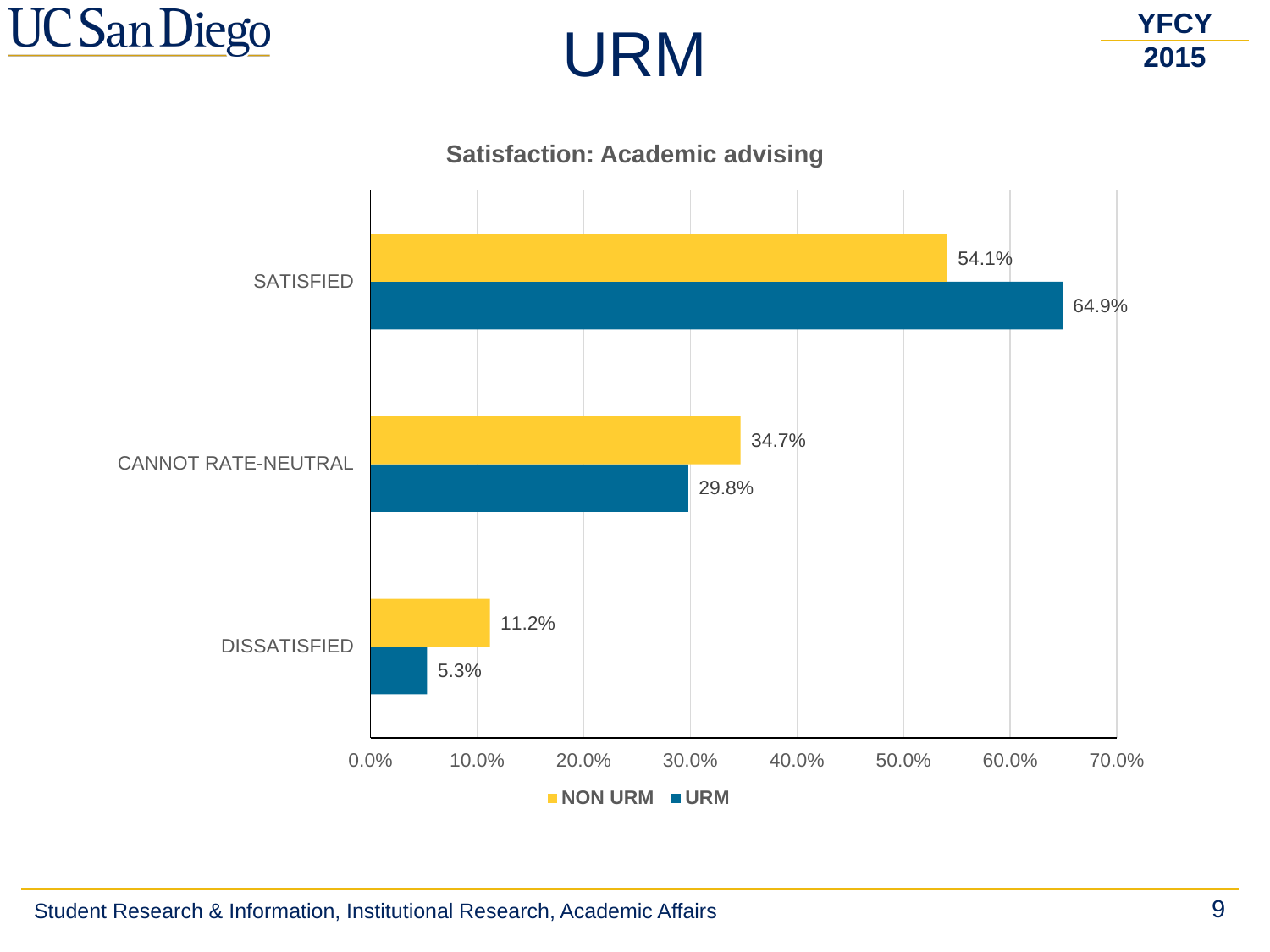# URM

YFCY 2015

**Satisfaction: Academic advising**

| | NON URM | URM |
|---|---|---|
| SATISFIED | 54.1% | 64.9% |
| CANNOT RATE-NEUTRAL | 34.7% | 29.8% |
| DISSATISFIED | 11.2% | 5.3% |

Student Research & Information, Institutional Research, Academic Affairs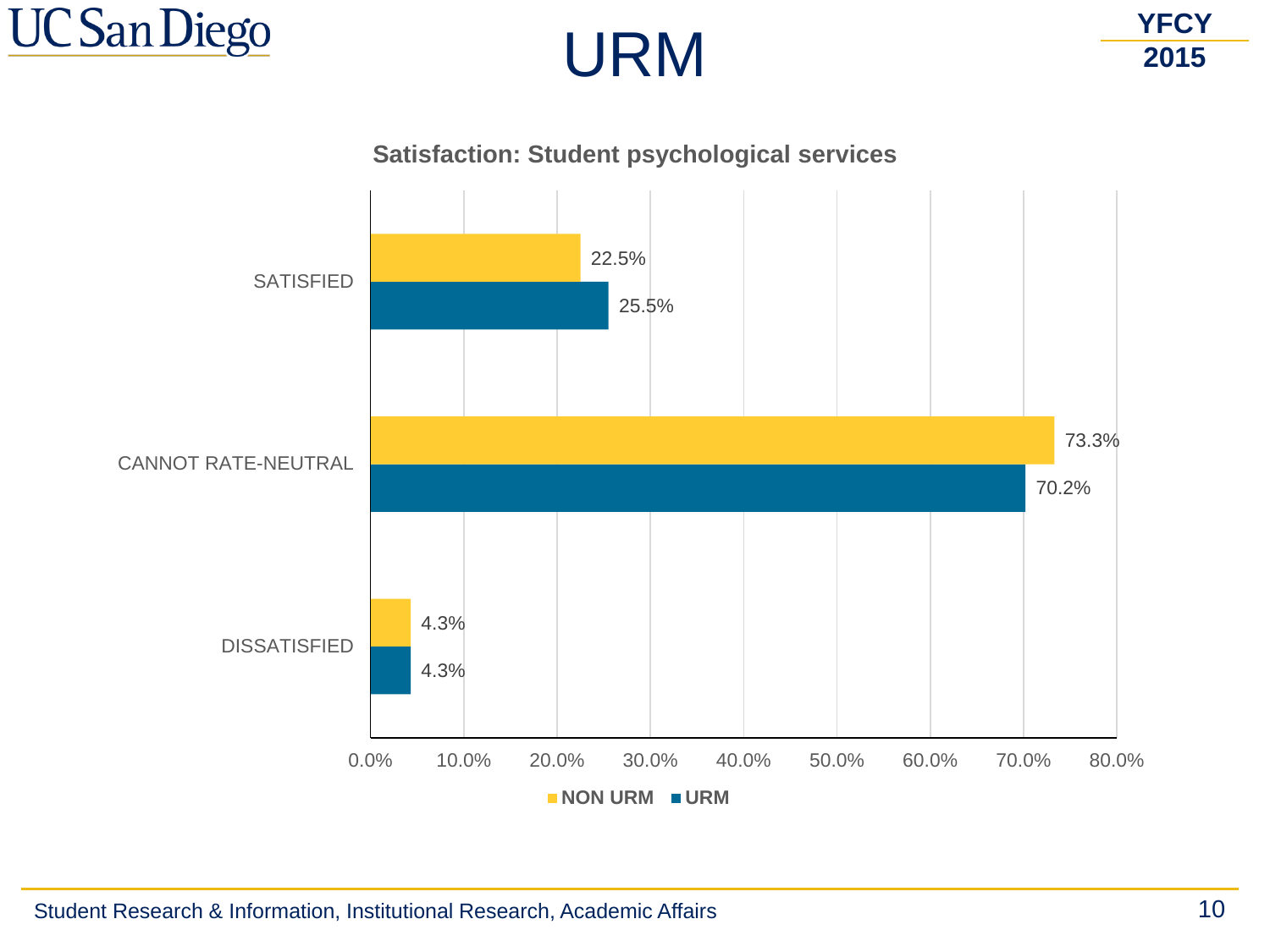# URM

YFCY 2015

**Satisfaction: Student psychological services**

| | NON URM | URM |
|---|---|---|
| SATISFIED | 22.5% | 25.5% |
| CANNOT RATE-NEUTRAL | 73.3% | 70.2% |
| DISSATISFIED | 4.3% | 4.3% |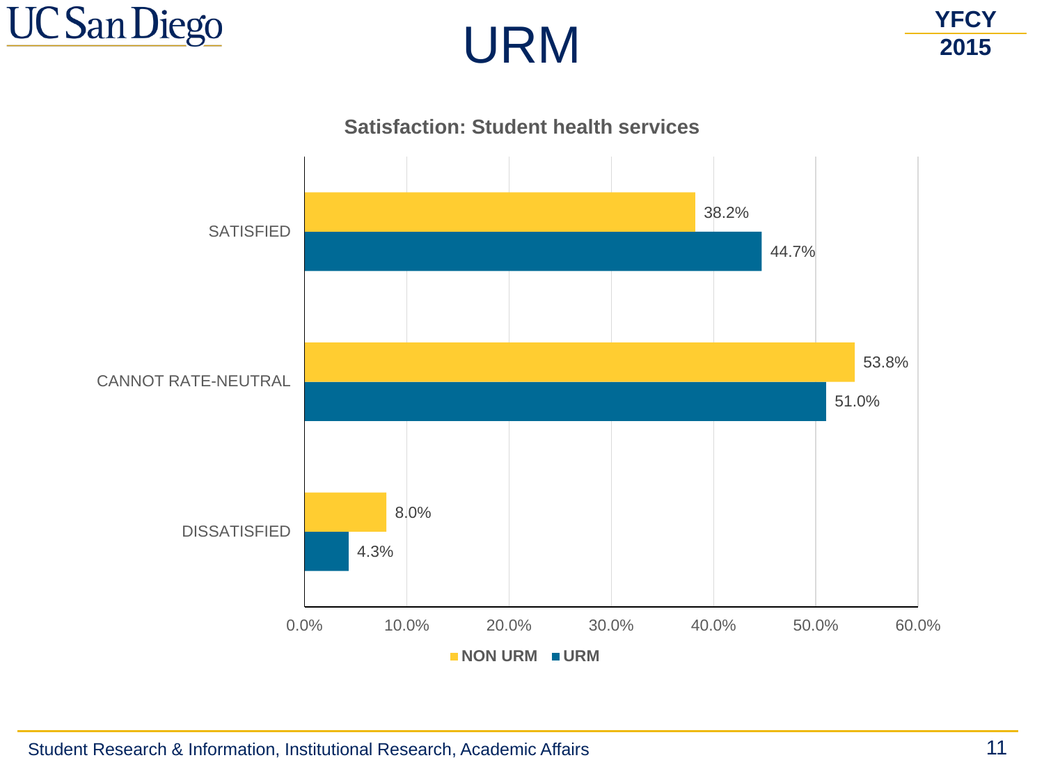# URM

YFCY 2015

**Satisfaction: Student health services**

| | NON URM | URM |
|---|---|---|
| SATISFIED | 38.2% | 44.7% |
| CANNOT RATE-NEUTRAL | 53.8% | 51.0% |
| DISSATISFIED | 8.0% | 4.3% |

Student Research & Information, Institutional Research, Academic Affairs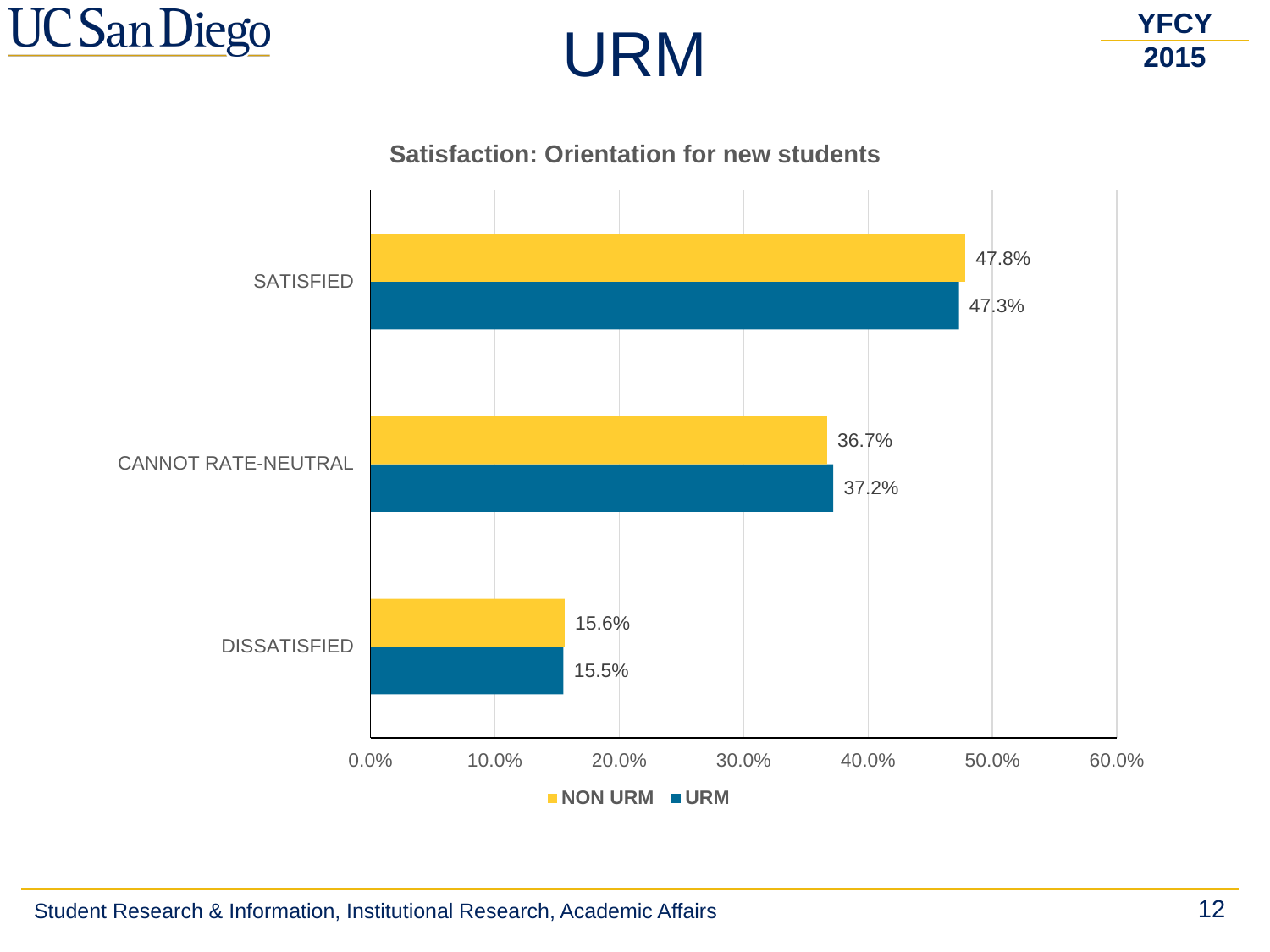# URM

YFCY 2015

**Satisfaction: Orientation for new students**

| | NON URM | URM |
|---|---|---|
| SATISFIED | 47.8% | 47.3% |
| CANNOT RATE-NEUTRAL | 36.7% | 37.2% |
| DISSATISFIED | 15.6% | 15.5% |

Student Research & Information, Institutional Research, Academic Affairs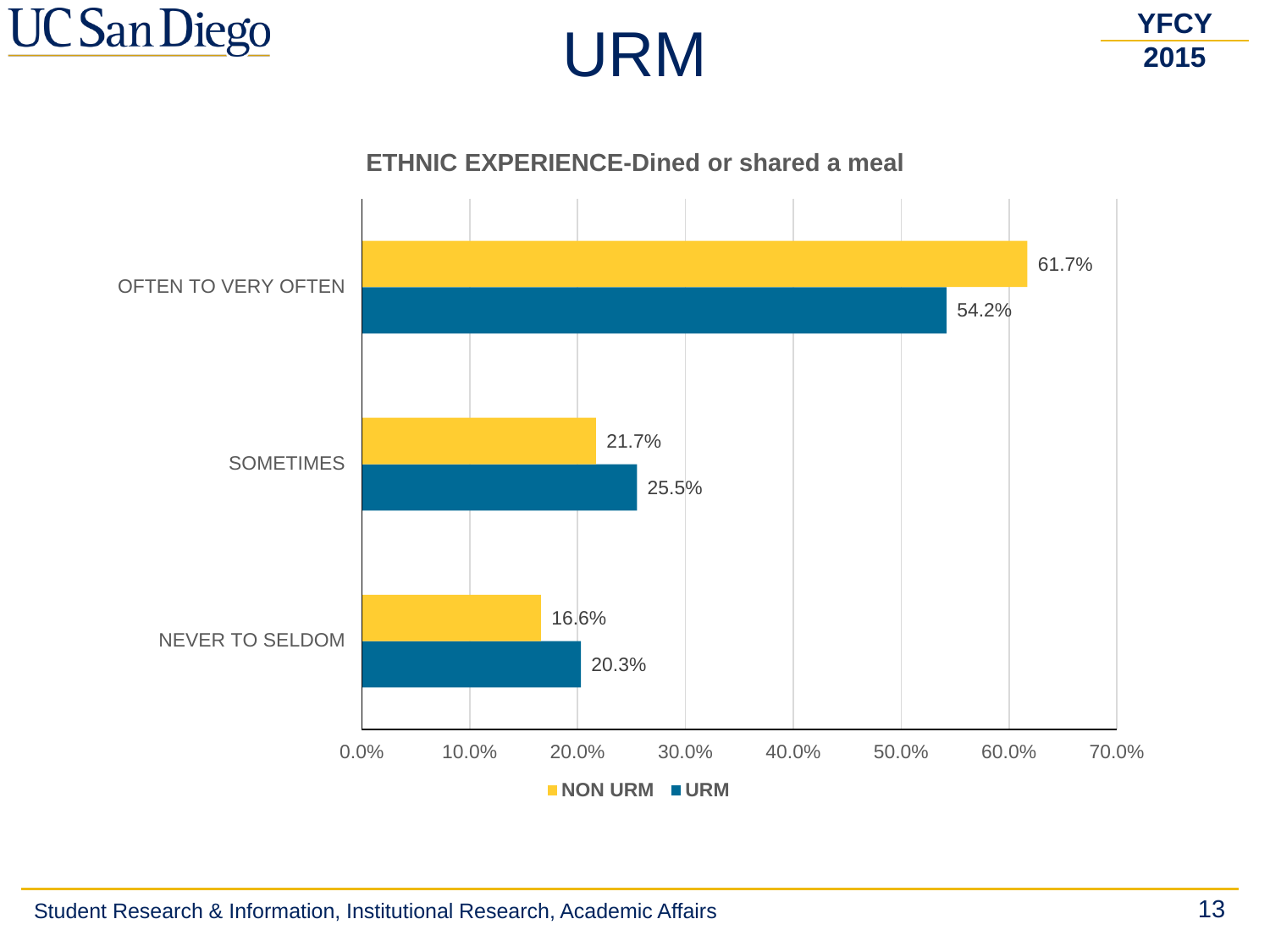# URM

YFCY 2015

**ETHNIC EXPERIENCE-Dined or shared a meal**

| | NON URM | URM |
|---|---|---|
| OFTEN TO VERY OFTEN | 61.7% | 54.2% |
| SOMETIMES | 21.7% | 25.5% |
| NEVER TO SELDOM | 16.6% | 20.3% |

Student Research & Information, Institutional Research, Academic Affairs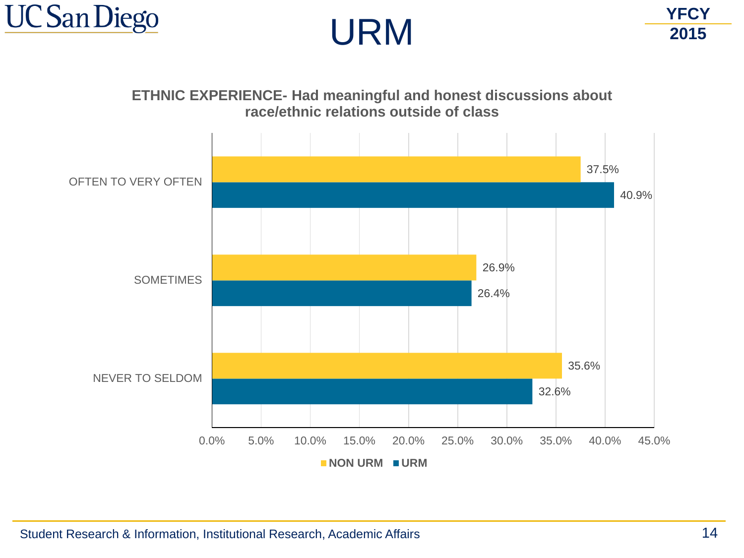# URM

YFCY 2015

**ETHNIC EXPERIENCE- Had meaningful and honest discussions about race/ethnic relations outside of class**

| | NON URM | URM |
|---|---|---|
| OFTEN TO VERY OFTEN | 37.5% | 40.9% |
| SOMETIMES | 26.9% | 26.4% |
| NEVER TO SELDOM | 35.6% | 32.6% |

Student Research & Information, Institutional Research, Academic Affairs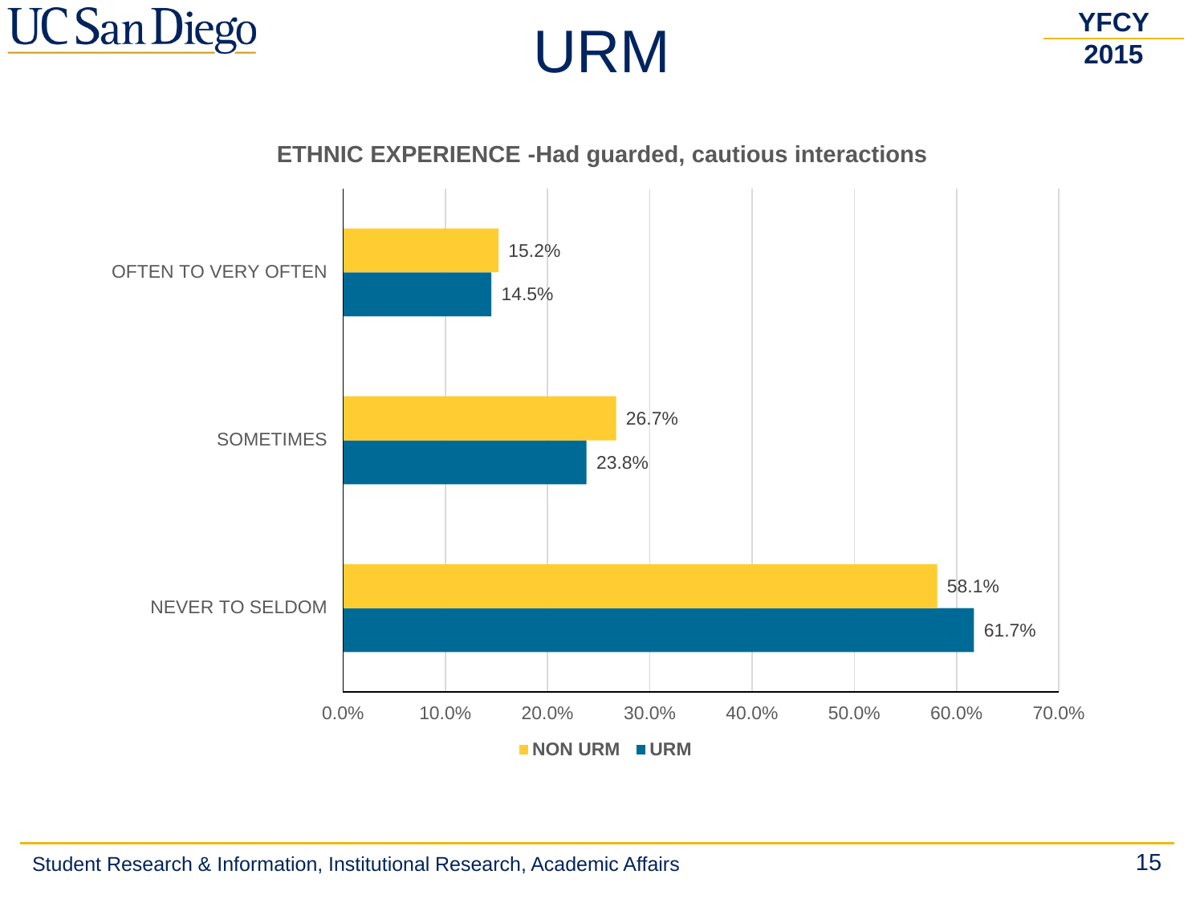# URM

YFCY 2015

## ETHNIC EXPERIENCE -Had guarded, cautious interactions

| | NON URM | URM |
|---|---|---|
| OFTEN TO VERY OFTEN | 15.2% | 14.5% |
| SOMETIMES | 26.7% | 23.8% |
| NEVER TO SELDOM | 58.1% | 61.7% |

Student Research & Information, Institutional Research, Academic Affairs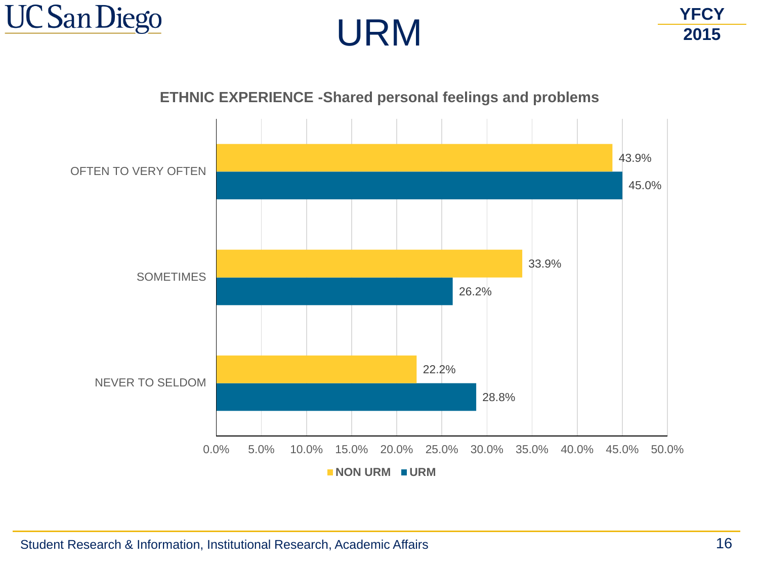# URM

YFCY 2015

**ETHNIC EXPERIENCE -Shared personal feelings and problems**

| | NON URM | URM |
|---|---|---|
| OFTEN TO VERY OFTEN | 43.9% | 45.0% |
| SOMETIMES | 33.9% | 26.2% |
| NEVER TO SELDOM | 22.2% | 28.8% |

Student Research & Information, Institutional Research, Academic Affairs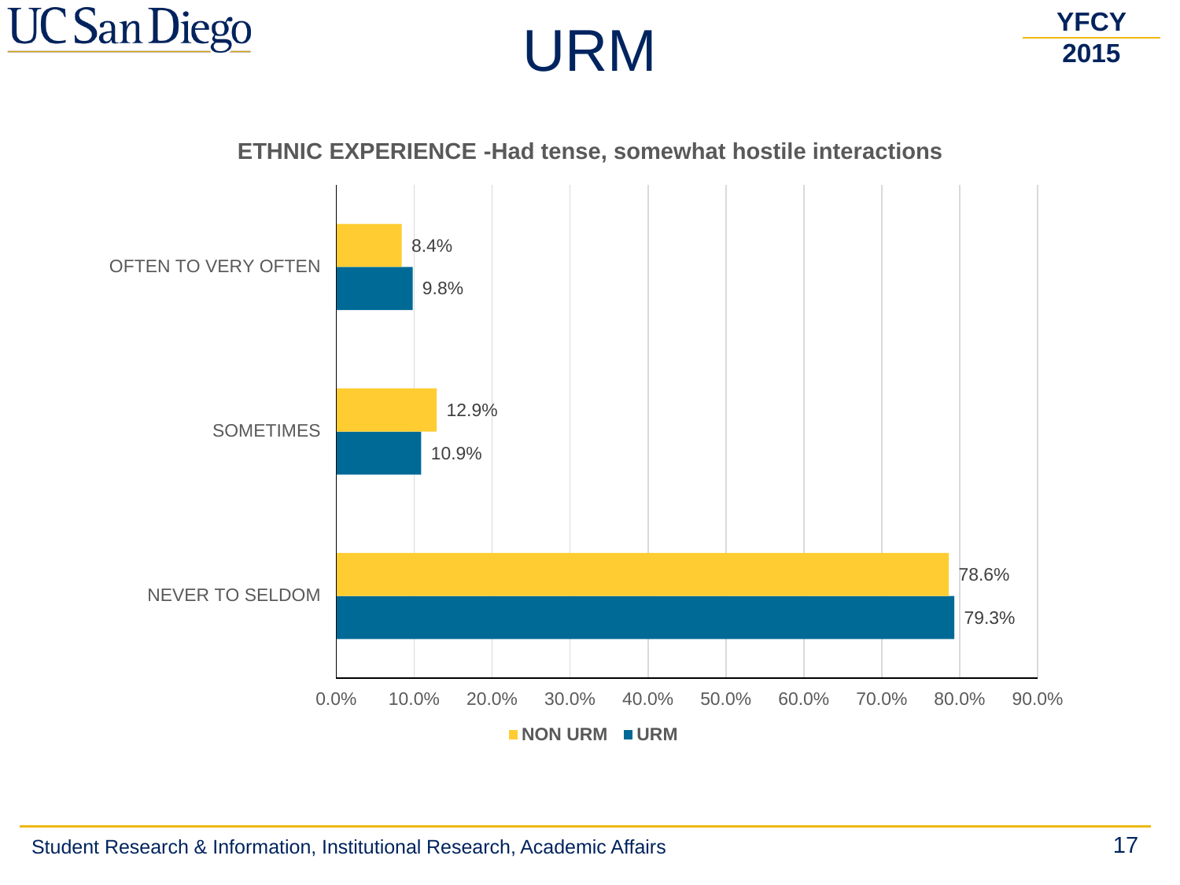# URM

YFCY 2015

**ETHNIC EXPERIENCE -Had tense, somewhat hostile interactions**

| | NON URM | URM |
|---|---|---|
| OFTEN TO VERY OFTEN | 8.4% | 9.8% |
| SOMETIMES | 12.9% | 10.9% |
| NEVER TO SELDOM | 78.6% | 79.3% |

Student Research & Information, Institutional Research, Academic Affairs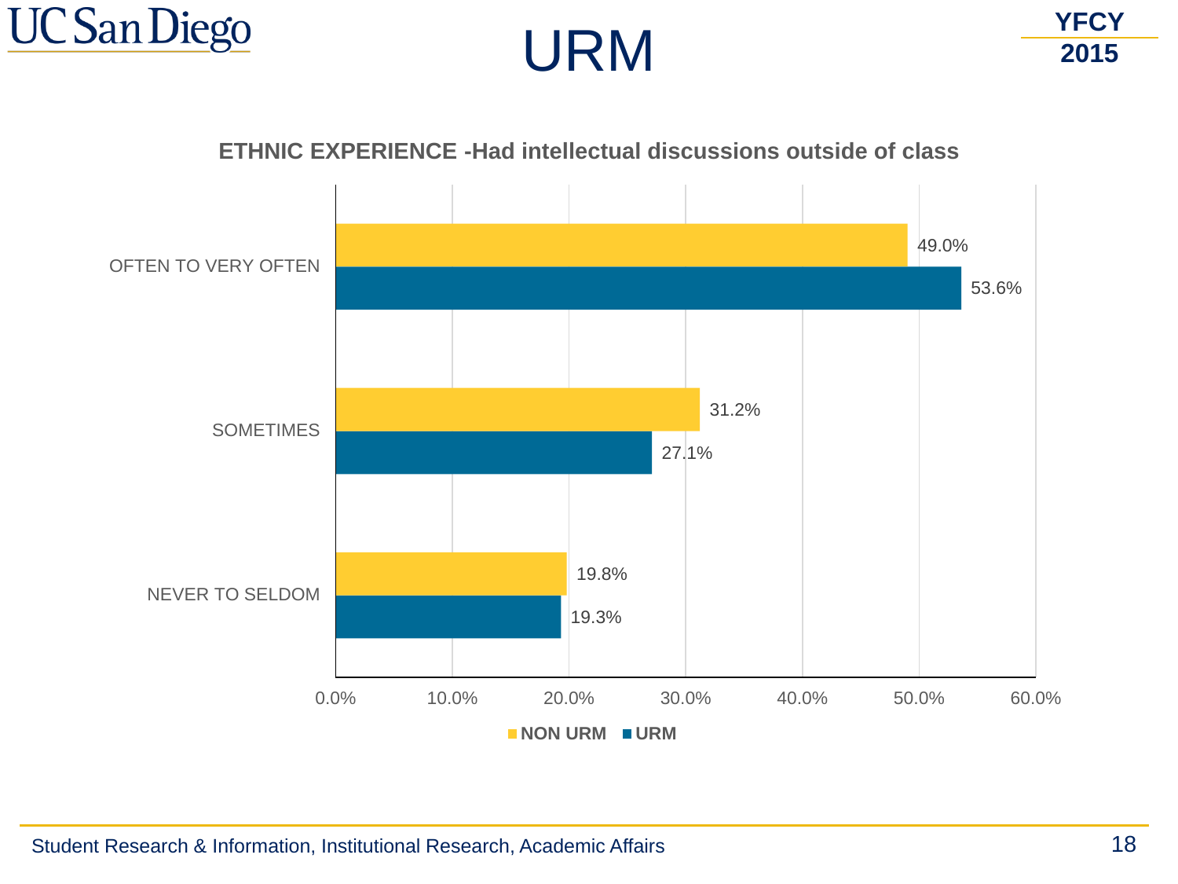# URM

YFCY 2015

**ETHNIC EXPERIENCE -Had intellectual discussions outside of class**

| | NON URM | URM |
|---|---|---|
| OFTEN TO VERY OFTEN | 49.0% | 53.6% |
| SOMETIMES | 31.2% | 27.1% |
| NEVER TO SELDOM | 19.8% | 19.3% |

Student Research & Information, Institutional Research, Academic Affairs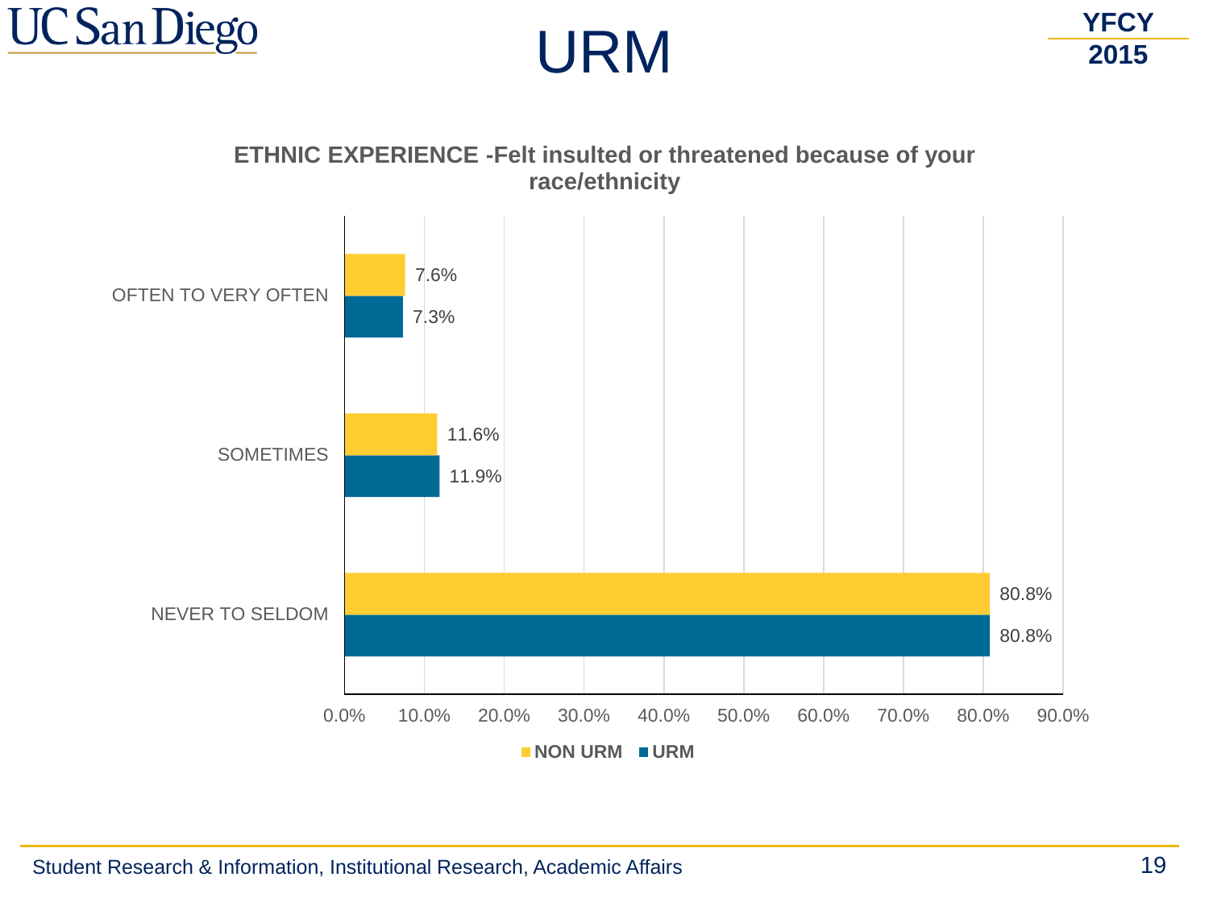# URM

YFCY 2015

**ETHNIC EXPERIENCE -Felt insulted or threatened because of your race/ethnicity**

| | NON URM | URM |
|---|---|---|
| OFTEN TO VERY OFTEN | 7.6% | 7.3% |
| SOMETIMES | 11.6% | 11.9% |
| NEVER TO SELDOM | 80.8% | 80.8% |

Student Research & Information, Institutional Research, Academic Affairs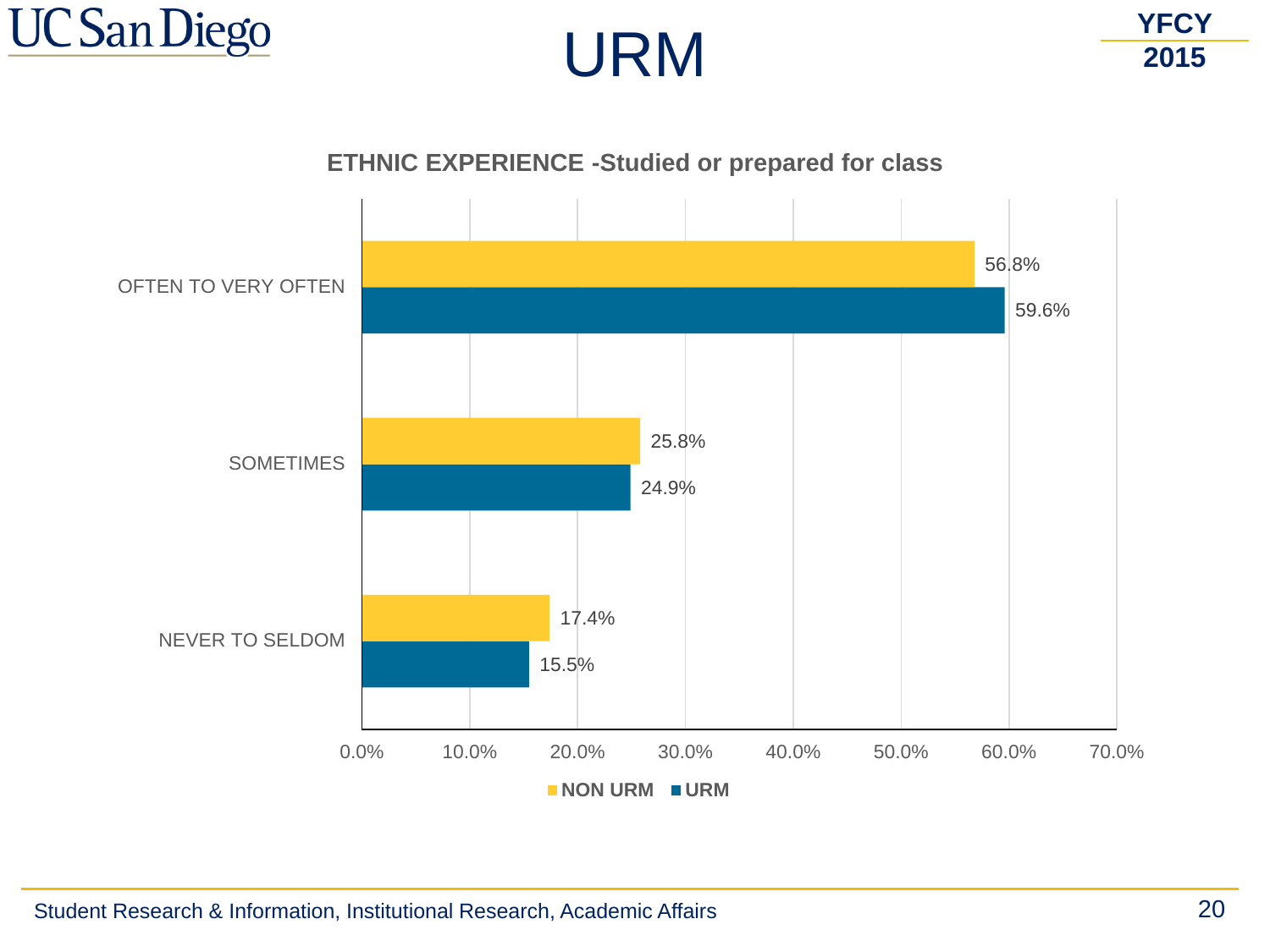# URM

YFCY 2015

**ETHNIC EXPERIENCE -Studied or prepared for class**

| | NON URM | URM |
|---|---|---|
| OFTEN TO VERY OFTEN | 56.8% | 59.6% |
| SOMETIMES | 25.8% | 24.9% |
| NEVER TO SELDOM | 17.4% | 15.5% |

Student Research & Information, Institutional Research, Academic Affairs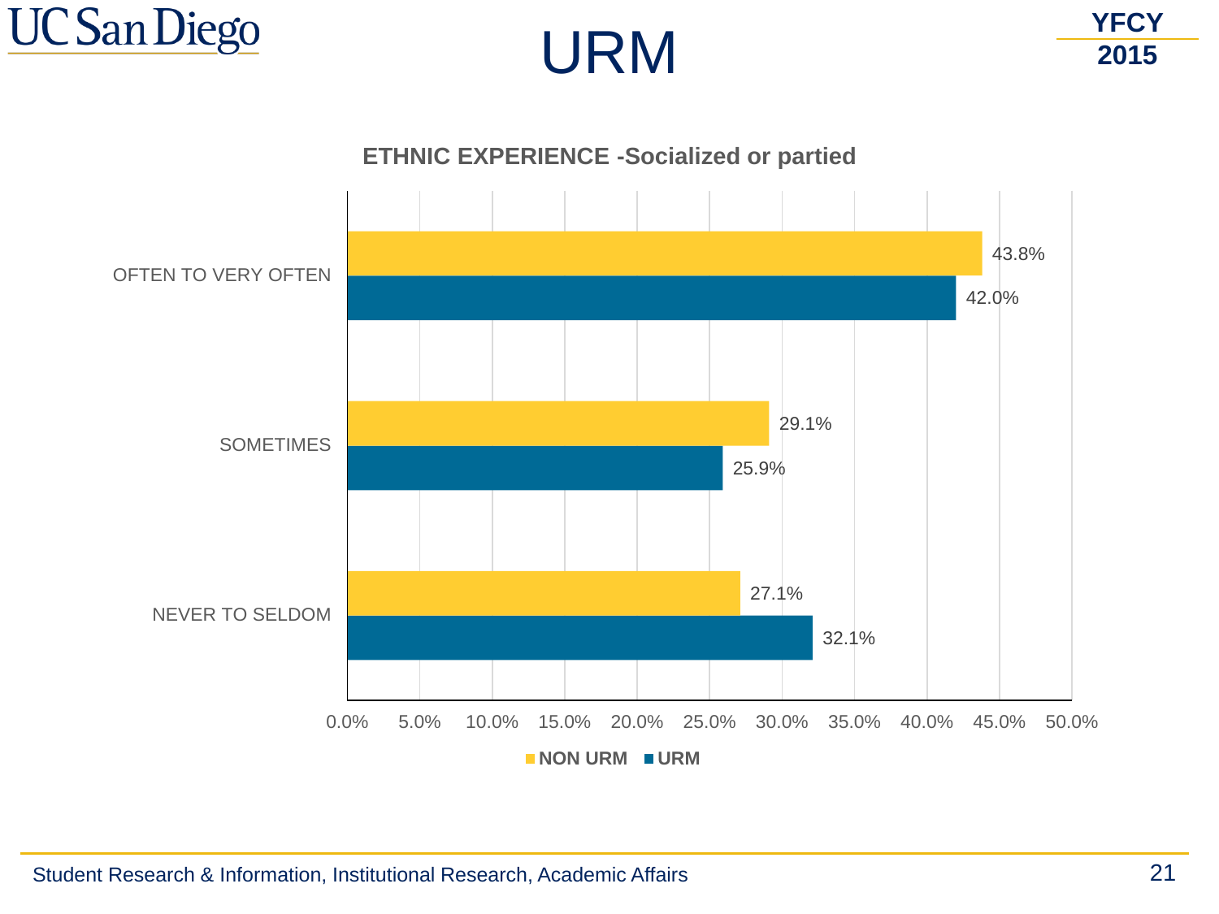# URM

YFCY 2015

## ETHNIC EXPERIENCE -Socialized or partied

| | NON URM | URM |
|---|---|---|
| OFTEN TO VERY OFTEN | 43.8% | 42.0% |
| SOMETIMES | 29.1% | 25.9% |
| NEVER TO SELDOM | 27.1% | 32.1% |

Student Research & Information, Institutional Research, Academic Affairs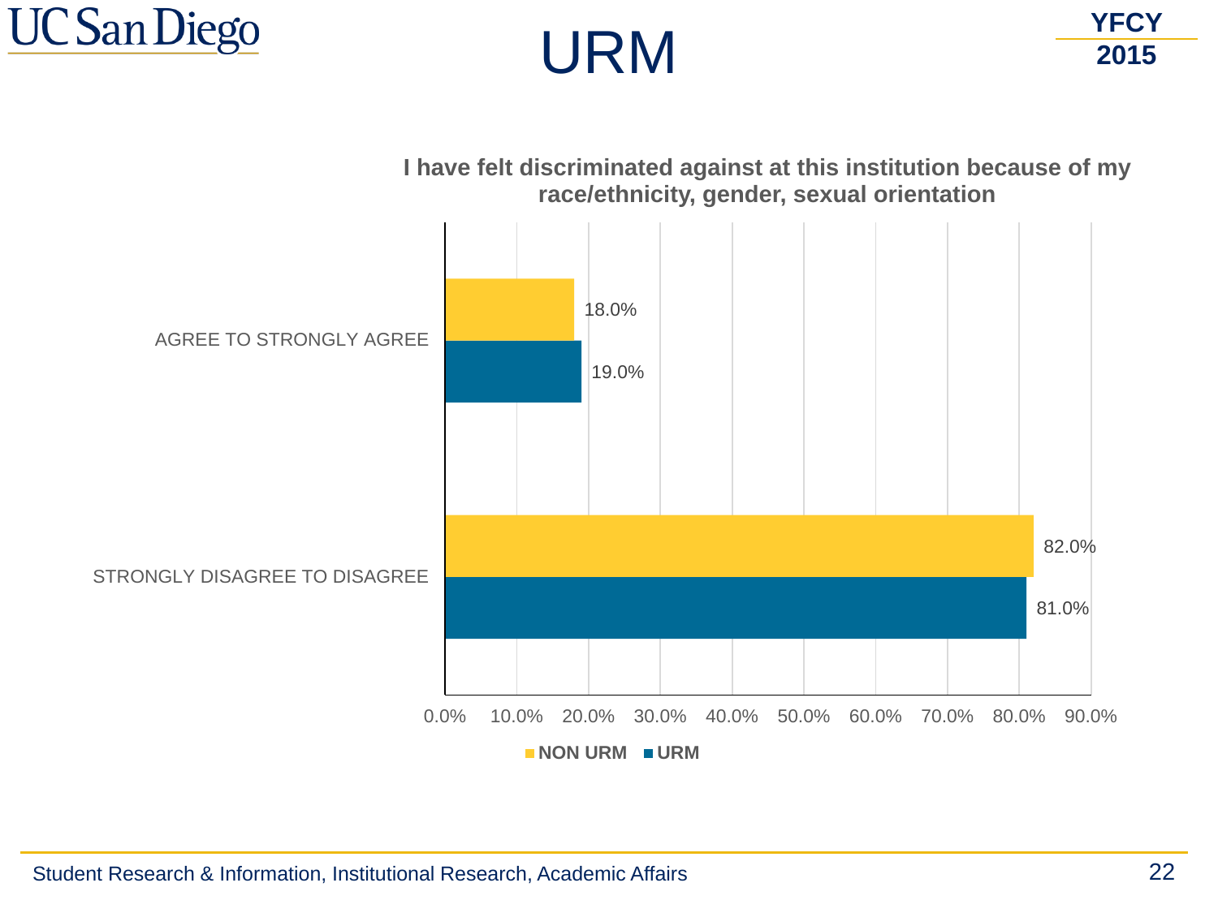# URM

YFCY 2015

**I have felt discriminated against at this institution because of my race/ethnicity, gender, sexual orientation**

| | NON URM | URM |
|---|---|---|
| AGREE TO STRONGLY AGREE | 18.0% | 19.0% |
| STRONGLY DISAGREE TO DISAGREE | 82.0% | 81.0% |

Student Research & Information, Institutional Research, Academic Affairs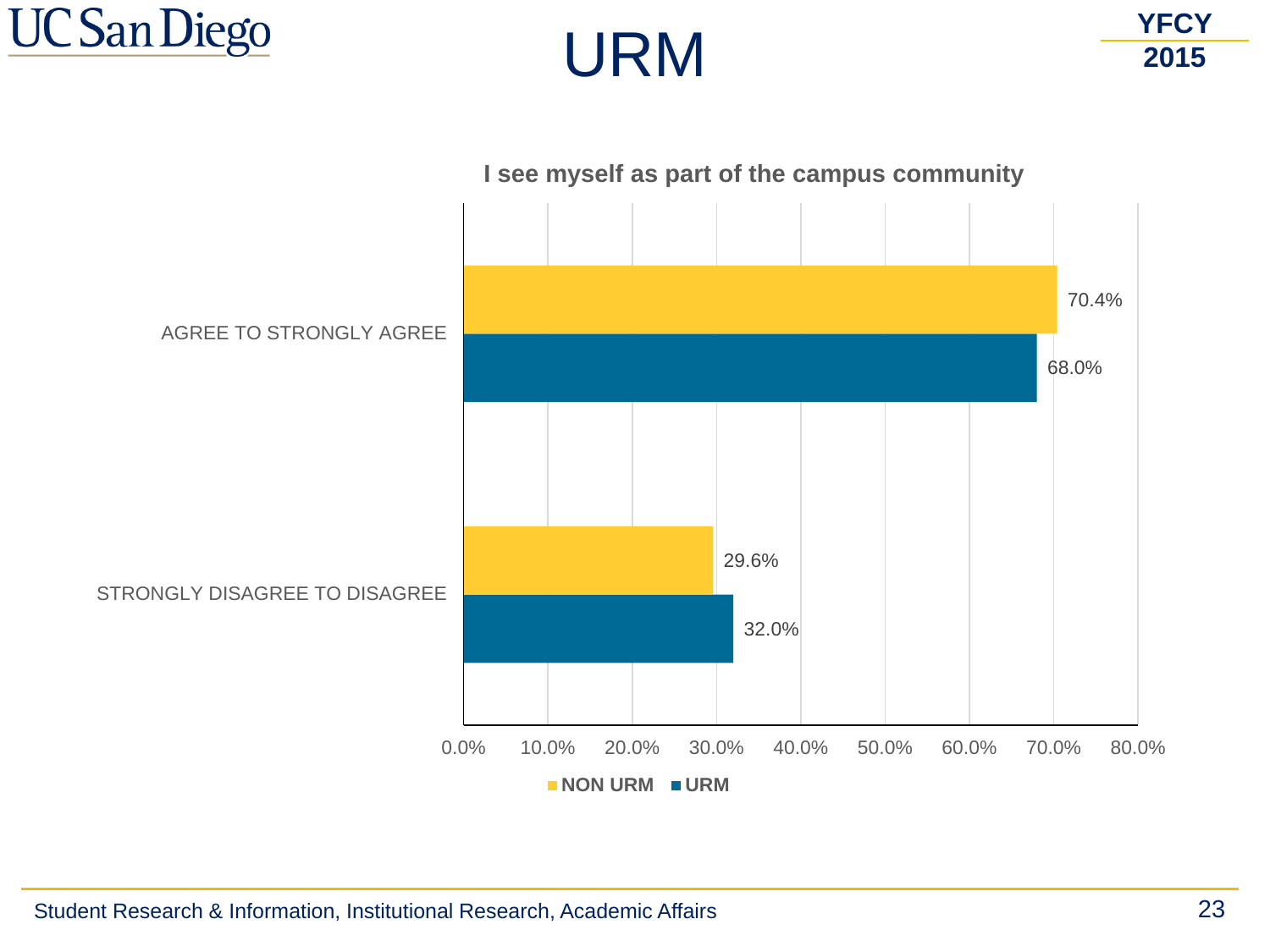# URM

YFCY 2015

**I see myself as part of the campus community**

| | NON URM | URM |
|---|---|---|
| AGREE TO STRONGLY AGREE | 70.4% | 68.0% |
| STRONGLY DISAGREE TO DISAGREE | 29.6% | 32.0% |

Student Research & Information, Institutional Research, Academic Affairs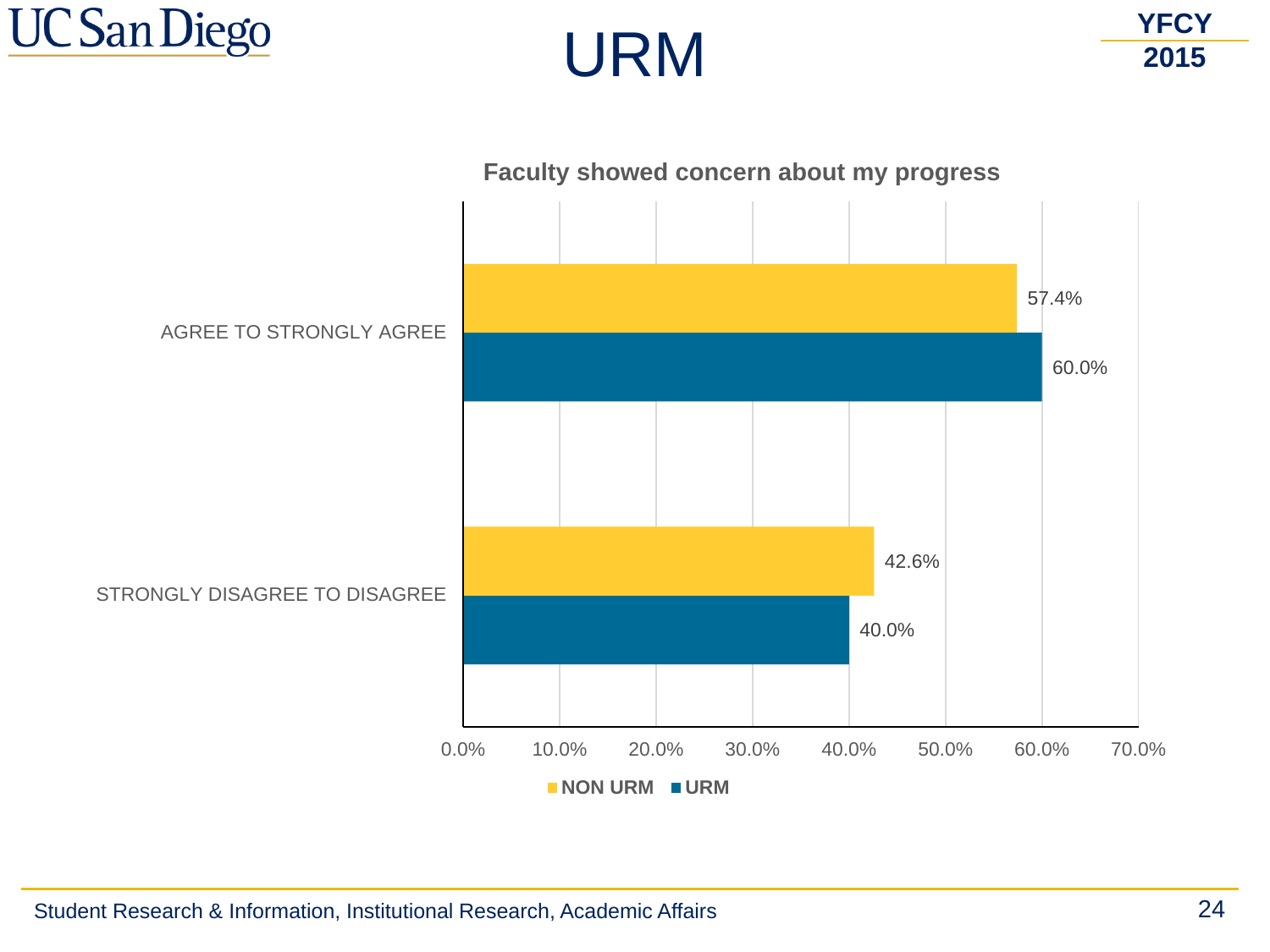# URM

YFCY 2015

**Faculty showed concern about my progress**

| | NON URM | URM |
|---|---|---|
| AGREE TO STRONGLY AGREE | 57.4% | 60.0% |
| STRONGLY DISAGREE TO DISAGREE | 42.6% | 40.0% |

Student Research & Information, Institutional Research, Academic Affairs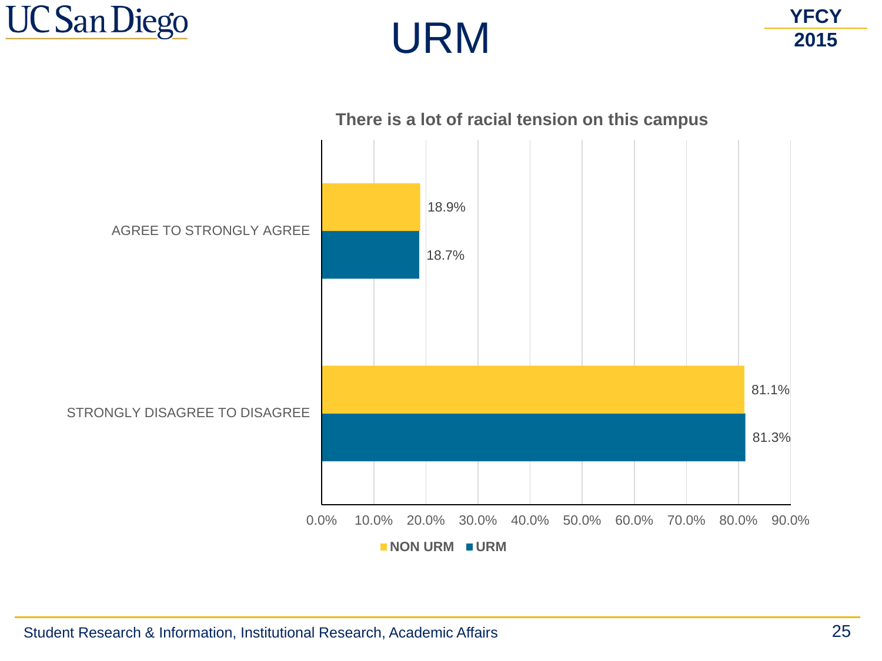# URM

YFCY 2015

**There is a lot of racial tension on this campus**

| | NON URM | URM |
|---|---|---|
| AGREE TO STRONGLY AGREE | 18.9% | 18.7% |
| STRONGLY DISAGREE TO DISAGREE | 81.1% | 81.3% |

Student Research & Information, Institutional Research, Academic Affairs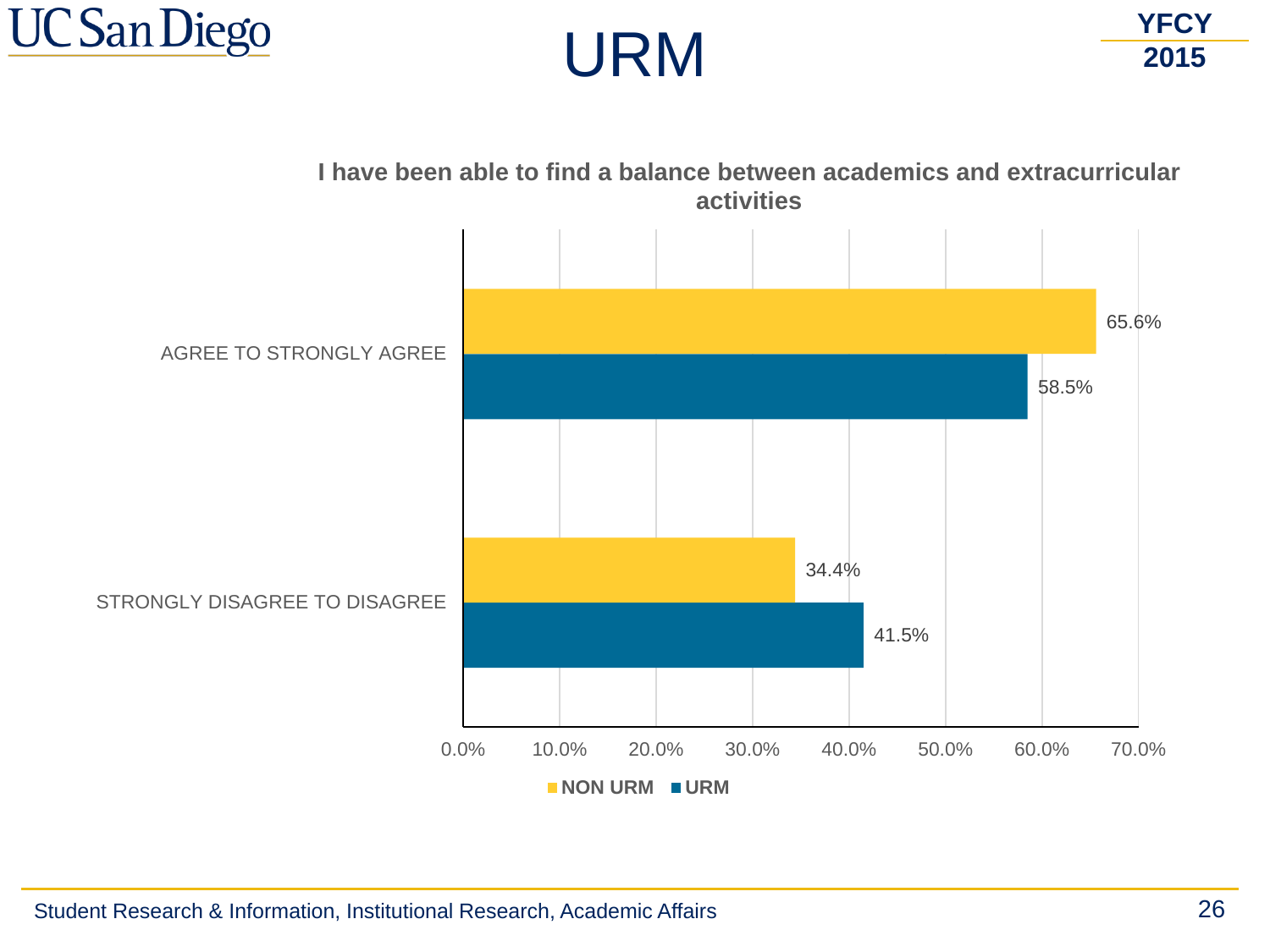# URM

YFCY 2015

**I have been able to find a balance between academics and extracurricular activities**

| | NON URM | URM |
|---|---|---|
| AGREE TO STRONGLY AGREE | 65.6% | 58.5% |
| STRONGLY DISAGREE TO DISAGREE | 34.4% | 41.5% |

Student Research & Information, Institutional Research, Academic Affairs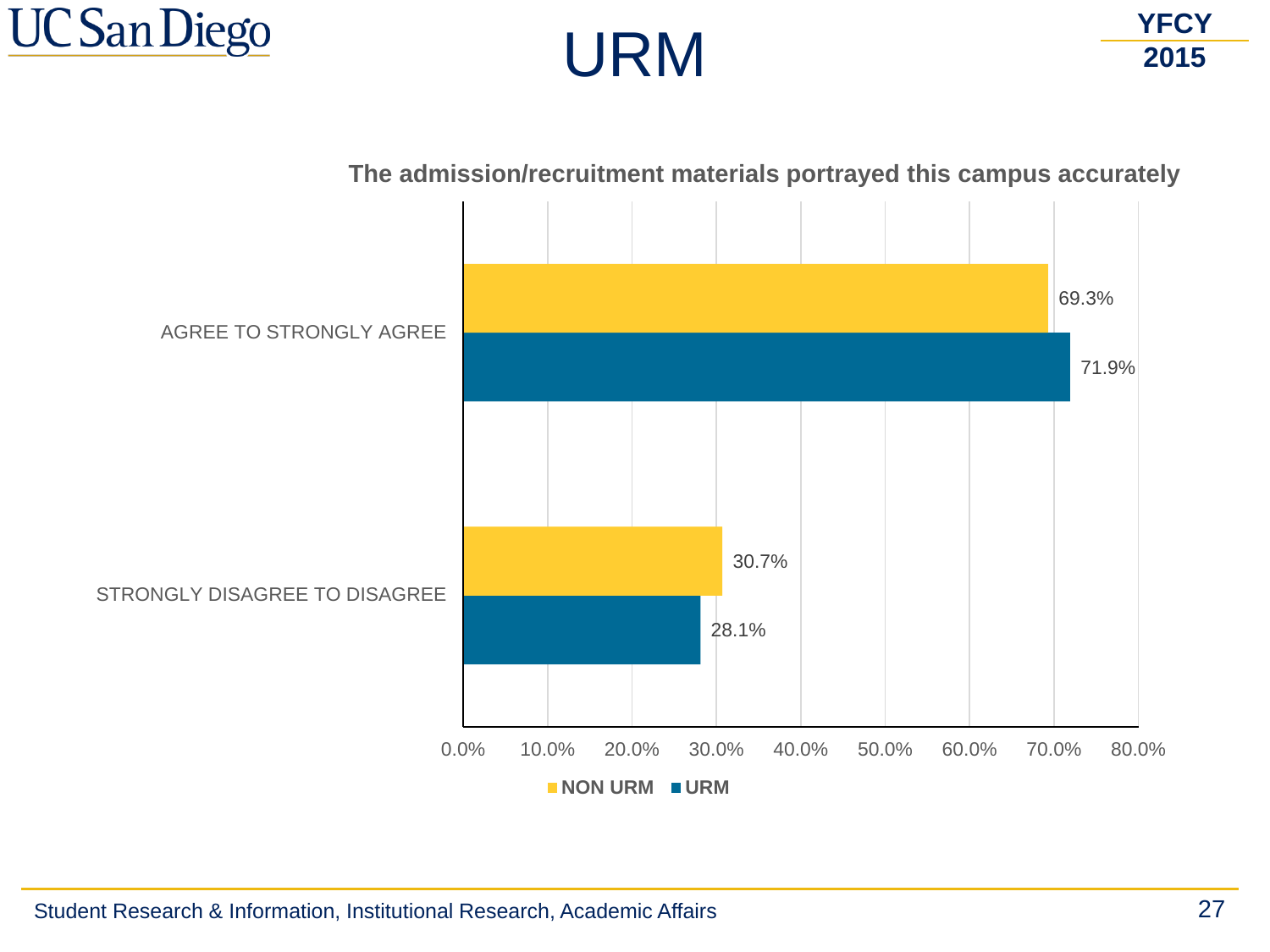# URM

YFCY 2015

**The admission/recruitment materials portrayed this campus accurately**

| | NON URM | URM |
|---|---|---|
| AGREE TO STRONGLY AGREE | 69.3% | 71.9% |
| STRONGLY DISAGREE TO DISAGREE | 30.7% | 28.1% |

Student Research & Information, Institutional Research, Academic Affairs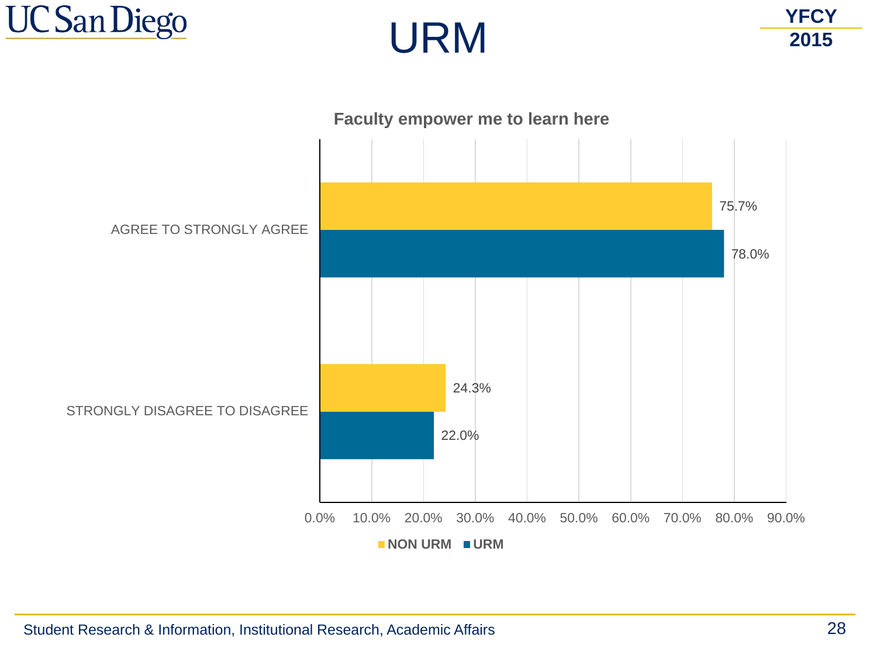# URM

YFCY 2015

**Faculty empower me to learn here**

| | NON URM | URM |
|---|---|---|
| AGREE TO STRONGLY AGREE | 75.7% | 78.0% |
| STRONGLY DISAGREE TO DISAGREE | 24.3% | 22.0% |

Student Research & Information, Institutional Research, Academic Affairs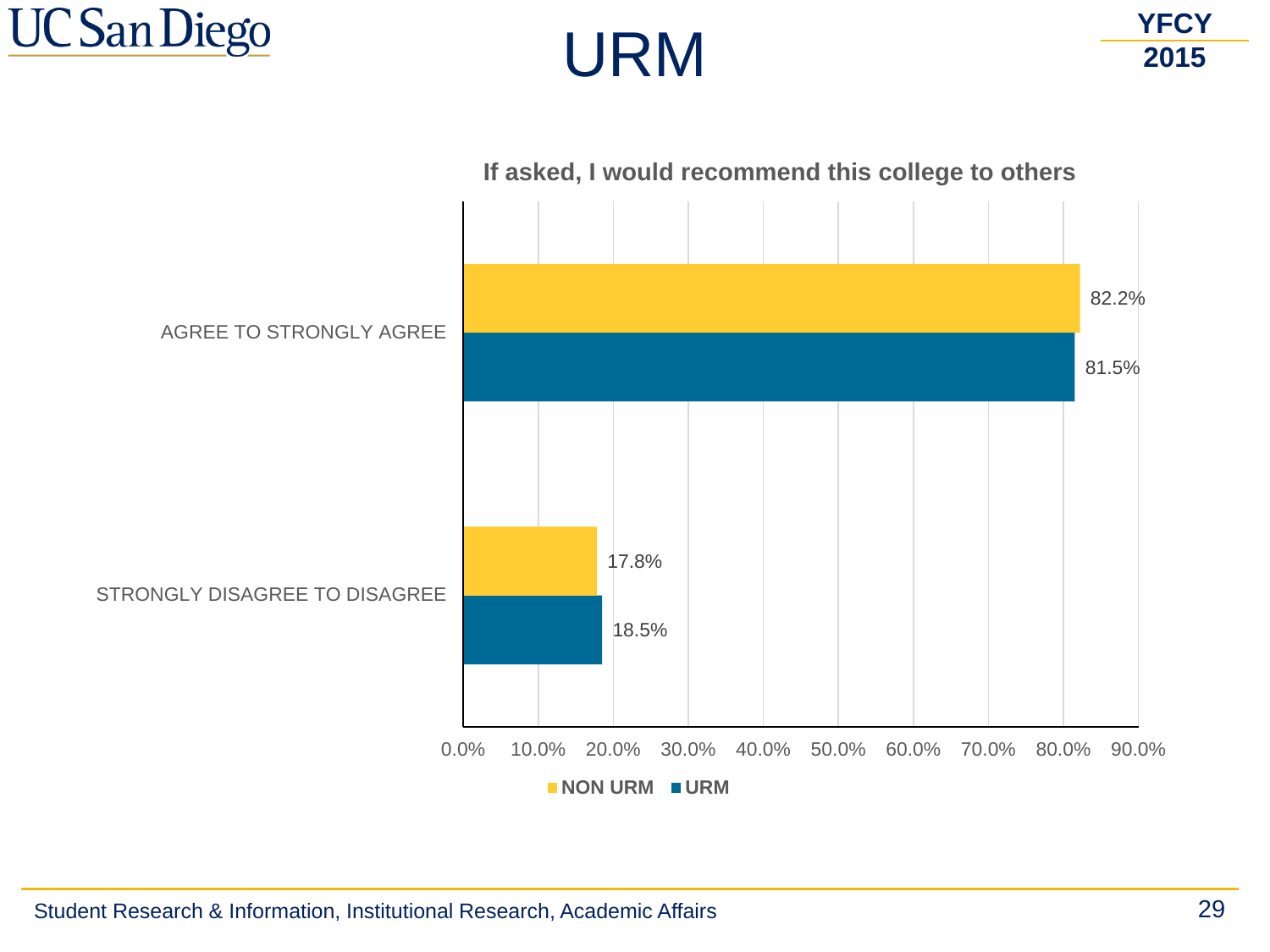# URM

YFCY 2015

**If asked, I would recommend this college to others**

| | NON URM | URM |
|---|---|---|
| AGREE TO STRONGLY AGREE | 82.2% | 81.5% |
| STRONGLY DISAGREE TO DISAGREE | 17.8% | 18.5% |

Student Research & Information, Institutional Research, Academic Affairs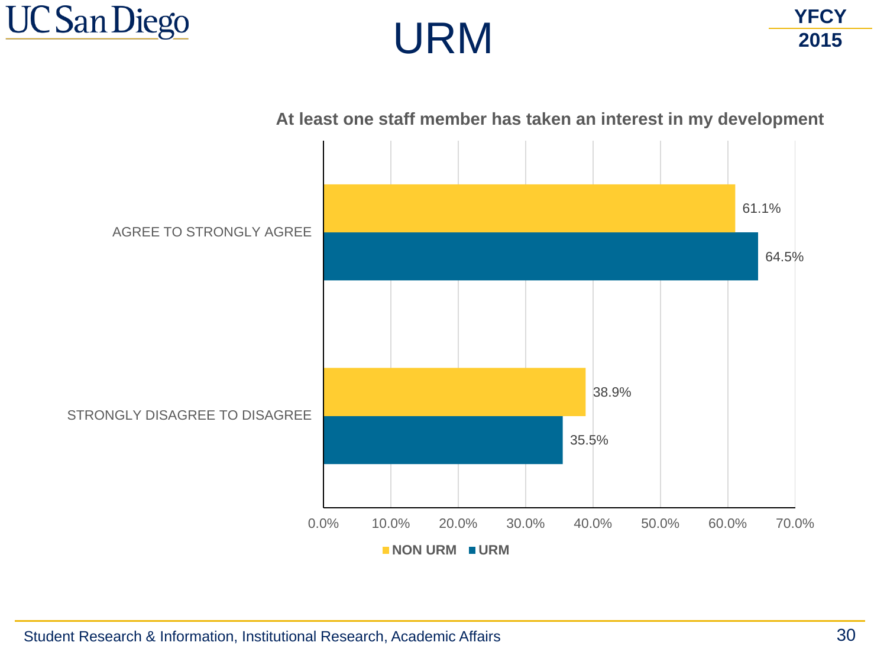# URM

YFCY 2015

**At least one staff member has taken an interest in my development**

| | NON URM | URM |
|---|---|---|
| AGREE TO STRONGLY AGREE | 61.1% | 64.5% |
| STRONGLY DISAGREE TO DISAGREE | 38.9% | 35.5% |

Student Research & Information, Institutional Research, Academic Affairs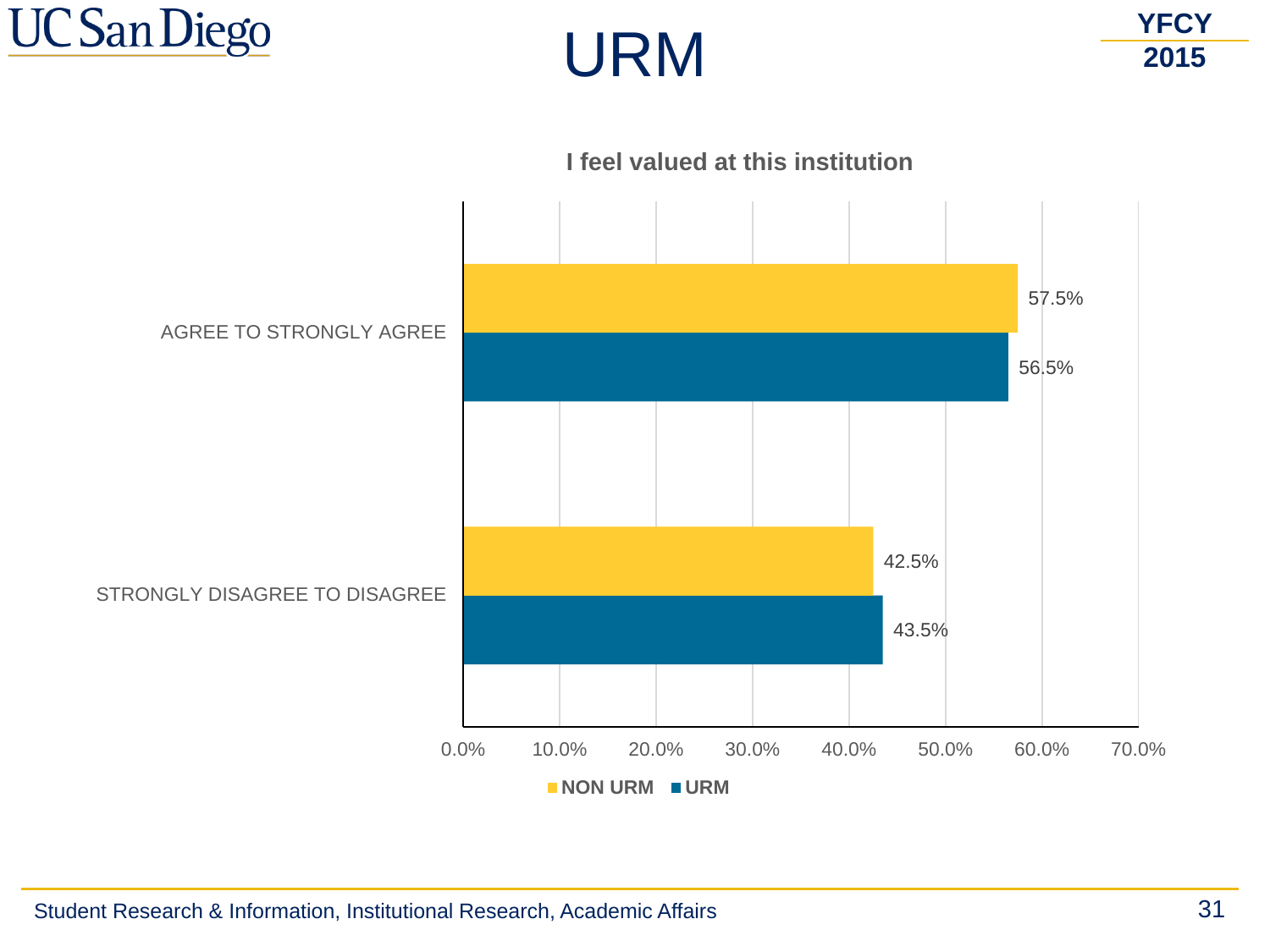# URM

YFCY 2015

### I feel valued at this institution

| | NON URM | URM |
|---|---|---|
| AGREE TO STRONGLY AGREE | 57.5% | 56.5% |
| STRONGLY DISAGREE TO DISAGREE | 42.5% | 43.5% |

Student Research & Information, Institutional Research, Academic Affairs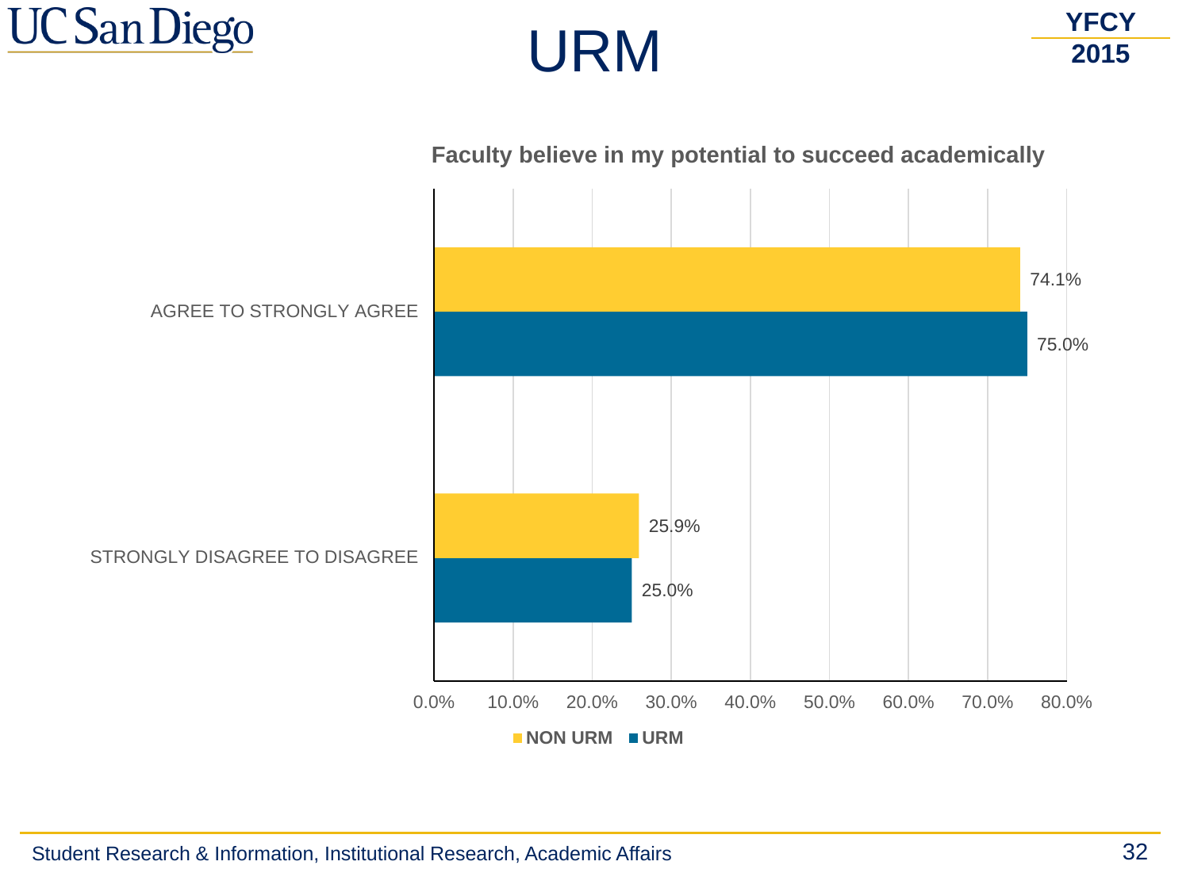# URM

YFCY 2015

**Faculty believe in my potential to succeed academically**

| | NON URM | URM |
|---|---|---|
| AGREE TO STRONGLY AGREE | 74.1% | 75.0% |
| STRONGLY DISAGREE TO DISAGREE | 25.9% | 25.0% |

Student Research & Information, Institutional Research, Academic Affairs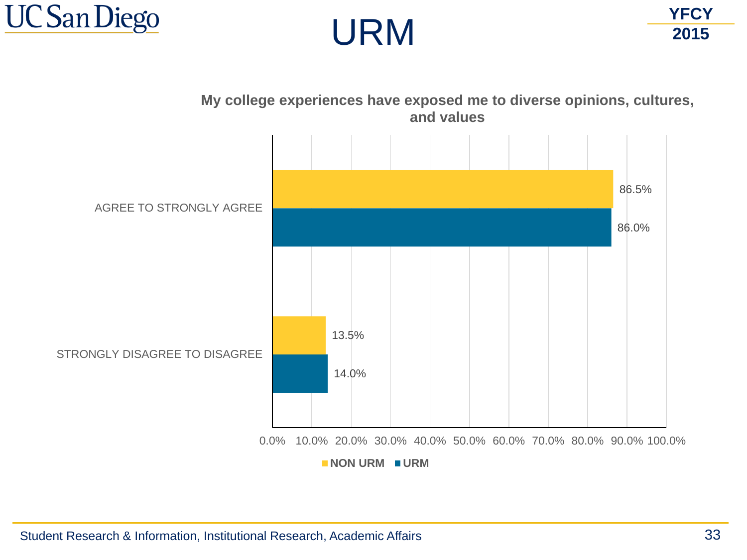# URM

**YFCY 2015**

**My college experiences have exposed me to diverse opinions, cultures, and values**

| | NON URM | URM |
|---|---|---|
| AGREE TO STRONGLY AGREE | 86.5% | 86.0% |
| STRONGLY DISAGREE TO DISAGREE | 13.5% | 14.0% |

Student Research & Information, Institutional Research, Academic Affairs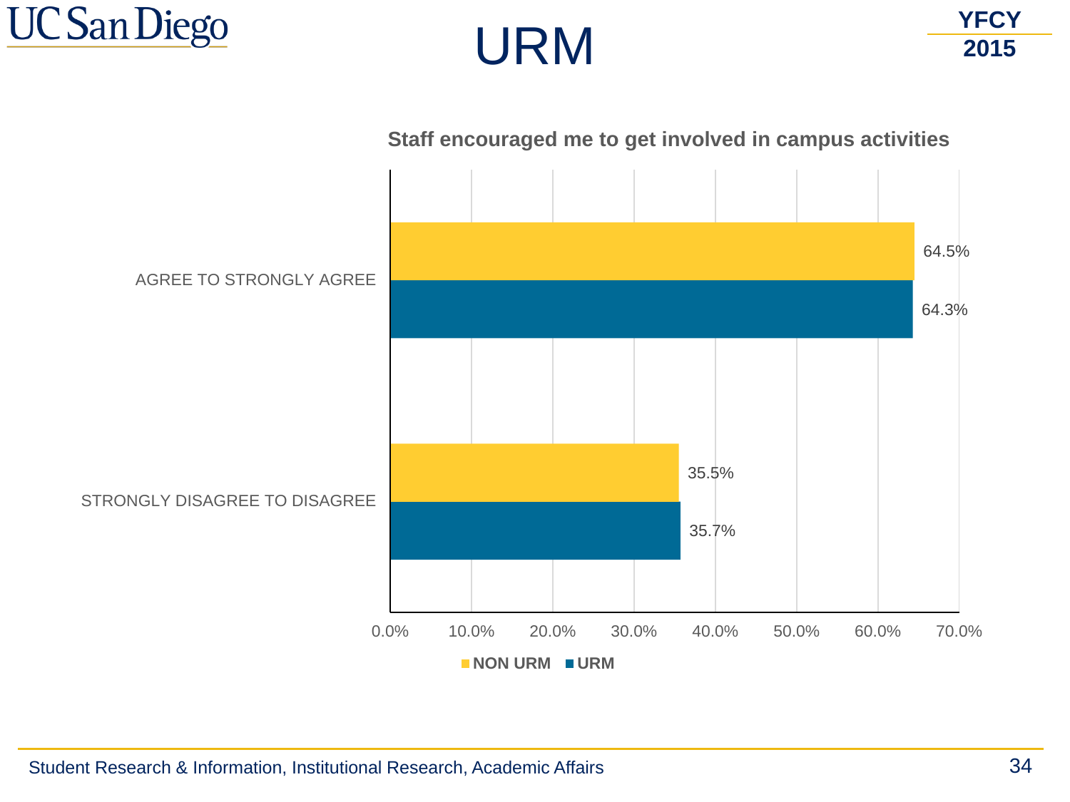# URM

YFCY 2015

**Staff encouraged me to get involved in campus activities**

| | NON URM | URM |
|---|---|---|
| AGREE TO STRONGLY AGREE | 64.5% | 64.3% |
| STRONGLY DISAGREE TO DISAGREE | 35.5% | 35.7% |

Student Research & Information, Institutional Research, Academic Affairs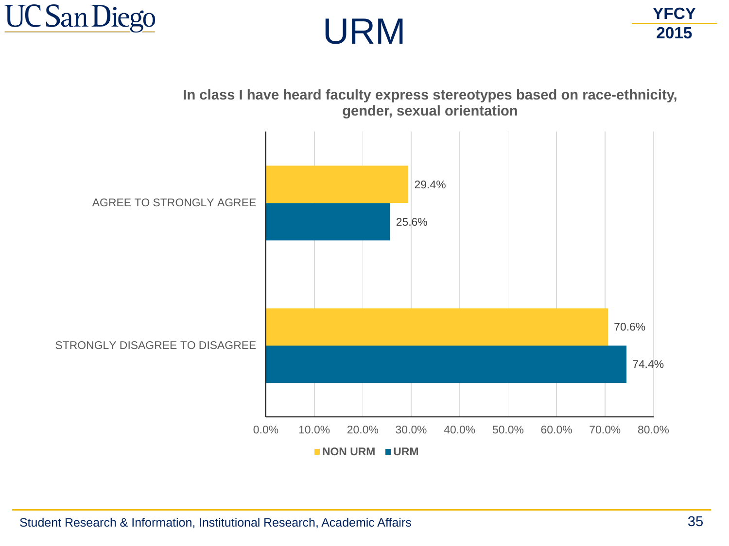# URM

**In class I have heard faculty express stereotypes based on race-ethnicity, gender, sexual orientation**

| | NON URM | URM |
|---|---|---|
| AGREE TO STRONGLY AGREE | 29.4% | 25.6% |
| STRONGLY DISAGREE TO DISAGREE | 70.6% | 74.4% |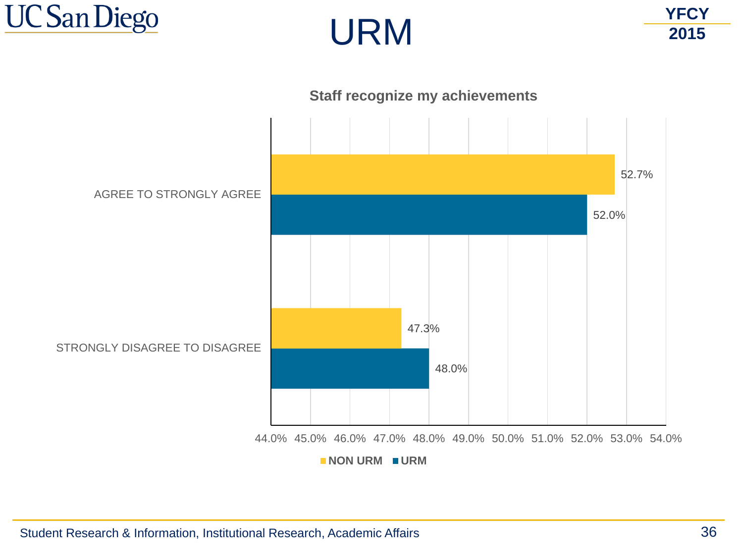# URM

YFCY 2015

**Staff recognize my achievements**

| | NON URM | URM |
|---|---|---|
| AGREE TO STRONGLY AGREE | 52.7% | 52.0% |
| STRONGLY DISAGREE TO DISAGREE | 47.3% | 48.0% |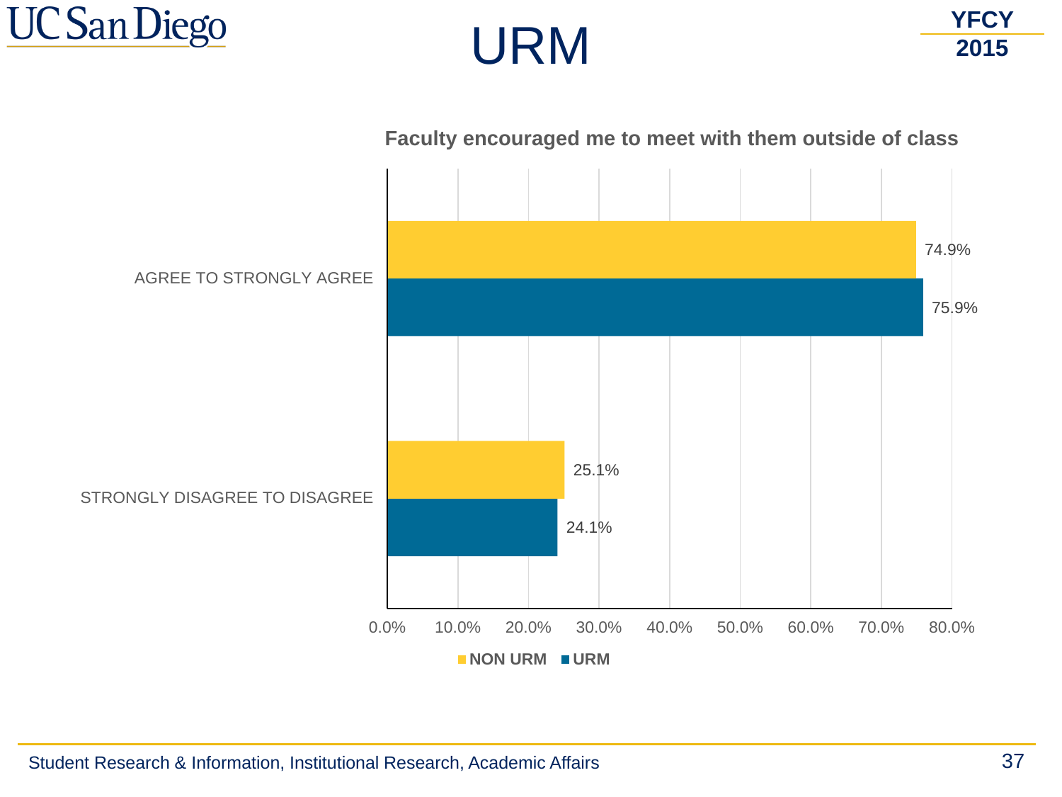# URM

YFCY 2015

**Faculty encouraged me to meet with them outside of class**

| | NON URM | URM |
|---|---|---|
| AGREE TO STRONGLY AGREE | 74.9% | 75.9% |
| STRONGLY DISAGREE TO DISAGREE | 25.1% | 24.1% |

Student Research & Information, Institutional Research, Academic Affairs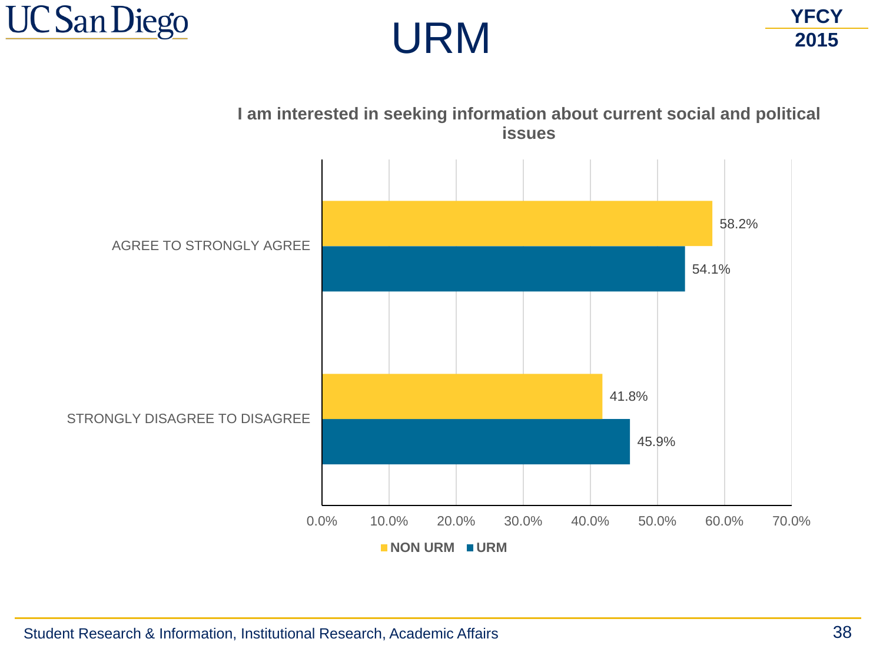# URM

YFCY 2015

**I am interested in seeking information about current social and political issues**

| | NON URM | URM |
|---|---|---|
| AGREE TO STRONGLY AGREE | 58.2% | 54.1% |
| STRONGLY DISAGREE TO DISAGREE | 41.8% | 45.9% |

Student Research & Information, Institutional Research, Academic Affairs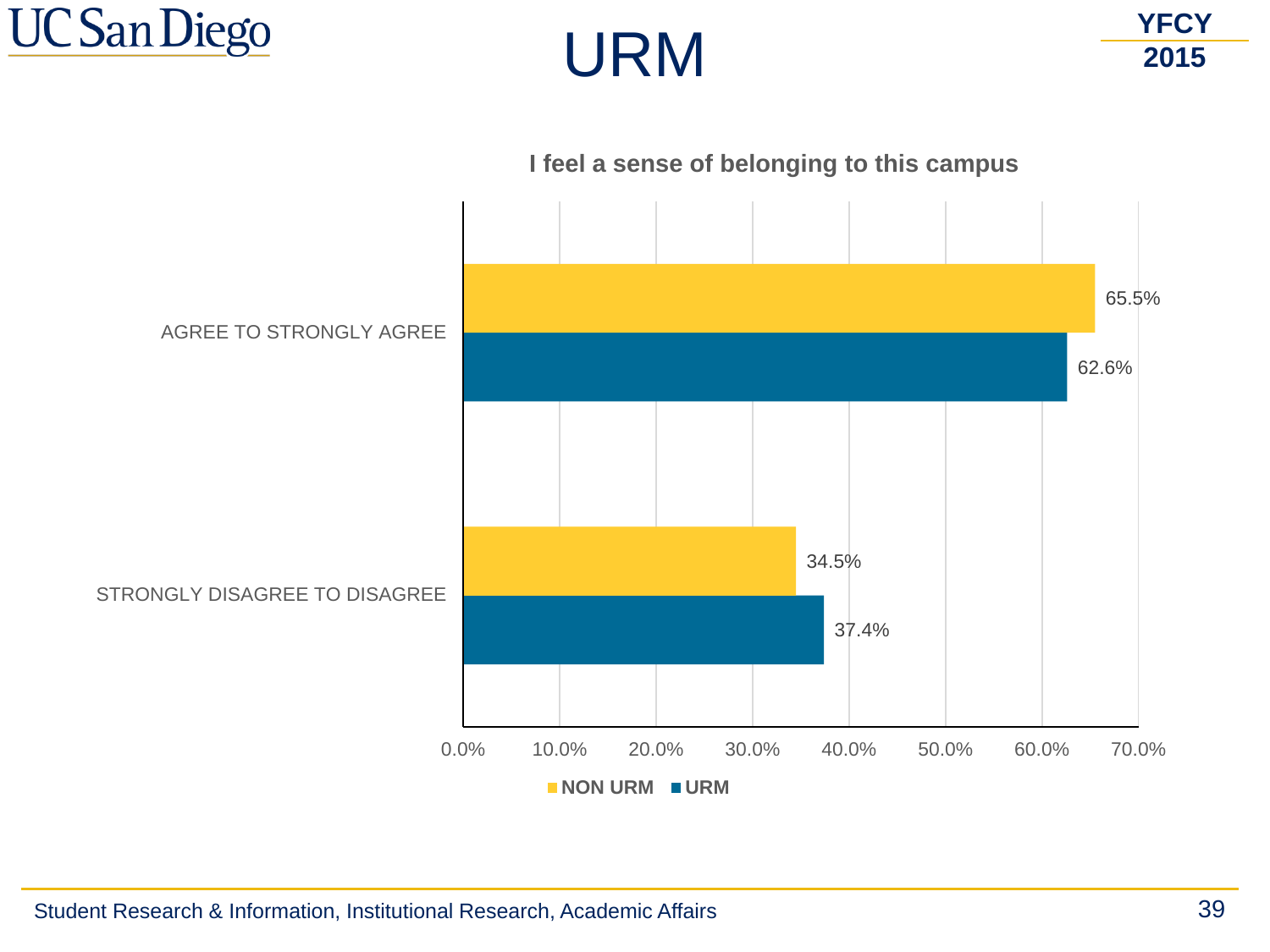# URM

YFCY 2015

**I feel a sense of belonging to this campus**

| | NON URM | URM |
|---|---|---|
| AGREE TO STRONGLY AGREE | 65.5% | 62.6% |
| STRONGLY DISAGREE TO DISAGREE | 34.5% | 37.4% |

Student Research & Information, Institutional Research, Academic Affairs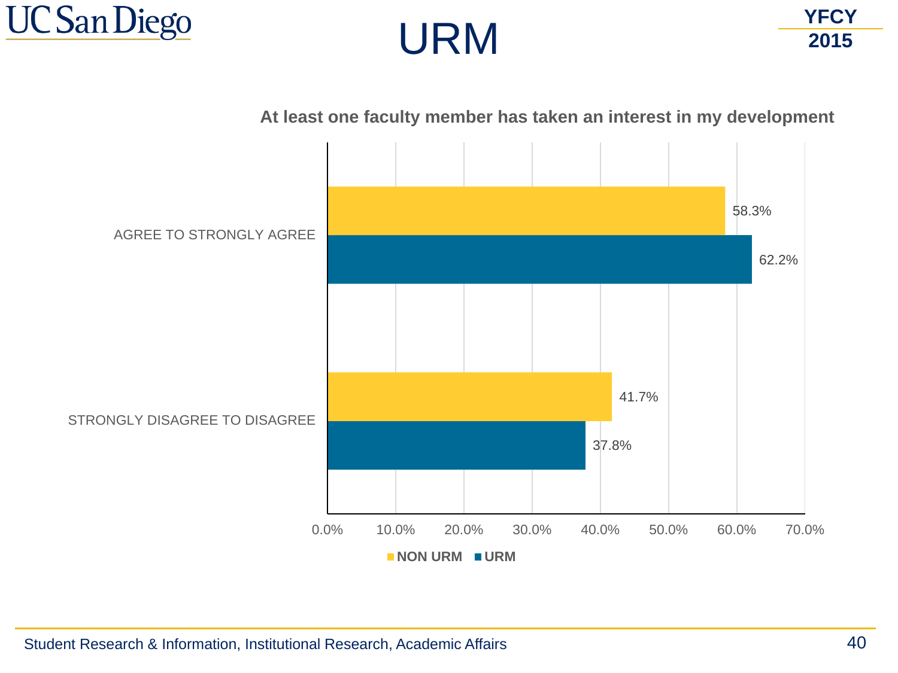# URM

YFCY 2015

### At least one faculty member has taken an interest in my development

| | NON URM | URM |
|---|---|---|
| AGREE TO STRONGLY AGREE | 58.3% | 62.2% |
| STRONGLY DISAGREE TO DISAGREE | 41.7% | 37.8% |

Student Research & Information, Institutional Research, Academic Affairs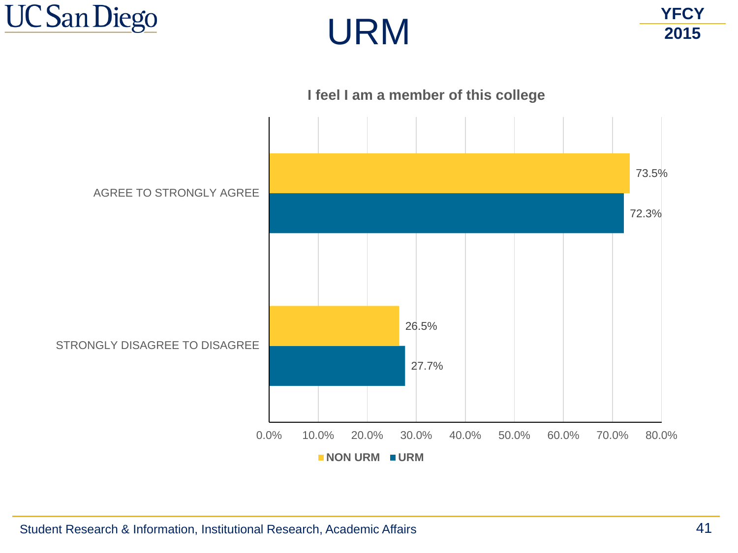# URM

YFCY 2015

**I feel I am a member of this college**

| | NON URM | URM |
|---|---|---|
| AGREE TO STRONGLY AGREE | 73.5% | 72.3% |
| STRONGLY DISAGREE TO DISAGREE | 26.5% | 27.7% |

Student Research & Information, Institutional Research, Academic Affairs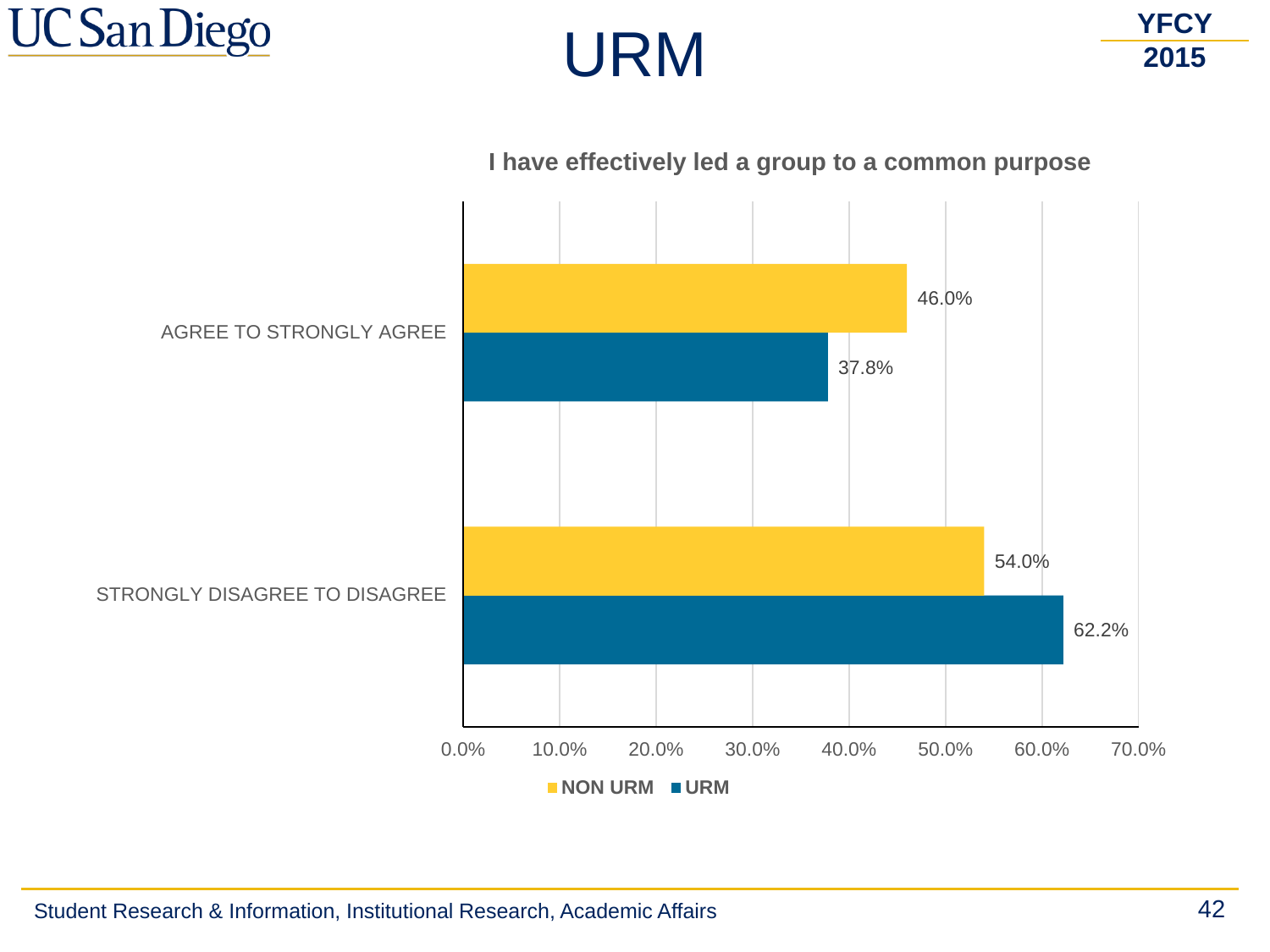# URM

YFCY 2015

**I have effectively led a group to a common purpose**

| | NON URM | URM |
| --- | --- | --- |
| AGREE TO STRONGLY AGREE | 46.0% | 37.8% |
| STRONGLY DISAGREE TO DISAGREE | 54.0% | 62.2% |

Student Research & Information, Institutional Research, Academic Affairs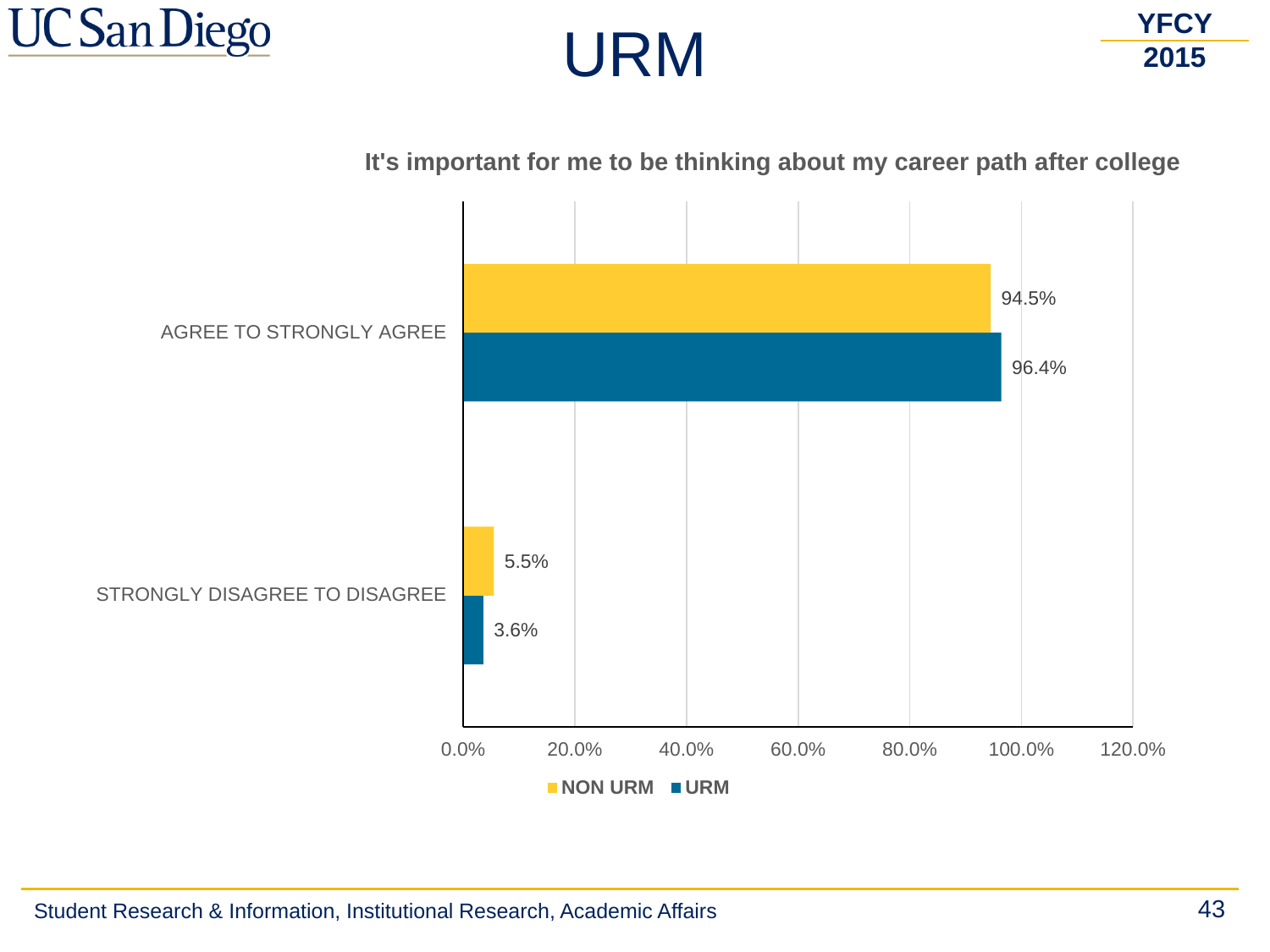# URM

YFCY 2015

**It's important for me to be thinking about my career path after college**

| | NON URM | URM |
|---|---|---|
| AGREE TO STRONGLY AGREE | 94.5% | 96.4% |
| STRONGLY DISAGREE TO DISAGREE | 5.5% | 3.6% |

Student Research & Information, Institutional Research, Academic Affairs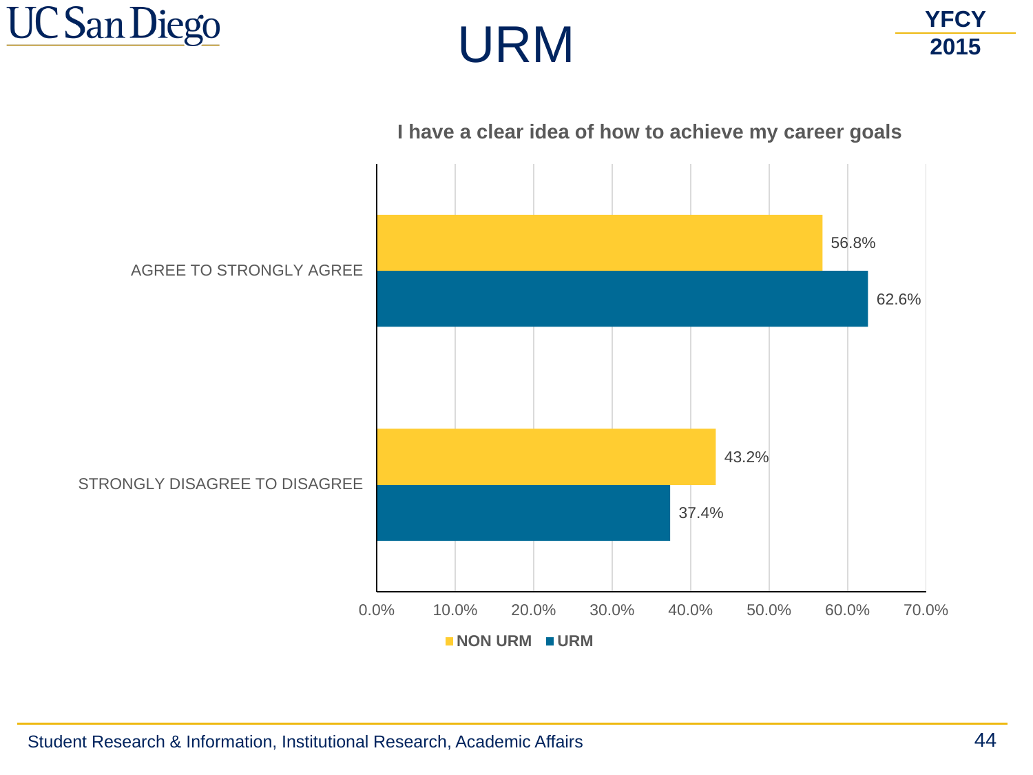# URM

YFCY 2015

**I have a clear idea of how to achieve my career goals**

| | NON URM | URM |
|---|---|---|
| AGREE TO STRONGLY AGREE | 56.8% | 62.6% |
| STRONGLY DISAGREE TO DISAGREE | 43.2% | 37.4% |

Student Research & Information, Institutional Research, Academic Affairs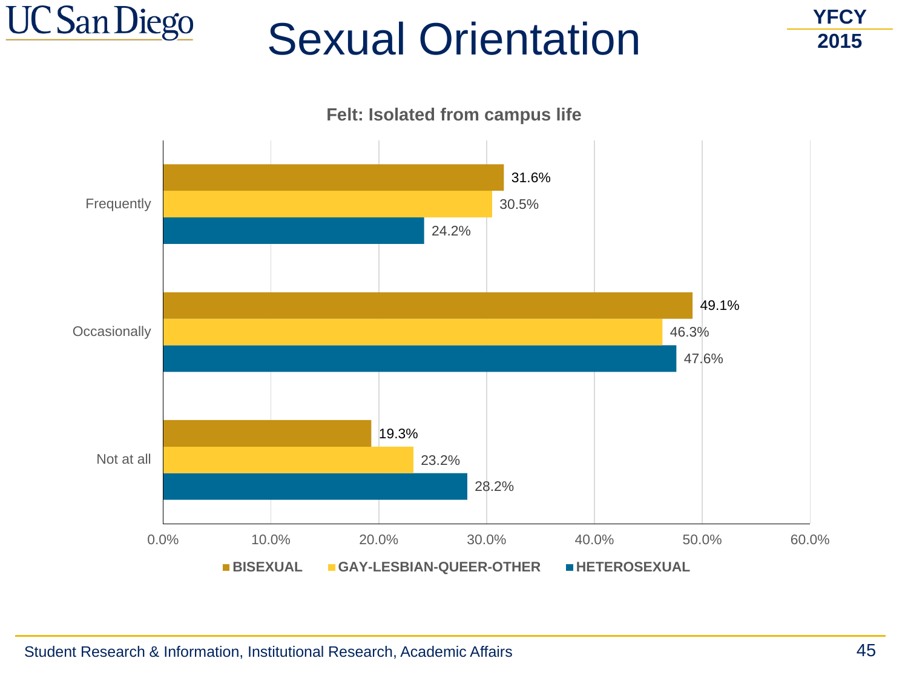# Sexual Orientation

YFCY 2015

**Felt: Isolated from campus life**

| | BISEXUAL | GAY-LESBIAN-QUEER-OTHER | HETEROSEXUAL |
|---|---|---|---|
| Frequently | 31.6% | 30.5% | 24.2% |
| Occasionally | 49.1% | 46.3% | 47.6% |
| Not at all | 19.3% | 23.2% | 28.2% |

Student Research & Information, Institutional Research, Academic Affairs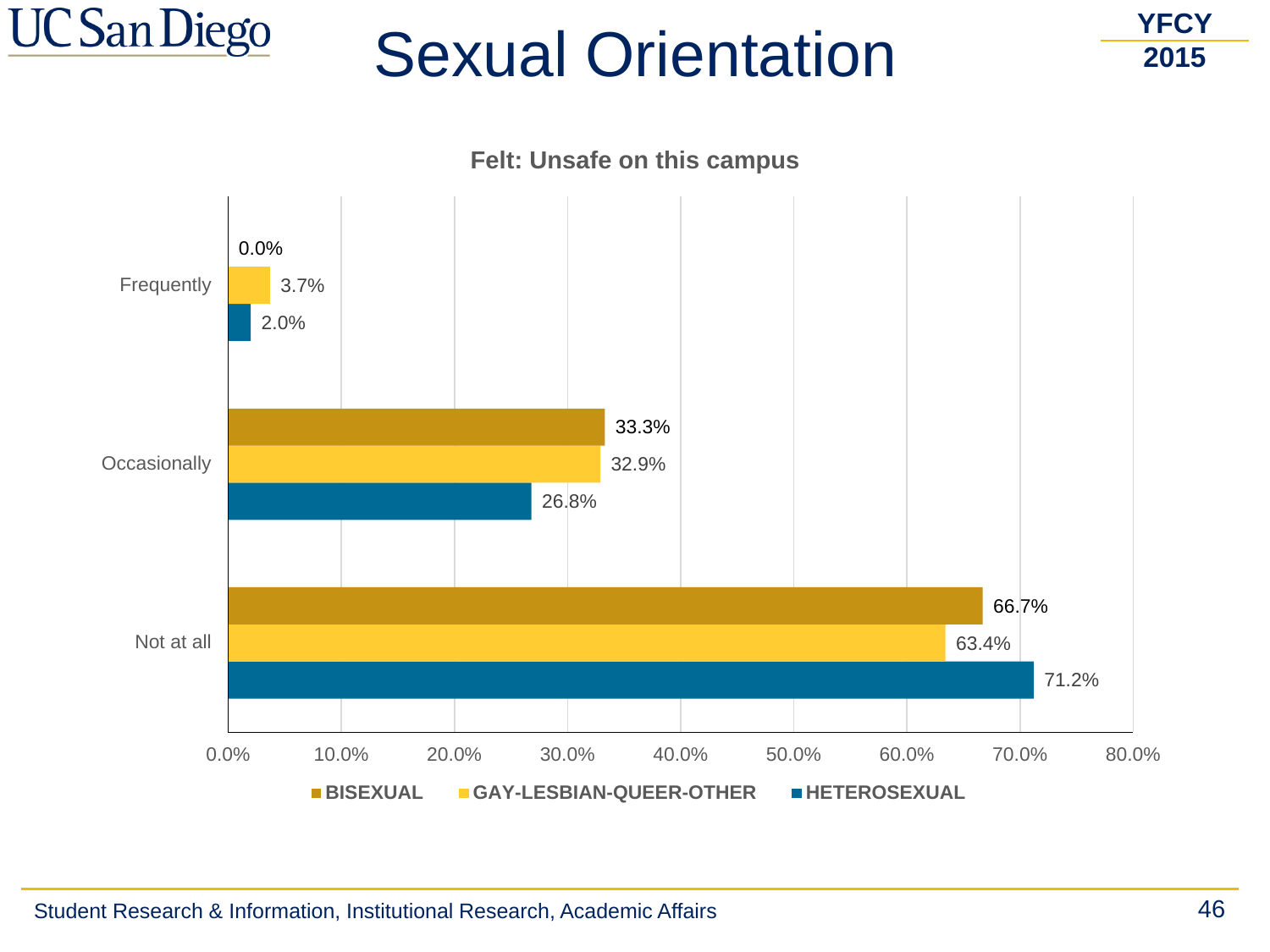# Sexual Orientation

YFCY 2015

**Felt: Unsafe on this campus**

| | BISEXUAL | GAY-LESBIAN-QUEER-OTHER | HETEROSEXUAL |
|---|---|---|---|
| Frequently | 0.0% | 3.7% | 2.0% |
| Occasionally | 33.3% | 32.9% | 26.8% |
| Not at all | 66.7% | 63.4% | 71.2% |

Student Research & Information, Institutional Research, Academic Affairs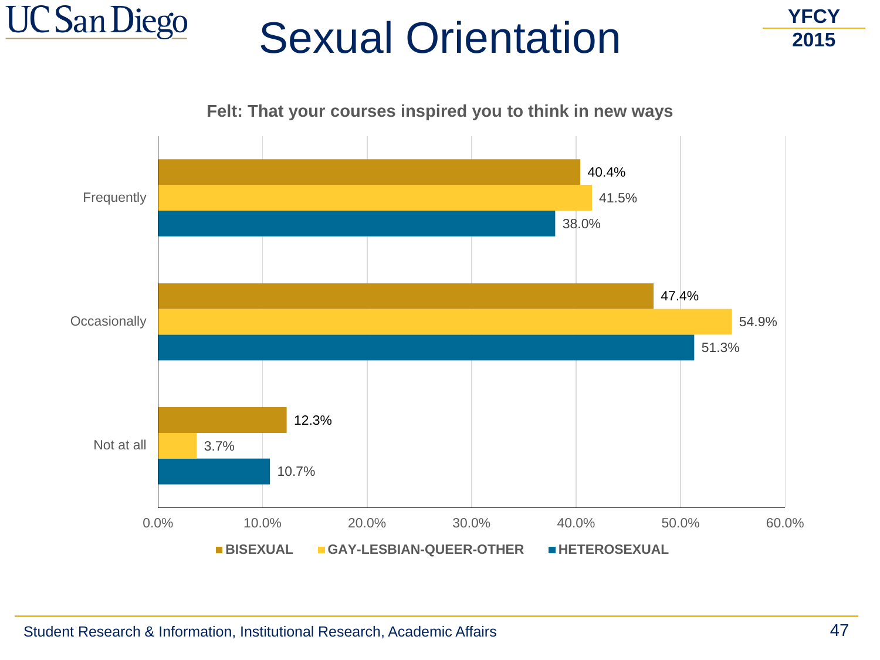# Sexual Orientation

YFCY 2015

**Felt: That your courses inspired you to think in new ways**

| | BISEXUAL | GAY-LESBIAN-QUEER-OTHER | HETEROSEXUAL |
|---|---|---|---|
| Frequently | 40.4% | 41.5% | 38.0% |
| Occasionally | 47.4% | 54.9% | 51.3% |
| Not at all | 12.3% | 3.7% | 10.7% |

Student Research & Information, Institutional Research, Academic Affairs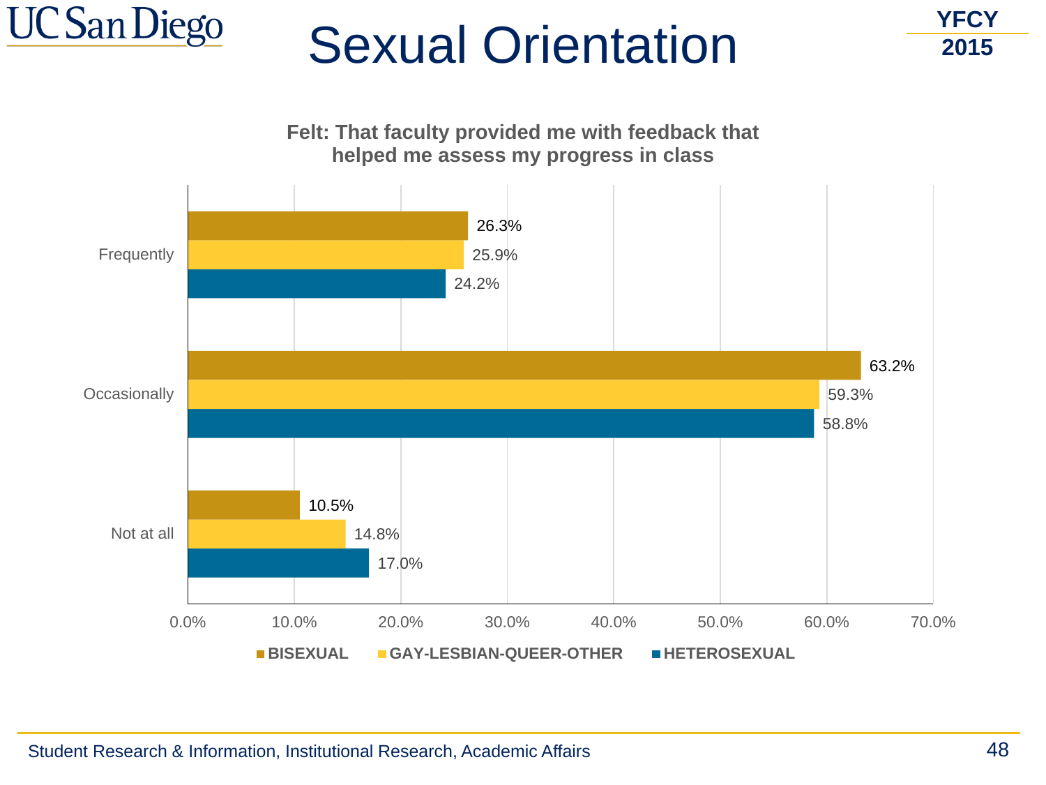# Sexual Orientation

YFCY 2015

**Felt: That faculty provided me with feedback that helped me assess my progress in class**

| | BISEXUAL | GAY-LESBIAN-QUEER-OTHER | HETEROSEXUAL |
|---|---|---|---|
| Frequently | 26.3% | 25.9% | 24.2% |
| Occasionally | 63.2% | 59.3% | 58.8% |
| Not at all | 10.5% | 14.8% | 17.0% |

Student Research & Information, Institutional Research, Academic Affairs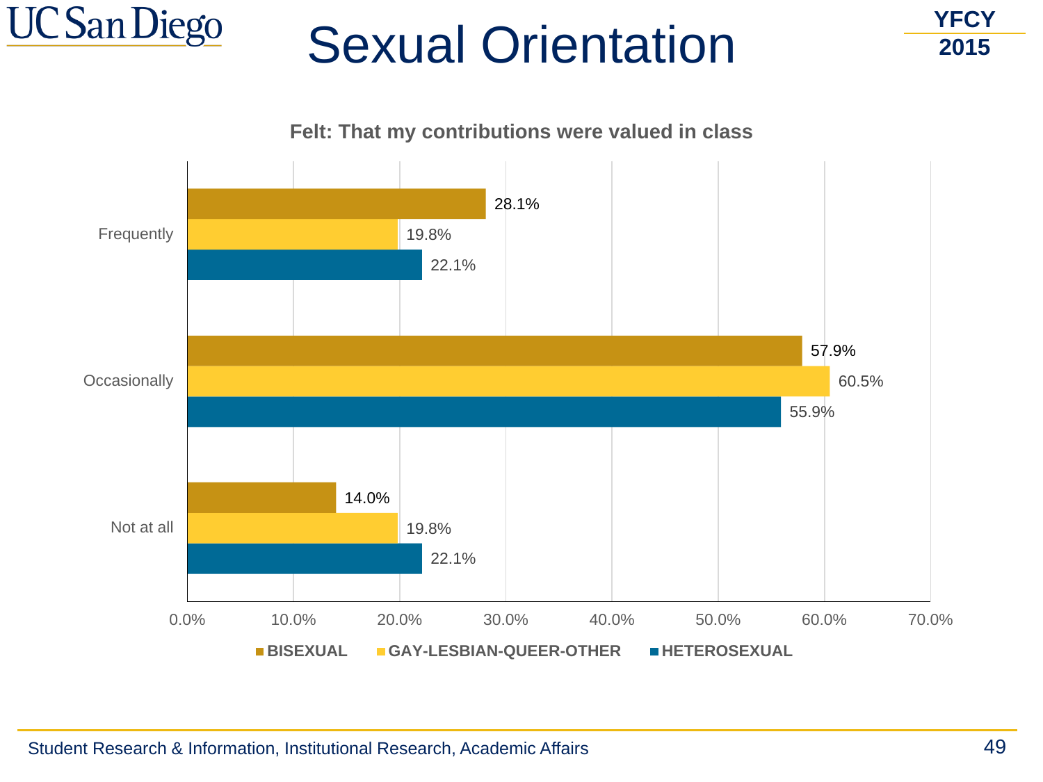# Sexual Orientation

YFCY 2015

**Felt: That my contributions were valued in class**

| | BISEXUAL | GAY-LESBIAN-QUEER-OTHER | HETEROSEXUAL |
|---|---|---|---|
| Frequently | 28.1% | 19.8% | 22.1% |
| Occasionally | 57.9% | 60.5% | 55.9% |
| Not at all | 14.0% | 19.8% | 22.1% |

Student Research & Information, Institutional Research, Academic Affairs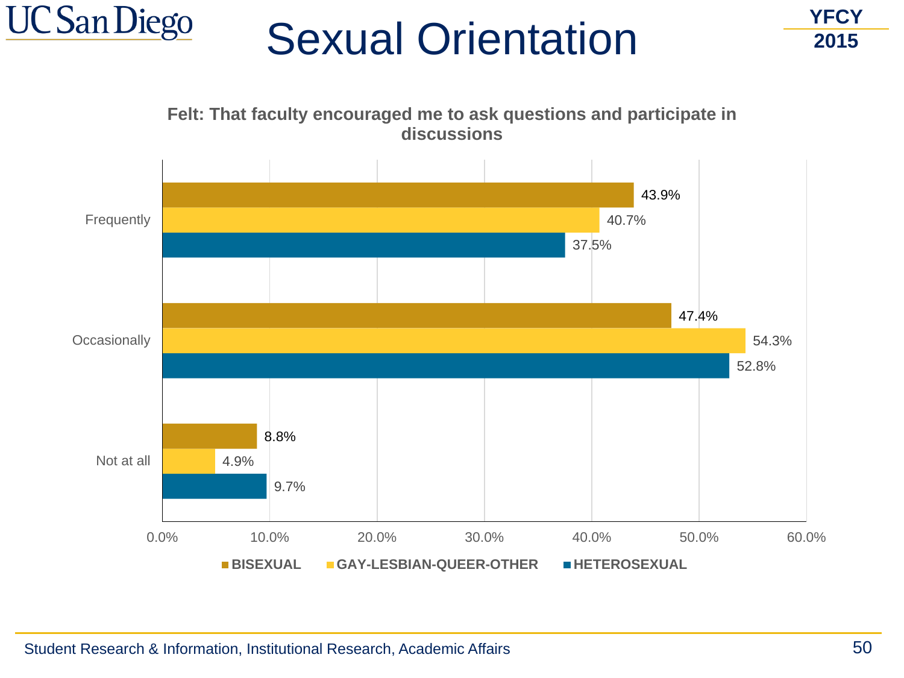# Sexual Orientation

YFCY 2015

**Felt: That faculty encouraged me to ask questions and participate in discussions**

| | BISEXUAL | GAY-LESBIAN-QUEER-OTHER | HETEROSEXUAL |
|---|---|---|---|
| Frequently | 43.9% | 40.7% | 37.5% |
| Occasionally | 47.4% | 54.3% | 52.8% |
| Not at all | 8.8% | 4.9% | 9.7% |

Student Research & Information, Institutional Research, Academic Affairs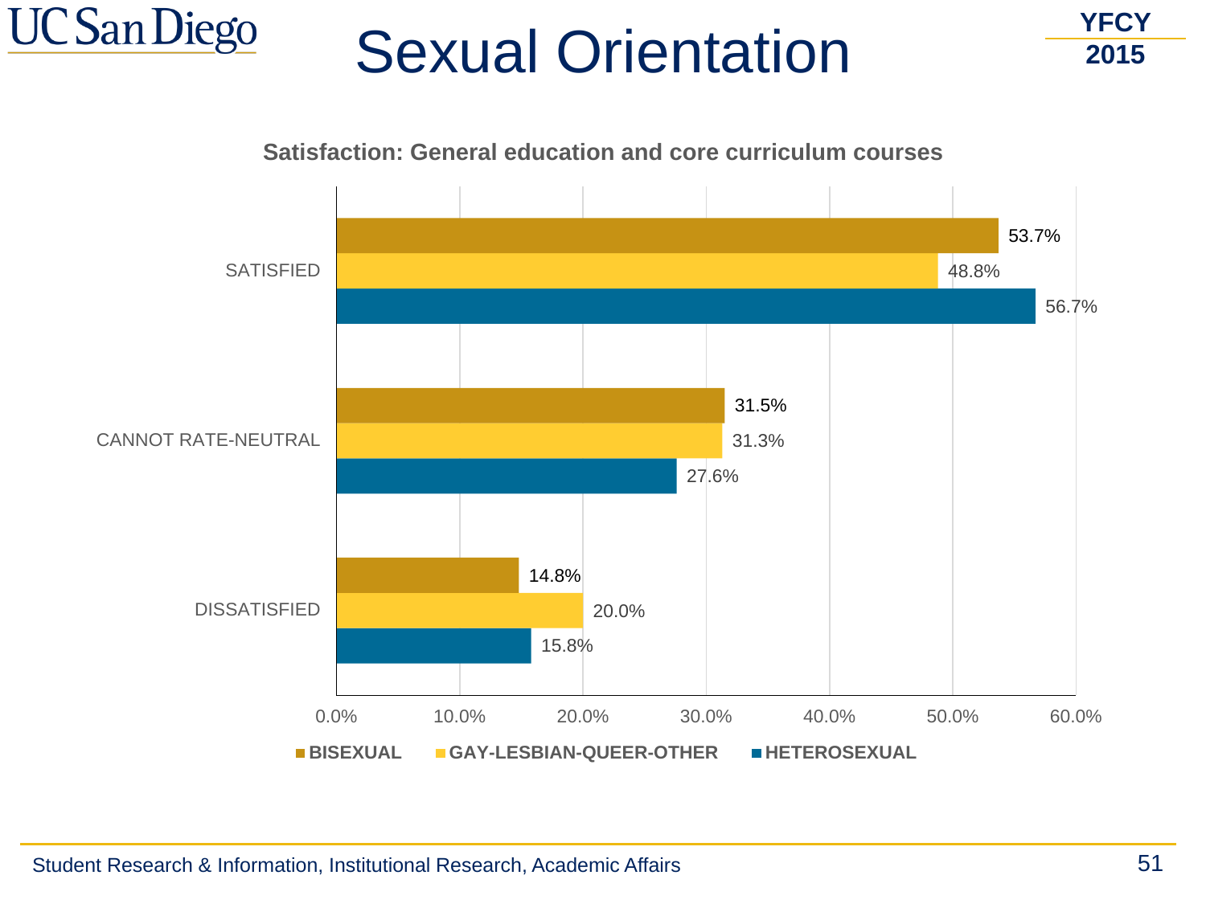# Sexual Orientation

YFCY 2015

**Satisfaction: General education and core curriculum courses**

| | BISEXUAL | GAY-LESBIAN-QUEER-OTHER | HETEROSEXUAL |
|---|---|---|---|
| SATISFIED | 53.7% | 48.8% | 56.7% |
| CANNOT RATE-NEUTRAL | 31.5% | 31.3% | 27.6% |
| DISSATISFIED | 14.8% | 20.0% | 15.8% |

Student Research & Information, Institutional Research, Academic Affairs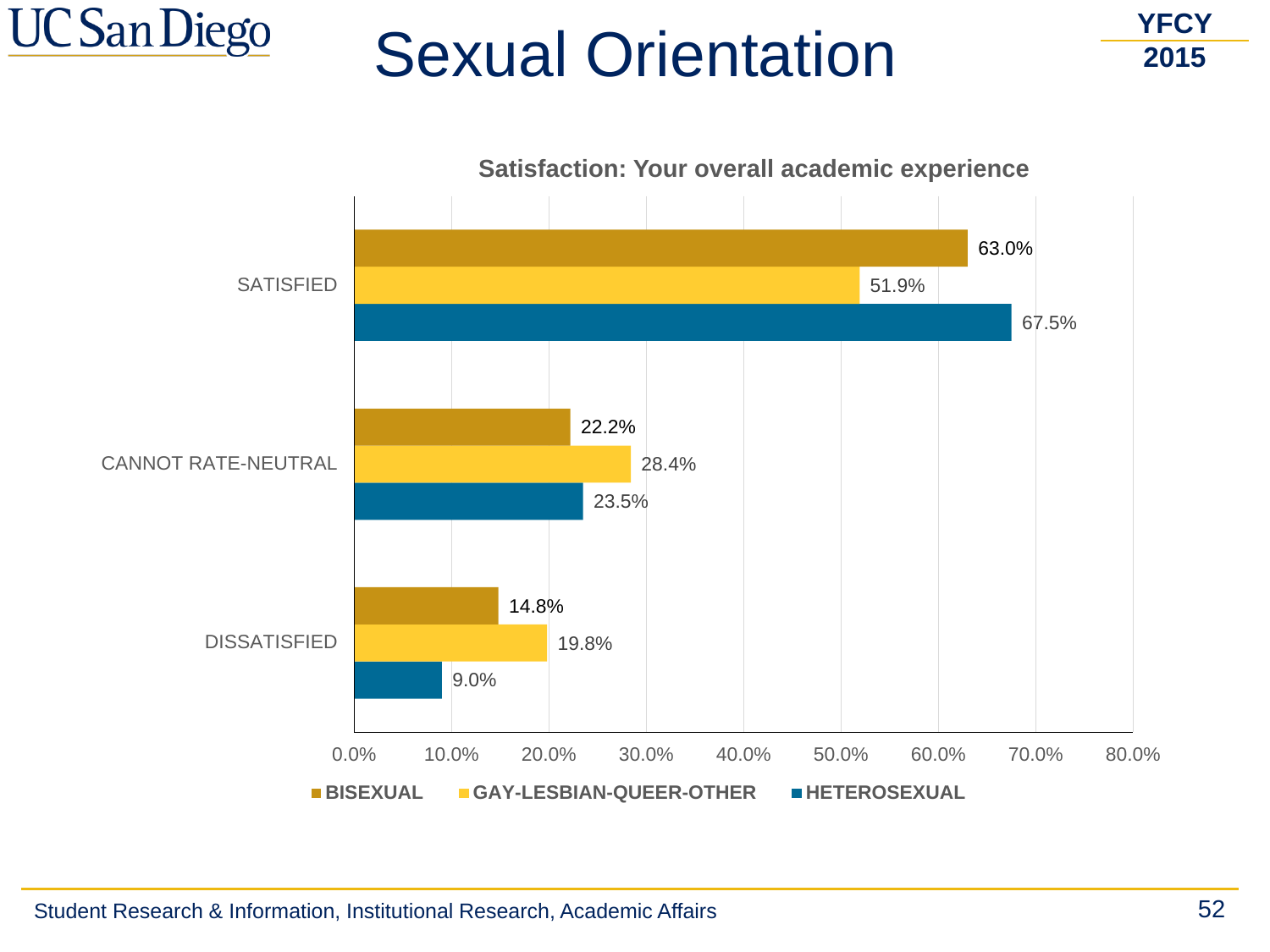# Sexual Orientation

YFCY 2015

**Satisfaction: Your overall academic experience**

| | BISEXUAL | GAY-LESBIAN-QUEER-OTHER | HETEROSEXUAL |
|---|---|---|---|
| SATISFIED | 63.0% | 51.9% | 67.5% |
| CANNOT RATE-NEUTRAL | 22.2% | 28.4% | 23.5% |
| DISSATISFIED | 14.8% | 19.8% | 9.0% |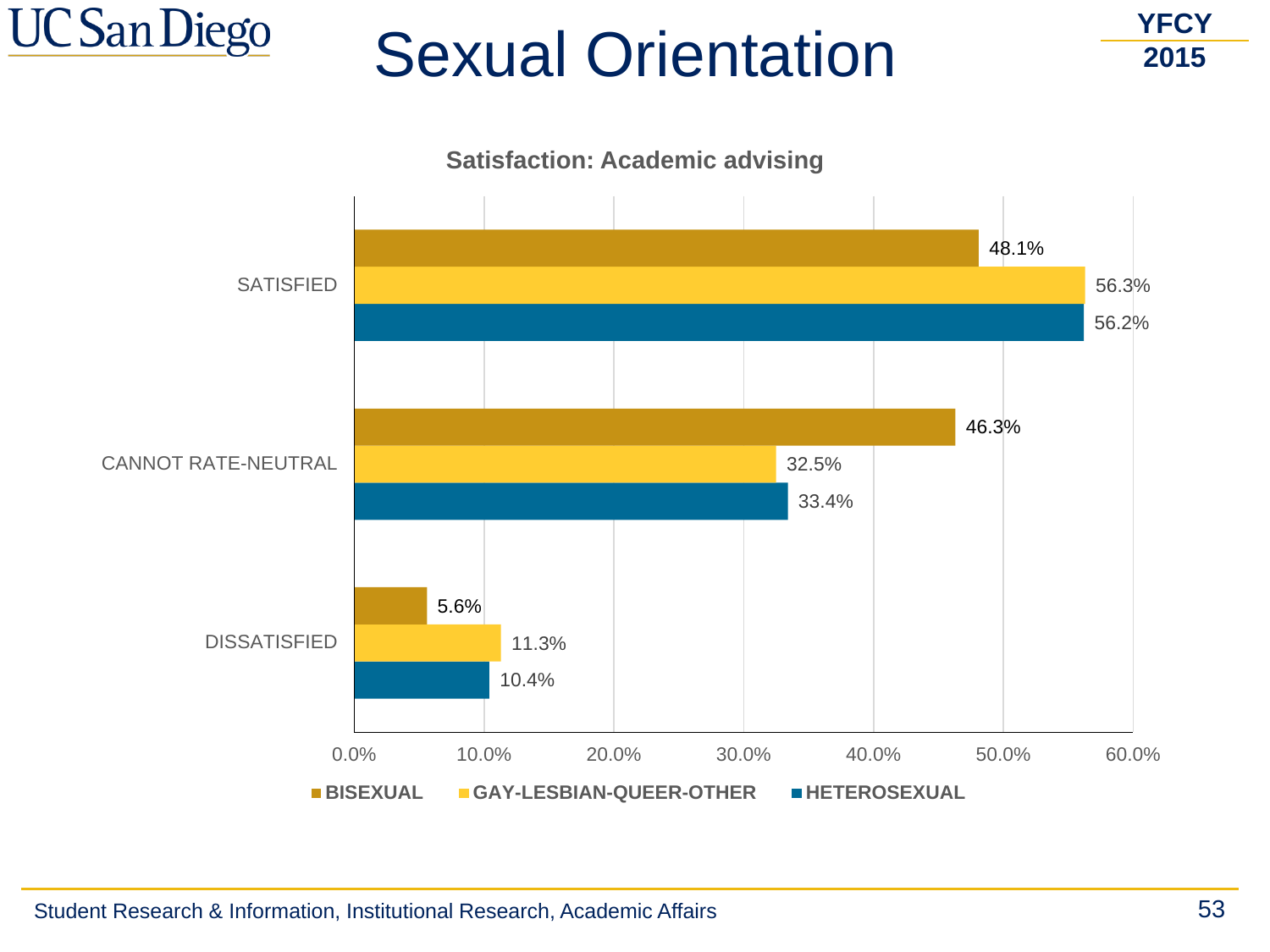# Sexual Orientation

YFCY 2015

**Satisfaction: Academic advising**

| | BISEXUAL | GAY-LESBIAN-QUEER-OTHER | HETEROSEXUAL |
|---|---|---|---|
| SATISFIED | 48.1% | 56.3% | 56.2% |
| CANNOT RATE-NEUTRAL | 46.3% | 32.5% | 33.4% |
| DISSATISFIED | 5.6% | 11.3% | 10.4% |

Student Research & Information, Institutional Research, Academic Affairs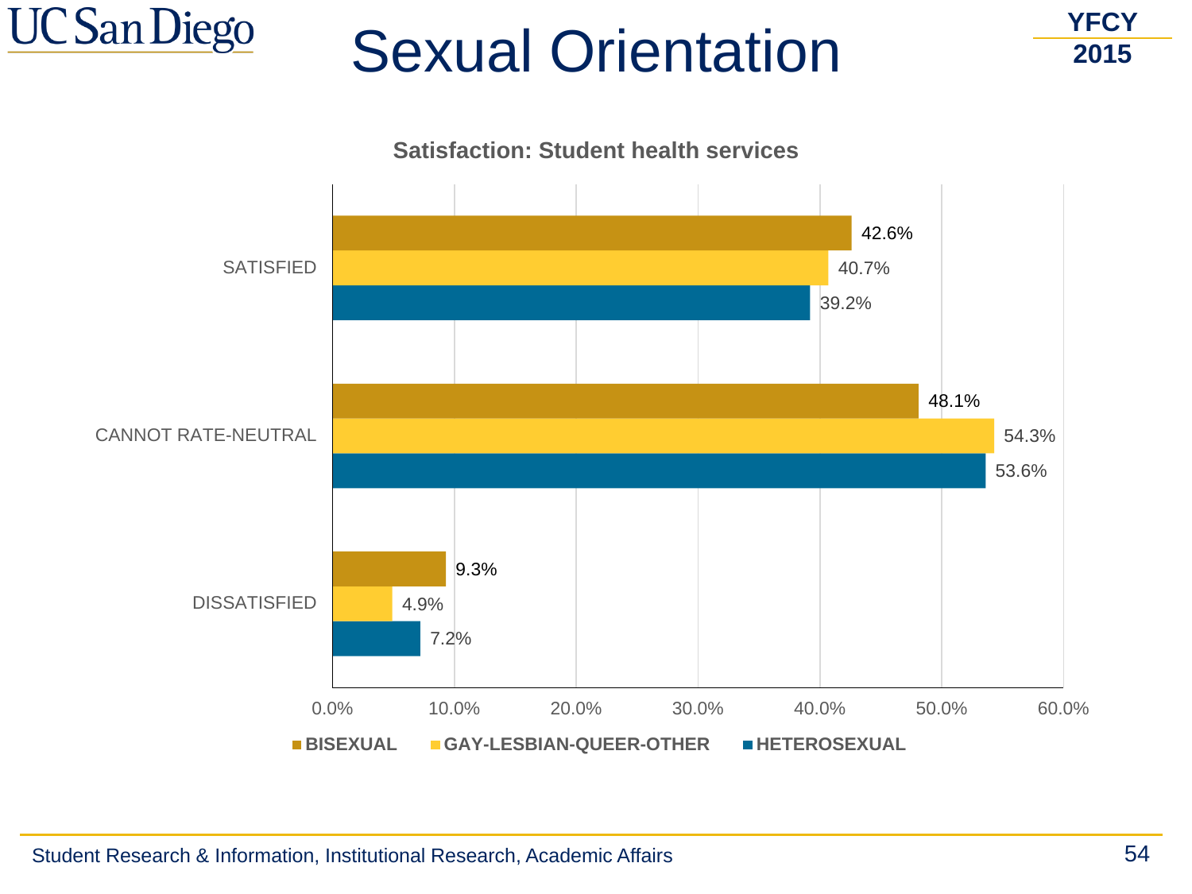# Sexual Orientation

YFCY 2015

**Satisfaction: Student health services**

| | BISEXUAL | GAY-LESBIAN-QUEER-OTHER | HETEROSEXUAL |
|---|---|---|---|
| SATISFIED | 42.6% | 40.7% | 39.2% |
| CANNOT RATE-NEUTRAL | 48.1% | 54.3% | 53.6% |
| DISSATISFIED | 9.3% | 4.9% | 7.2% |

Student Research & Information, Institutional Research, Academic Affairs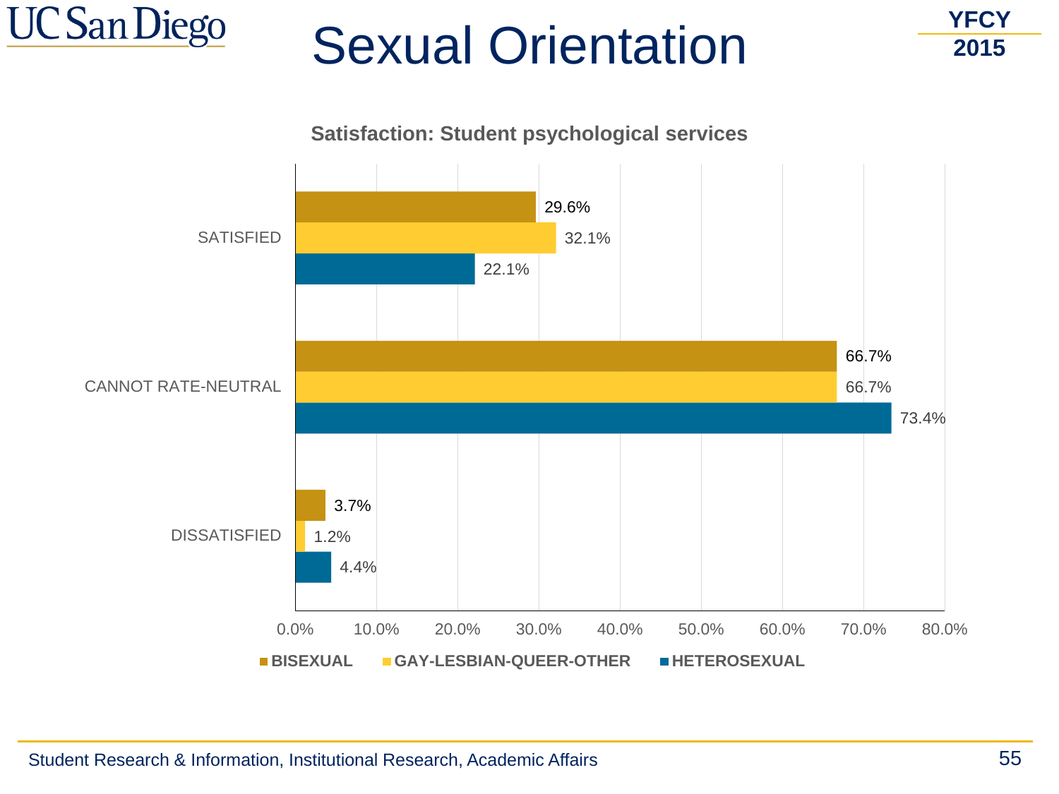# Sexual Orientation

YFCY 2015

**Satisfaction: Student psychological services**

| | BISEXUAL | GAY-LESBIAN-QUEER-OTHER | HETEROSEXUAL |
|---|---|---|---|
| SATISFIED | 29.6% | 32.1% | 22.1% |
| CANNOT RATE-NEUTRAL | 66.7% | 66.7% | 73.4% |
| DISSATISFIED | 3.7% | 1.2% | 4.4% |

Student Research & Information, Institutional Research, Academic Affairs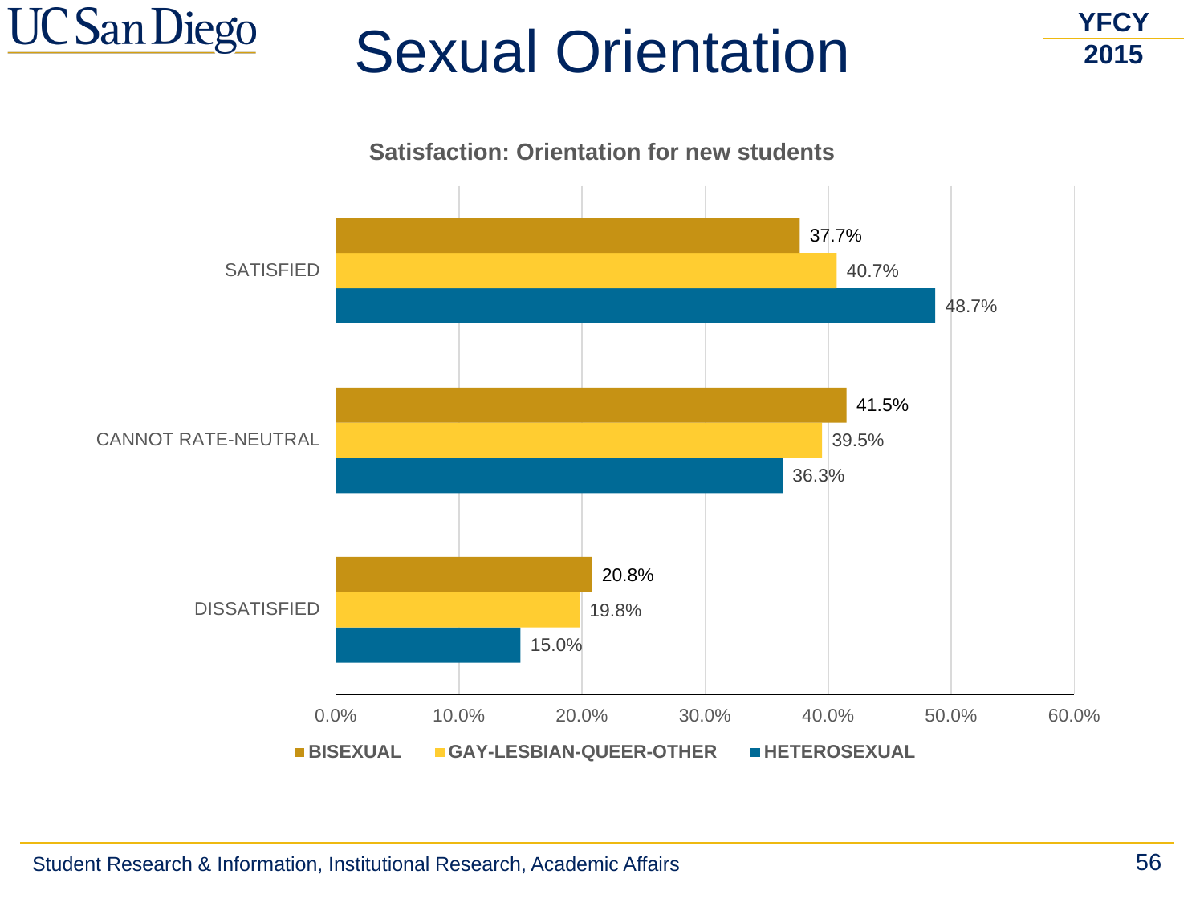# Sexual Orientation

YFCY 2015

**Satisfaction: Orientation for new students**

| | BISEXUAL | GAY-LESBIAN-QUEER-OTHER | HETEROSEXUAL |
|---|---|---|---|
| SATISFIED | 37.7% | 40.7% | 48.7% |
| CANNOT RATE-NEUTRAL | 41.5% | 39.5% | 36.3% |
| DISSATISFIED | 20.8% | 19.8% | 15.0% |

Student Research & Information, Institutional Research, Academic Affairs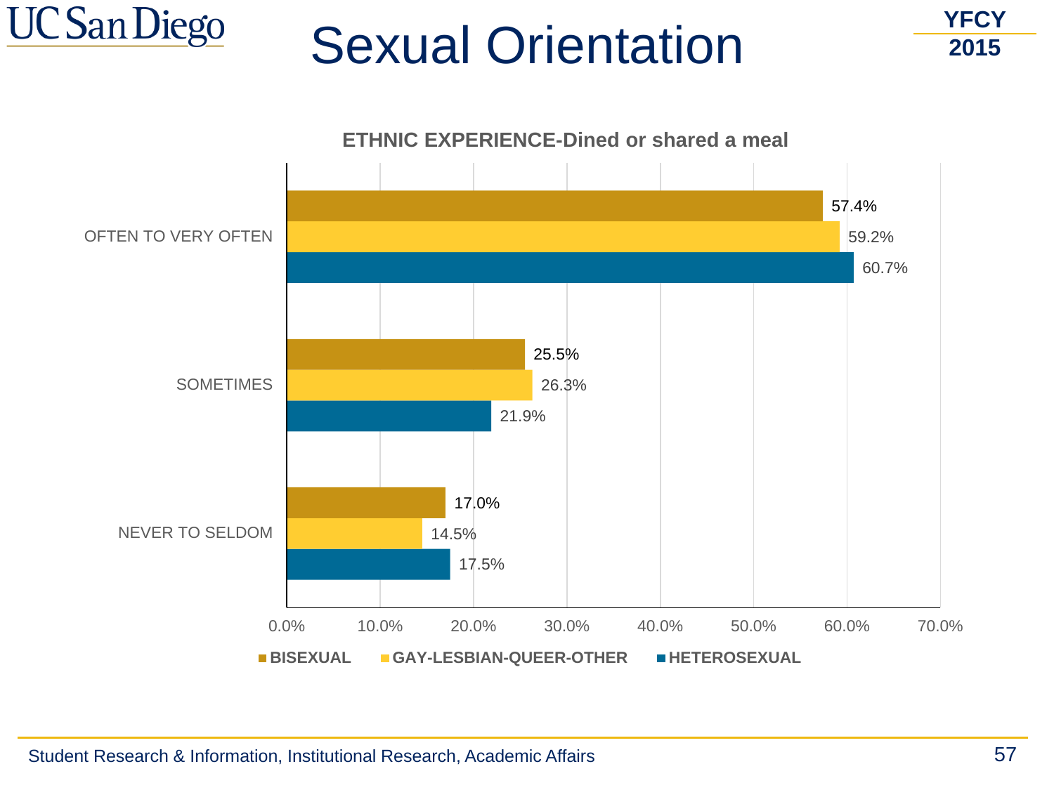# Sexual Orientation

YFCY 2015

**ETHNIC EXPERIENCE-Dined or shared a meal**

| | BISEXUAL | GAY-LESBIAN-QUEER-OTHER | HETEROSEXUAL |
|---|---|---|---|
| OFTEN TO VERY OFTEN | 57.4% | 59.2% | 60.7% |
| SOMETIMES | 25.5% | 26.3% | 21.9% |
| NEVER TO SELDOM | 17.0% | 14.5% | 17.5% |

Student Research & Information, Institutional Research, Academic Affairs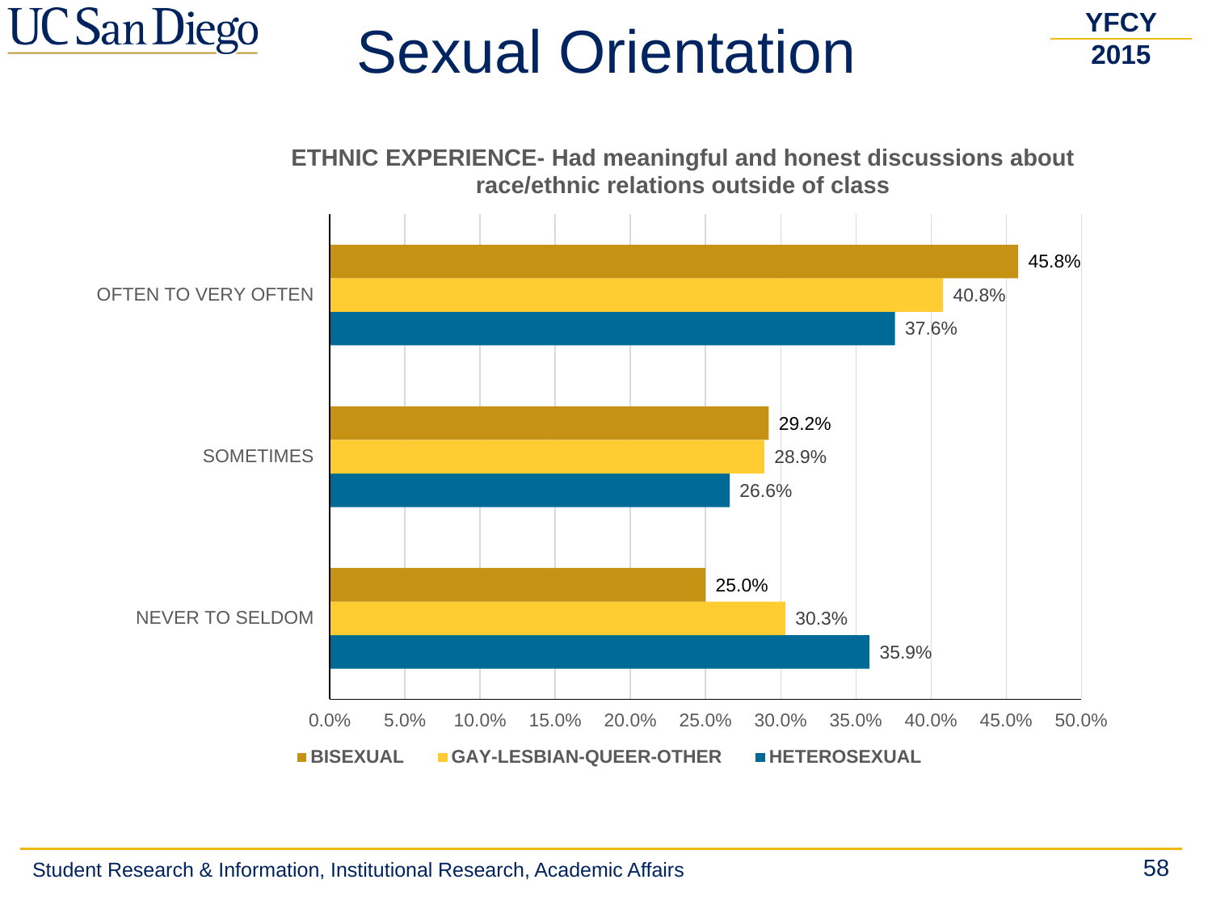# Sexual Orientation

YFCY 2015

**ETHNIC EXPERIENCE- Had meaningful and honest discussions about race/ethnic relations outside of class**

| | BISEXUAL | GAY-LESBIAN-QUEER-OTHER | HETEROSEXUAL |
|---|---|---|---|
| OFTEN TO VERY OFTEN | 45.8% | 40.8% | 37.6% |
| SOMETIMES | 29.2% | 28.9% | 26.6% |
| NEVER TO SELDOM | 25.0% | 30.3% | 35.9% |

Student Research & Information, Institutional Research, Academic Affairs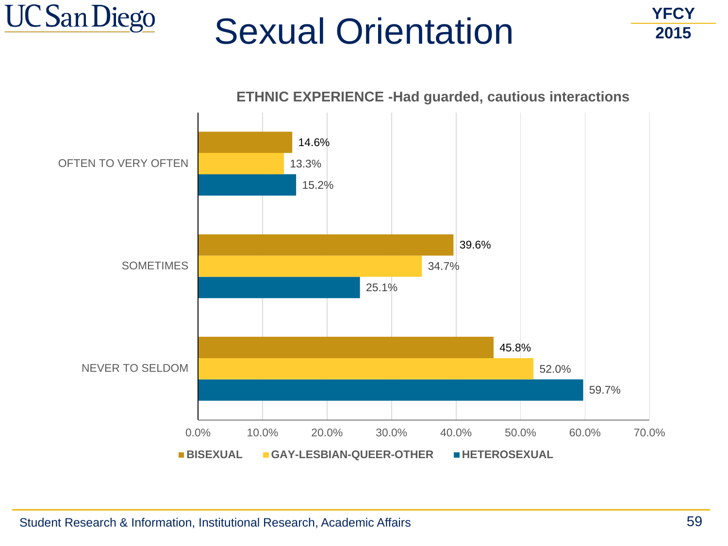# Sexual Orientation

YFCY 2015

**ETHNIC EXPERIENCE -Had guarded, cautious interactions**

| | BISEXUAL | GAY-LESBIAN-QUEER-OTHER | HETEROSEXUAL |
|---|---|---|---|
| OFTEN TO VERY OFTEN | 14.6% | 13.3% | 15.2% |
| SOMETIMES | 39.6% | 34.7% | 25.1% |
| NEVER TO SELDOM | 45.8% | 52.0% | 59.7% |

Student Research & Information, Institutional Research, Academic Affairs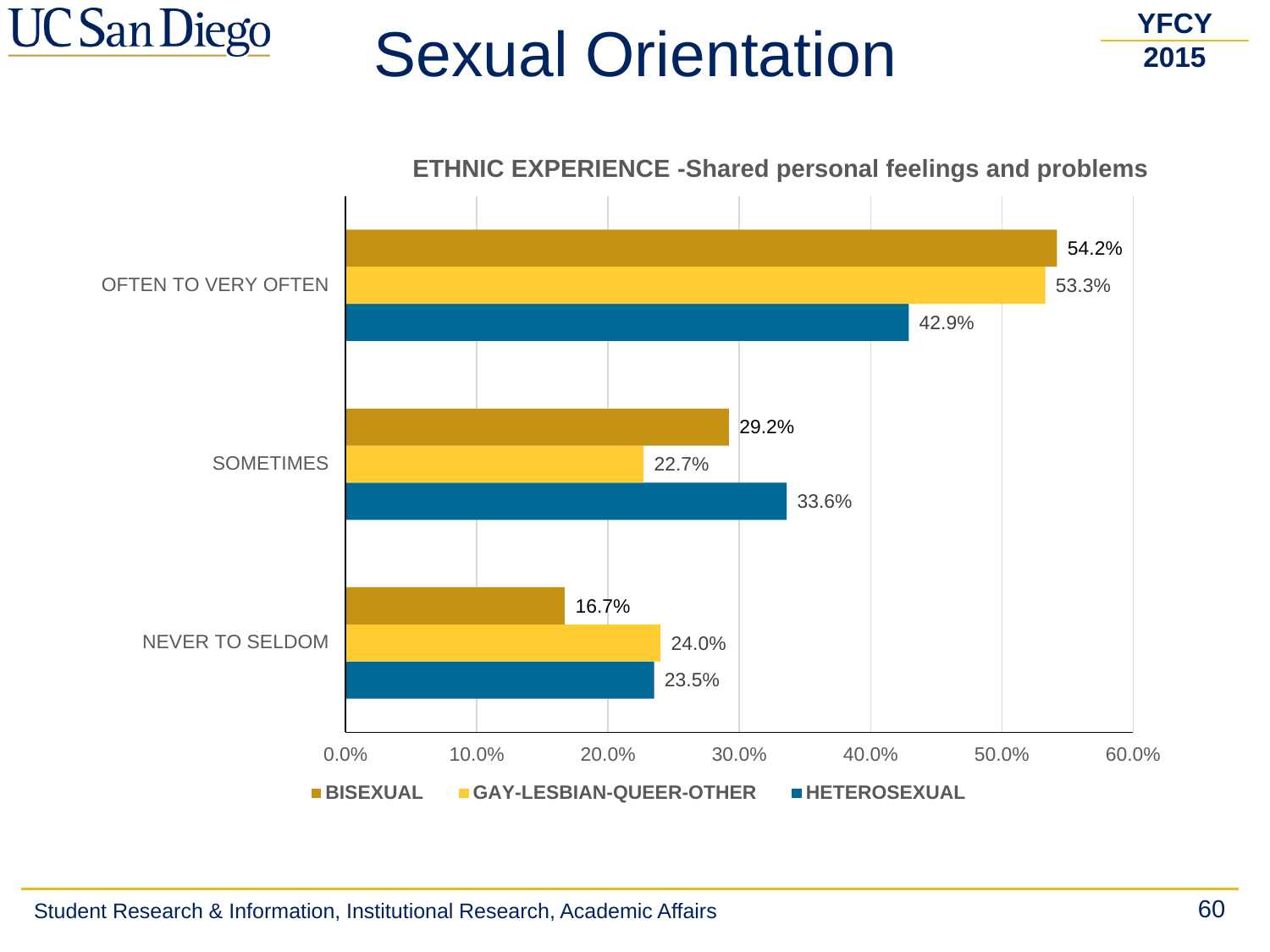# Sexual Orientation

YFCY 2015

**ETHNIC EXPERIENCE -Shared personal feelings and problems**

| | BISEXUAL | GAY-LESBIAN-QUEER-OTHER | HETEROSEXUAL |
|---|---|---|---|
| OFTEN TO VERY OFTEN | 54.2% | 53.3% | 42.9% |
| SOMETIMES | 29.2% | 22.7% | 33.6% |
| NEVER TO SELDOM | 16.7% | 24.0% | 23.5% |

Student Research & Information, Institutional Research, Academic Affairs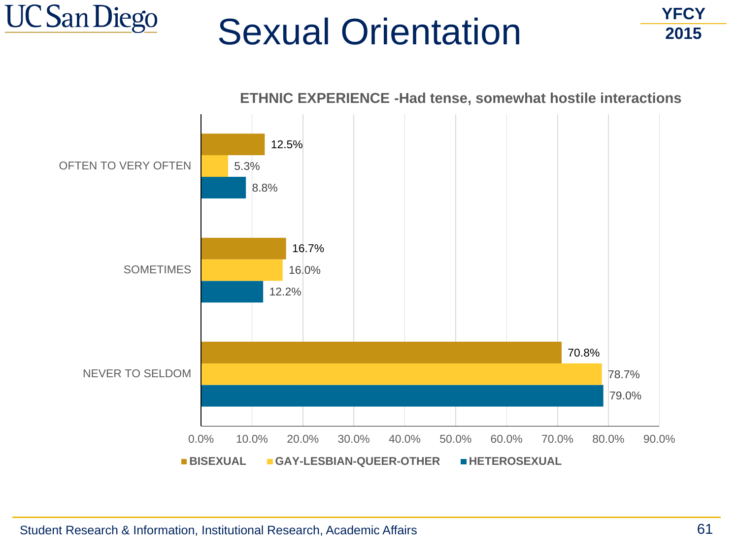# Sexual Orientation

YFCY 2015

**ETHNIC EXPERIENCE -Had tense, somewhat hostile interactions**

| | BISEXUAL | GAY-LESBIAN-QUEER-OTHER | HETEROSEXUAL |
|---|---|---|---|
| OFTEN TO VERY OFTEN | 12.5% | 5.3% | 8.8% |
| SOMETIMES | 16.7% | 16.0% | 12.2% |
| NEVER TO SELDOM | 70.8% | 78.7% | 79.0% |

Student Research & Information, Institutional Research, Academic Affairs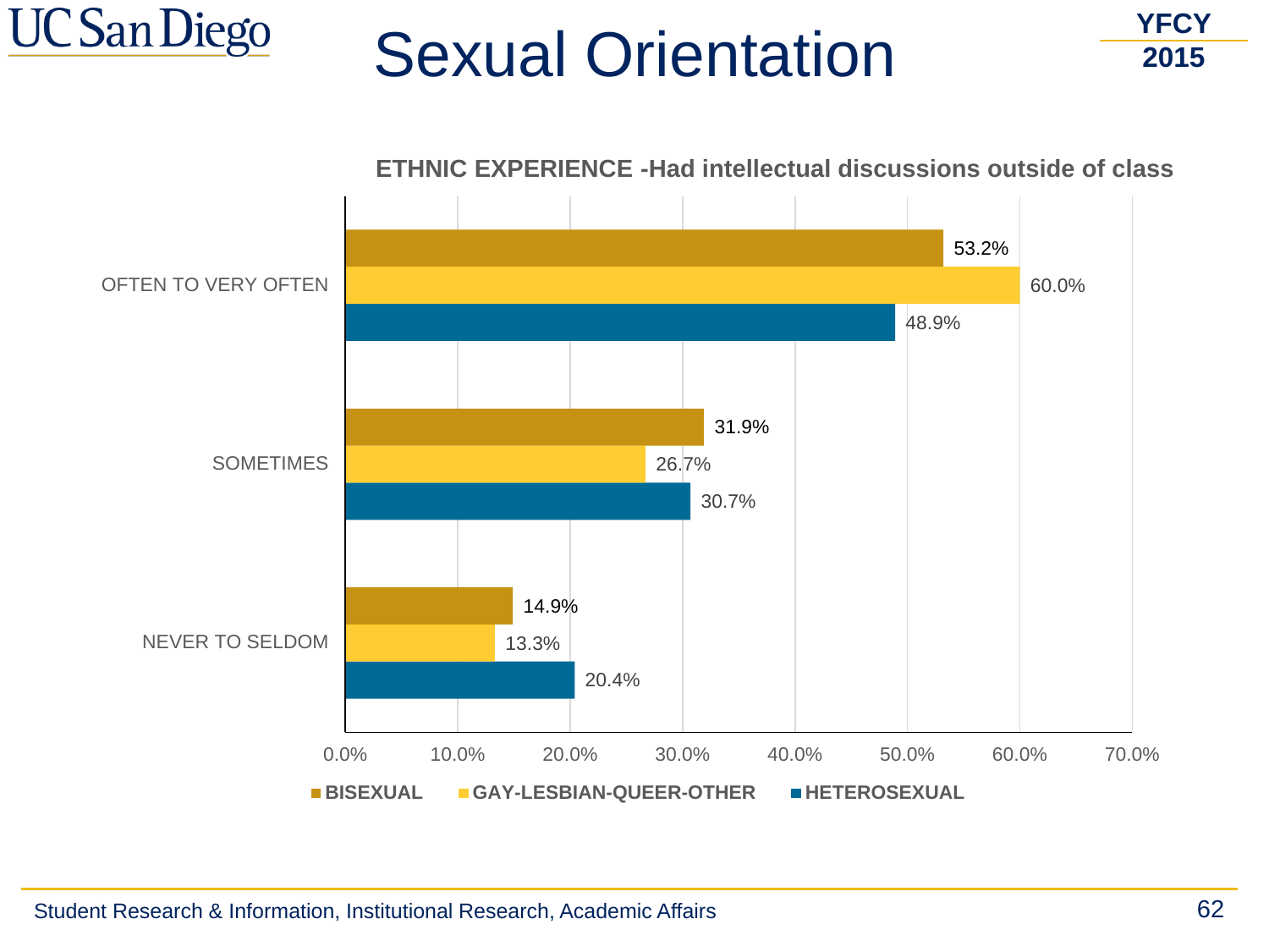# Sexual Orientation

YFCY 2015

**ETHNIC EXPERIENCE -Had intellectual discussions outside of class**

| | BISEXUAL | GAY-LESBIAN-QUEER-OTHER | HETEROSEXUAL |
|---|---|---|---|
| OFTEN TO VERY OFTEN | 53.2% | 60.0% | 48.9% |
| SOMETIMES | 31.9% | 26.7% | 30.7% |
| NEVER TO SELDOM | 14.9% | 13.3% | 20.4% |

Student Research & Information, Institutional Research, Academic Affairs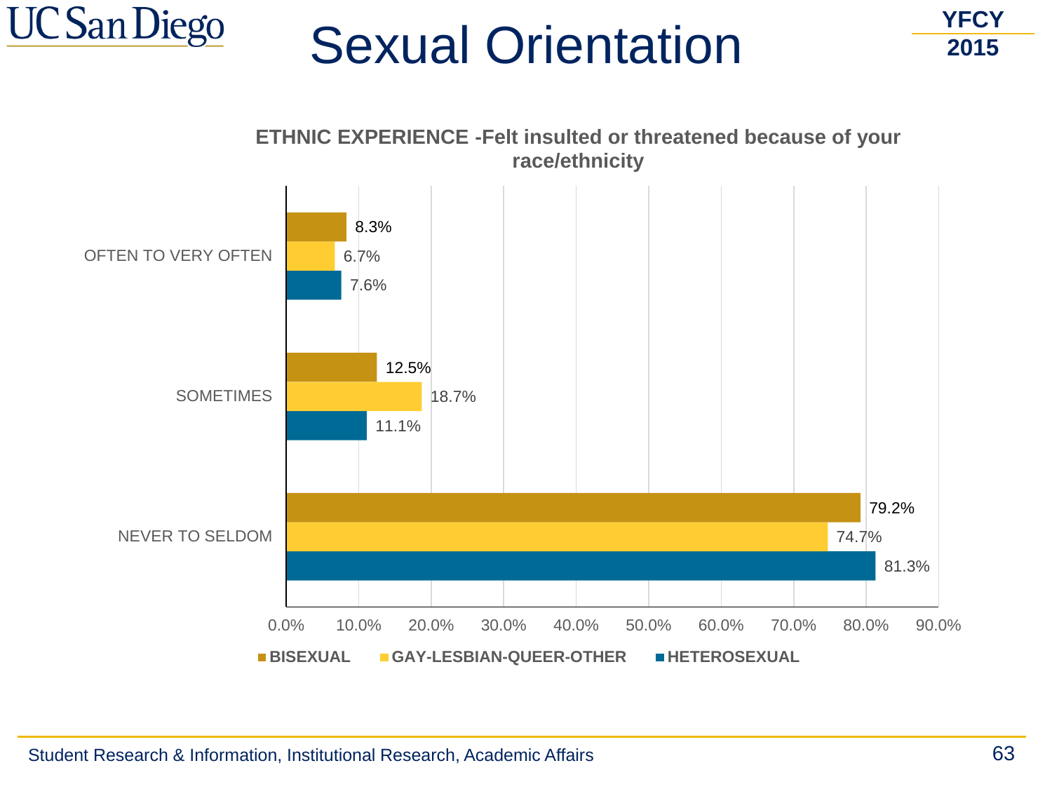# Sexual Orientation

YFCY 2015

**ETHNIC EXPERIENCE -Felt insulted or threatened because of your race/ethnicity**

| | BISEXUAL | GAY-LESBIAN-QUEER-OTHER | HETEROSEXUAL |
|---|---|---|---|
| OFTEN TO VERY OFTEN | 8.3% | 6.7% | 7.6% |
| SOMETIMES | 12.5% | 18.7% | 11.1% |
| NEVER TO SELDOM | 79.2% | 74.7% | 81.3% |

Student Research & Information, Institutional Research, Academic Affairs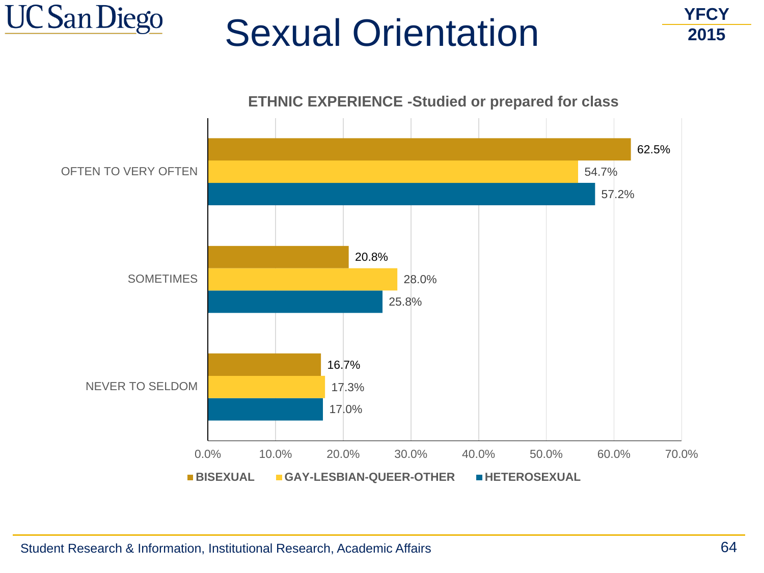# Sexual Orientation

YFCY 2015

**ETHNIC EXPERIENCE -Studied or prepared for class**

| | BISEXUAL | GAY-LESBIAN-QUEER-OTHER | HETEROSEXUAL |
|---|---|---|---|
| OFTEN TO VERY OFTEN | 62.5% | 54.7% | 57.2% |
| SOMETIMES | 20.8% | 28.0% | 25.8% |
| NEVER TO SELDOM | 16.7% | 17.3% | 17.0% |

Student Research & Information, Institutional Research, Academic Affairs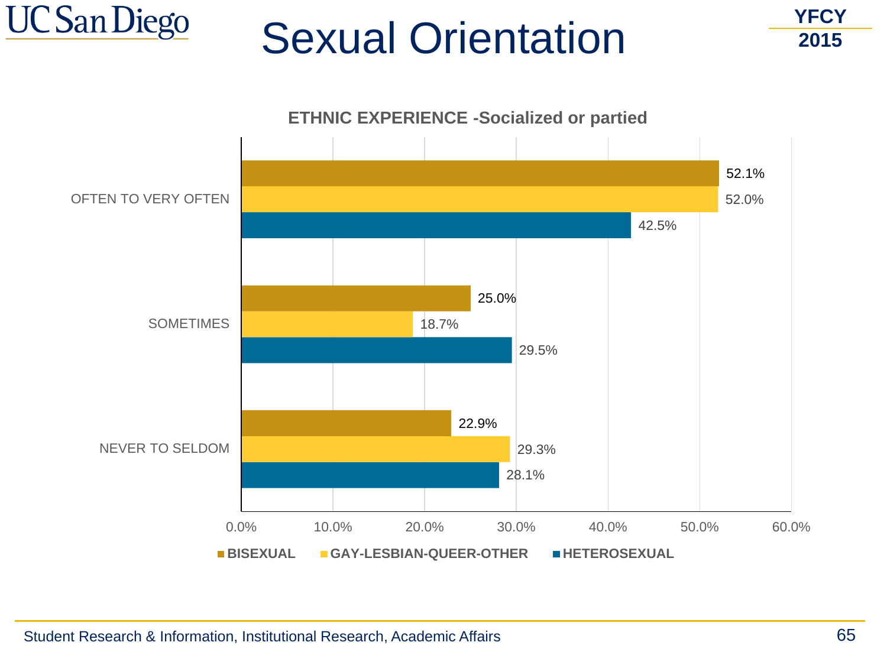# Sexual Orientation

YFCY 2015

**ETHNIC EXPERIENCE -Socialized or partied**

| | BISEXUAL | GAY-LESBIAN-QUEER-OTHER | HETEROSEXUAL |
|---|---|---|---|
| OFTEN TO VERY OFTEN | 52.1% | 52.0% | 42.5% |
| SOMETIMES | 25.0% | 18.7% | 29.5% |
| NEVER TO SELDOM | 22.9% | 29.3% | 28.1% |

Student Research & Information, Institutional Research, Academic Affairs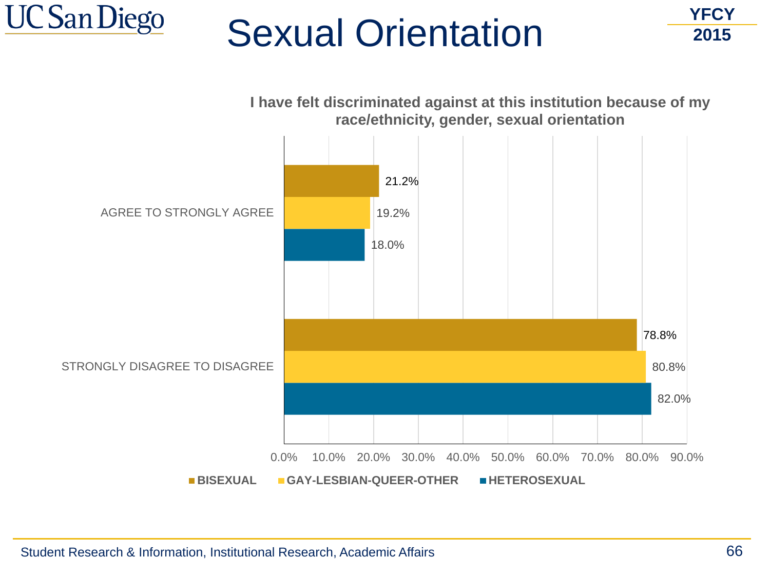# Sexual Orientation

YFCY 2015

**I have felt discriminated against at this institution because of my race/ethnicity, gender, sexual orientation**

| | BISEXUAL | GAY-LESBIAN-QUEER-OTHER | HETEROSEXUAL |
|---|---|---|---|
| AGREE TO STRONGLY AGREE | 21.2% | 19.2% | 18.0% |
| STRONGLY DISAGREE TO DISAGREE | 78.8% | 80.8% | 82.0% |

Student Research & Information, Institutional Research, Academic Affairs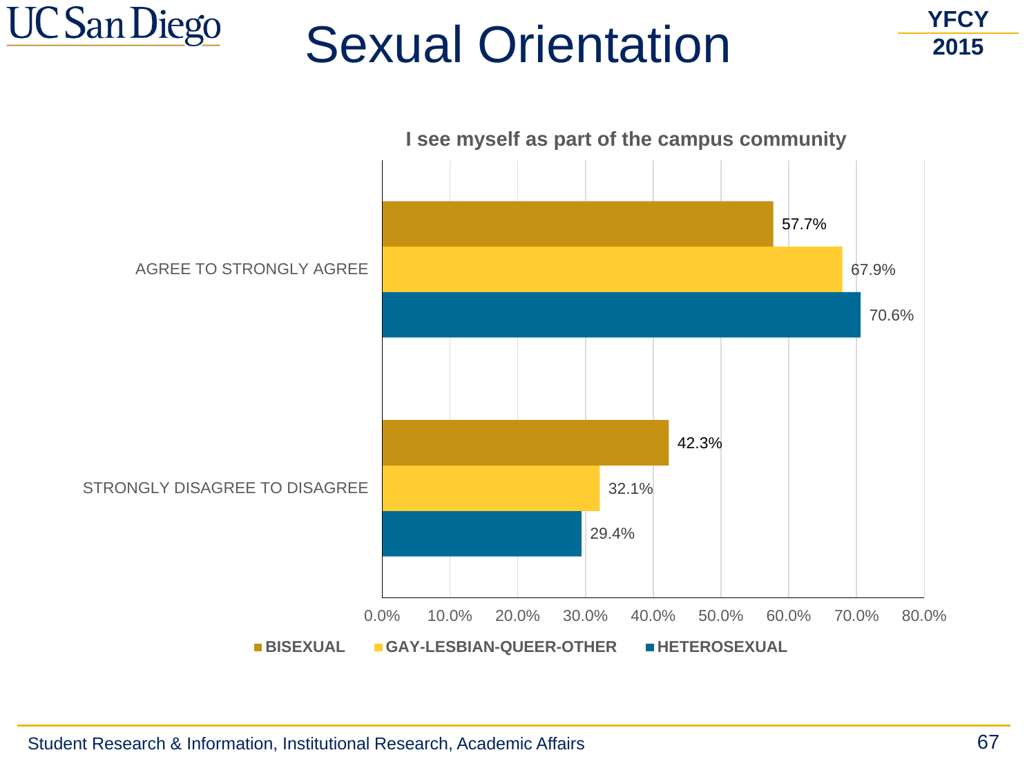# Sexual Orientation

YFCY 2015

**I see myself as part of the campus community**

| | BISEXUAL | GAY-LESBIAN-QUEER-OTHER | HETEROSEXUAL |
|---|---|---|---|
| AGREE TO STRONGLY AGREE | 57.7% | 67.9% | 70.6% |
| STRONGLY DISAGREE TO DISAGREE | 42.3% | 32.1% | 29.4% |

Student Research & Information, Institutional Research, Academic Affairs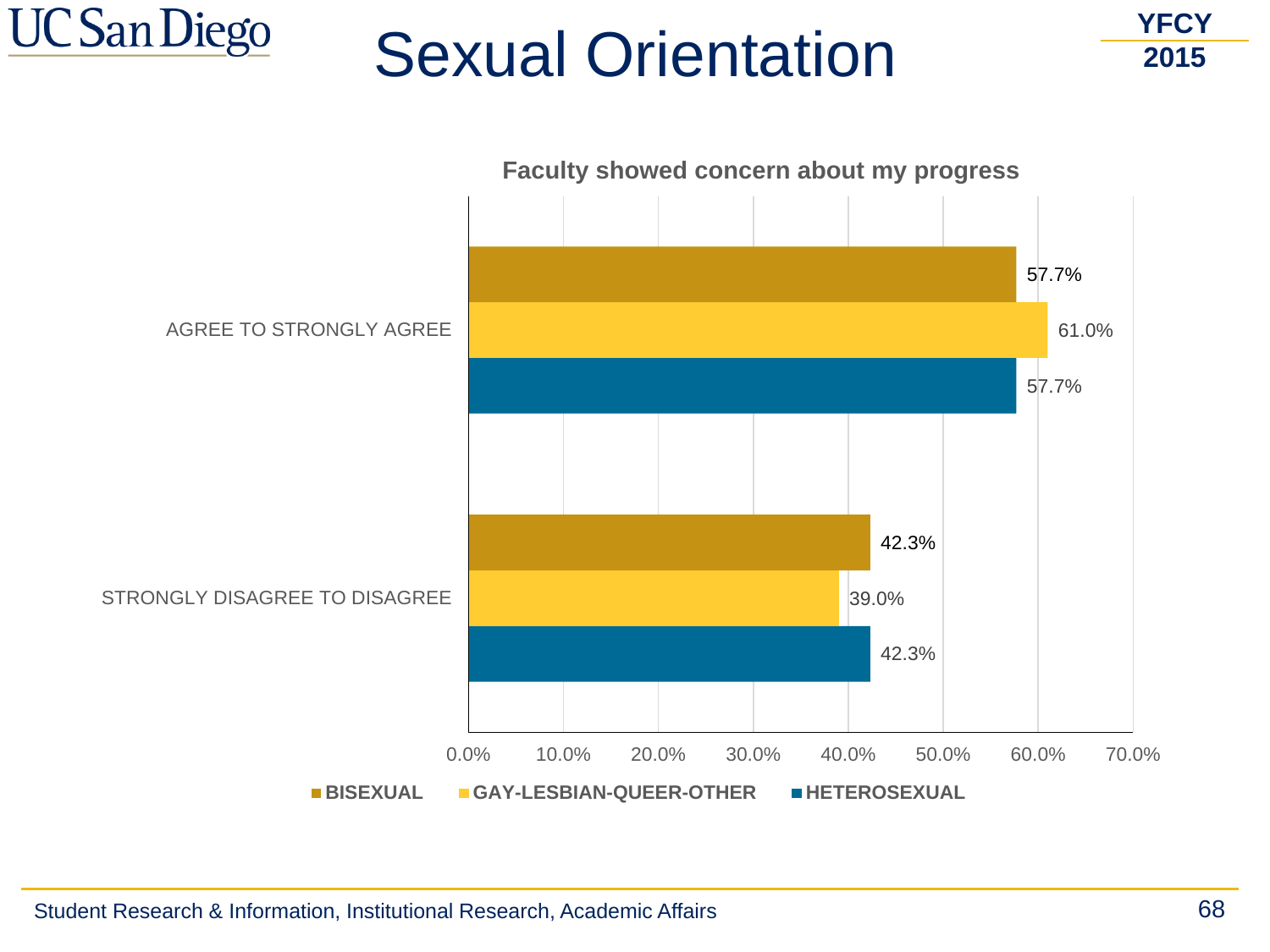# Sexual Orientation

YFCY 2015

**Faculty showed concern about my progress**

| | BISEXUAL | GAY-LESBIAN-QUEER-OTHER | HETEROSEXUAL |
|---|---|---|---|
| AGREE TO STRONGLY AGREE | 57.7% | 61.0% | 57.7% |
| STRONGLY DISAGREE TO DISAGREE | 42.3% | 39.0% | 42.3% |

Student Research & Information, Institutional Research, Academic Affairs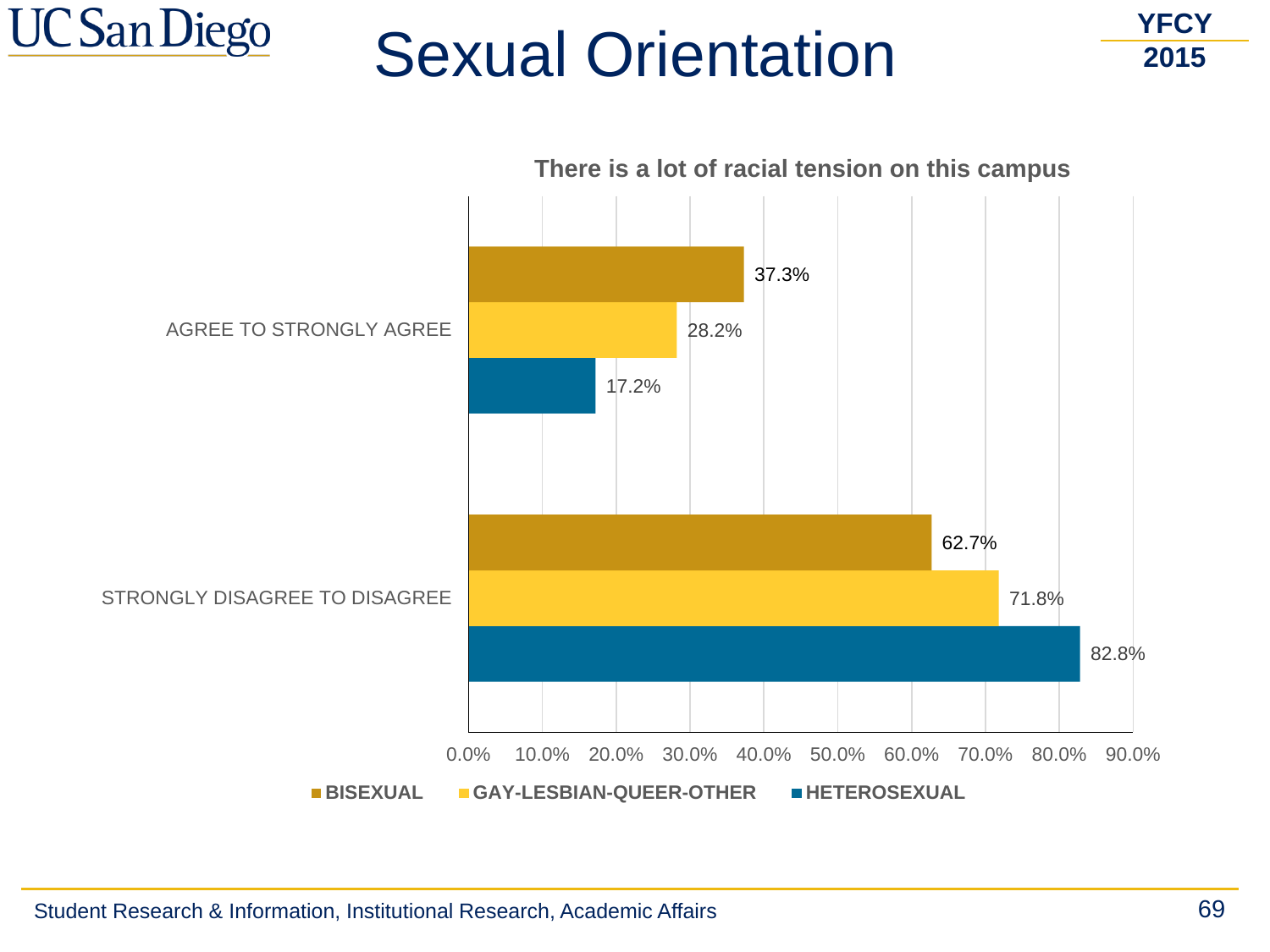# Sexual Orientation

YFCY 2015

**There is a lot of racial tension on this campus**

| | BISEXUAL | GAY-LESBIAN-QUEER-OTHER | HETEROSEXUAL |
|---|---|---|---|
| AGREE TO STRONGLY AGREE | 37.3% | 28.2% | 17.2% |
| STRONGLY DISAGREE TO DISAGREE | 62.7% | 71.8% | 82.8% |

Student Research & Information, Institutional Research, Academic Affairs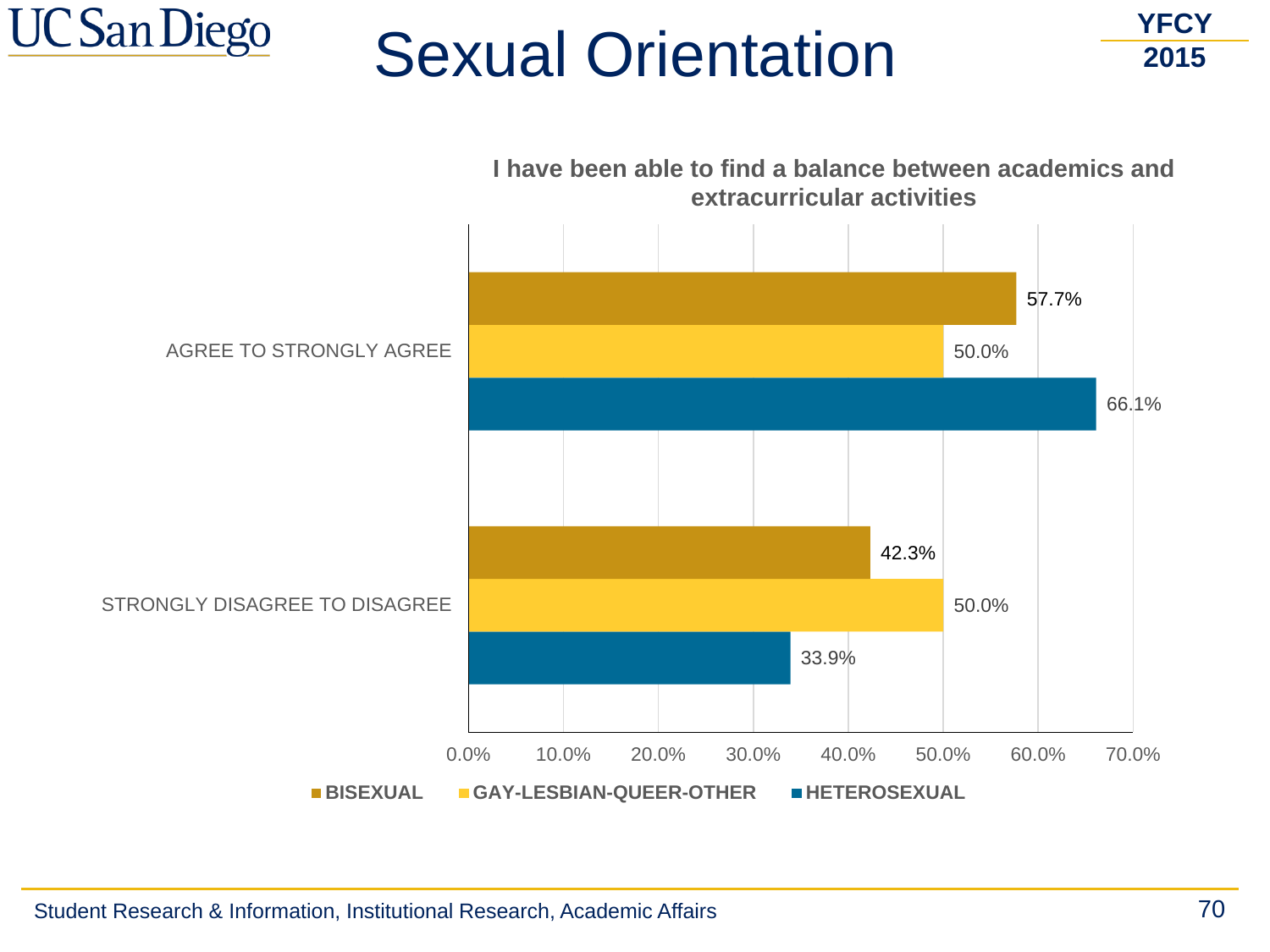# Sexual Orientation

YFCY 2015

**I have been able to find a balance between academics and extracurricular activities**

| | BISEXUAL | GAY-LESBIAN-QUEER-OTHER | HETEROSEXUAL |
|---|---|---|---|
| AGREE TO STRONGLY AGREE | 57.7% | 50.0% | 66.1% |
| STRONGLY DISAGREE TO DISAGREE | 42.3% | 50.0% | 33.9% |

Student Research & Information, Institutional Research, Academic Affairs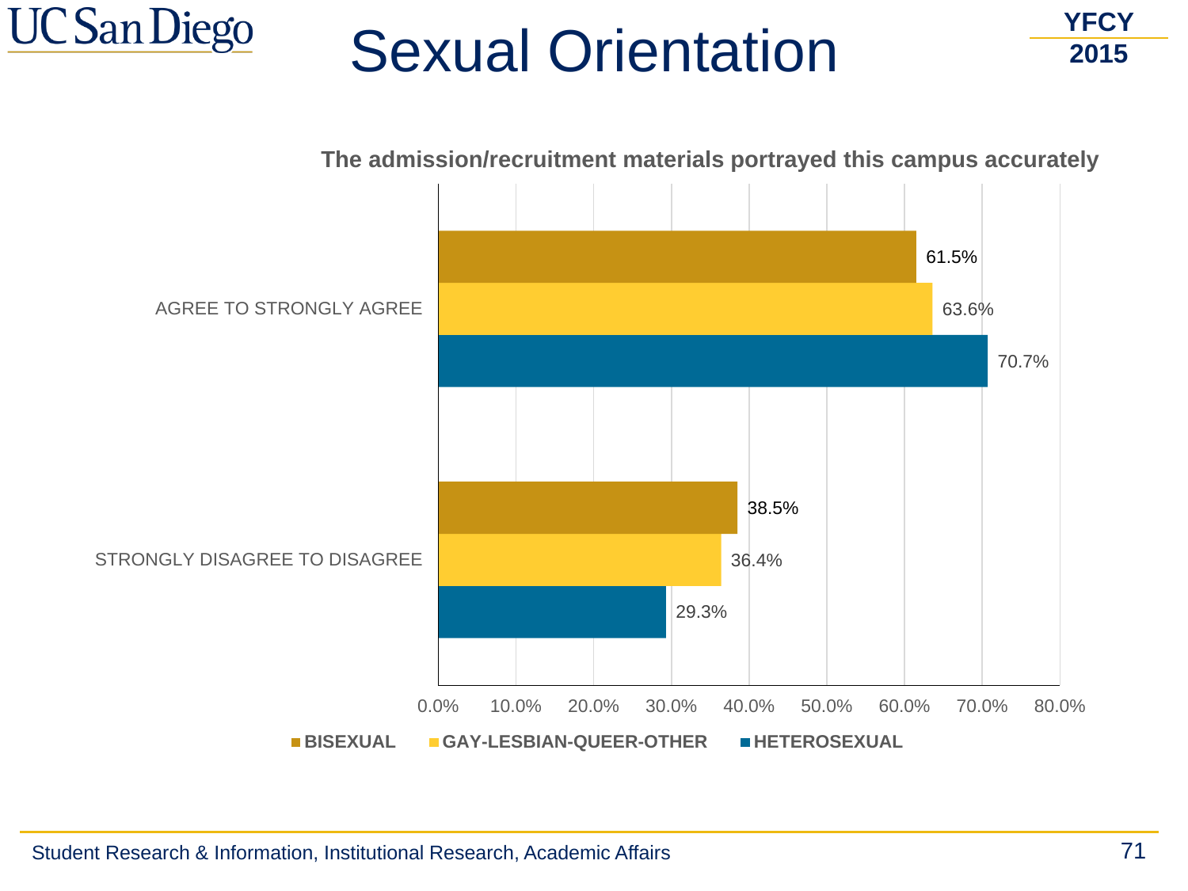# Sexual Orientation

YFCY 2015

**The admission/recruitment materials portrayed this campus accurately**

| | BISEXUAL | GAY-LESBIAN-QUEER-OTHER | HETEROSEXUAL |
|---|---|---|---|
| AGREE TO STRONGLY AGREE | 61.5% | 63.6% | 70.7% |
| STRONGLY DISAGREE TO DISAGREE | 38.5% | 36.4% | 29.3% |

Student Research & Information, Institutional Research, Academic Affairs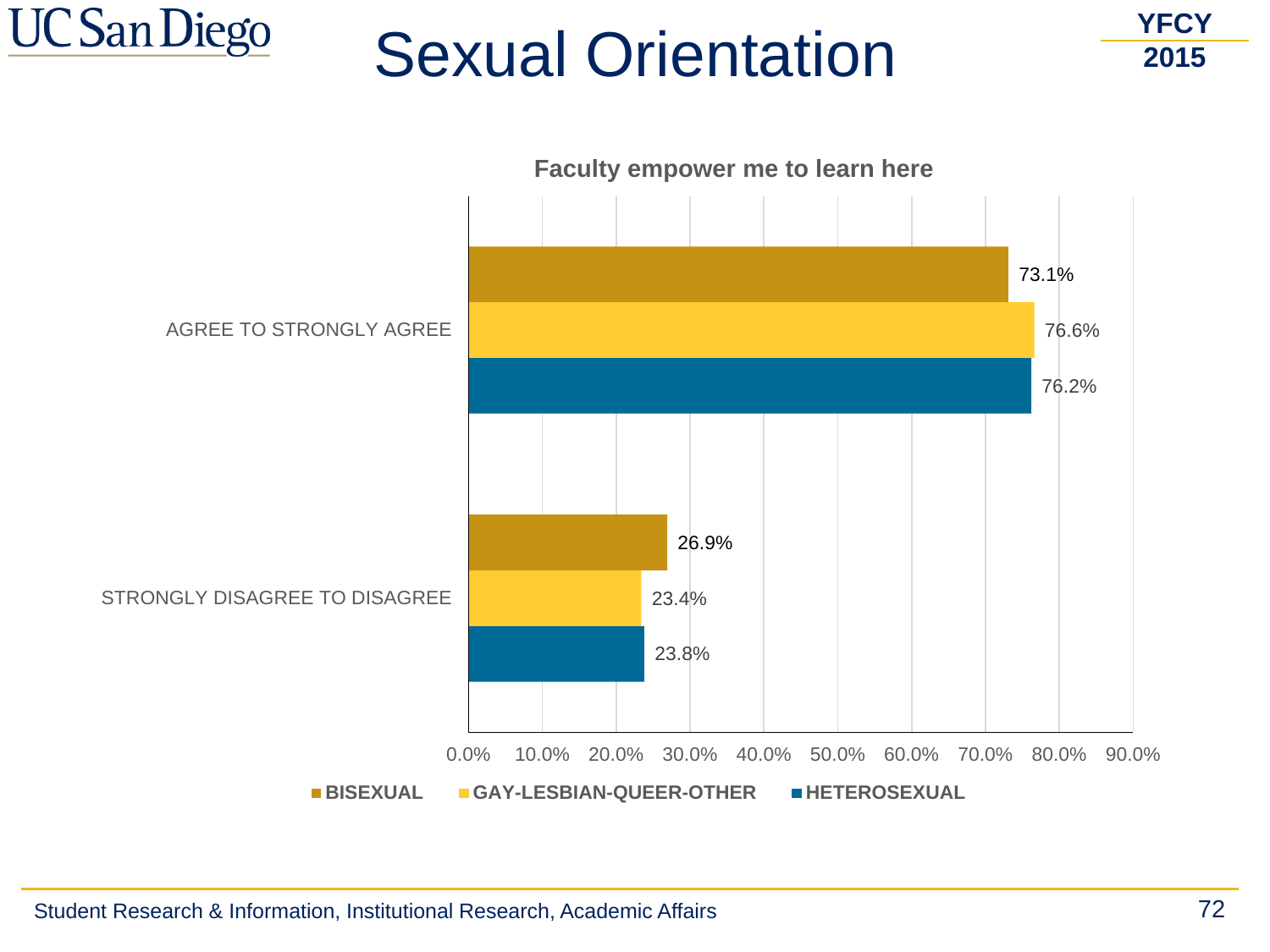# Sexual Orientation

YFCY 2015

**Faculty empower me to learn here**

| | BISEXUAL | GAY-LESBIAN-QUEER-OTHER | HETEROSEXUAL |
|---|---|---|---|
| AGREE TO STRONGLY AGREE | 73.1% | 76.6% | 76.2% |
| STRONGLY DISAGREE TO DISAGREE | 26.9% | 23.4% | 23.8% |

Student Research & Information, Institutional Research, Academic Affairs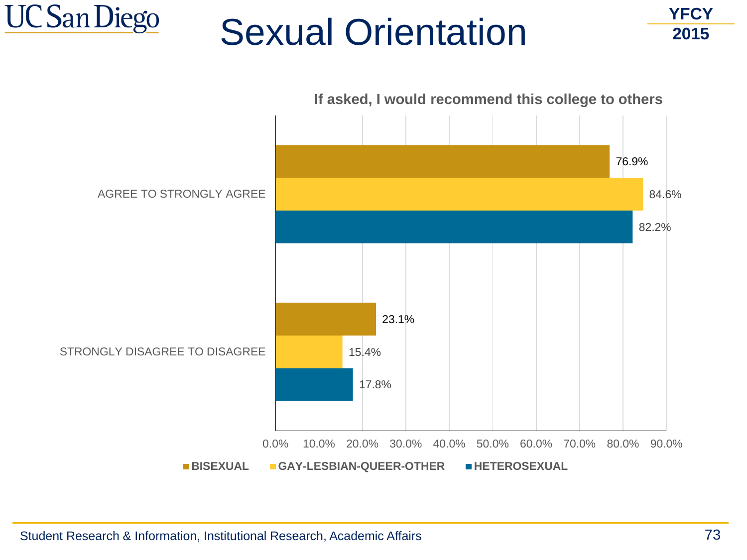# Sexual Orientation

YFCY 2015

**If asked, I would recommend this college to others**

| | BISEXUAL | GAY-LESBIAN-QUEER-OTHER | HETEROSEXUAL |
|---|---|---|---|
| AGREE TO STRONGLY AGREE | 76.9% | 84.6% | 82.2% |
| STRONGLY DISAGREE TO DISAGREE | 23.1% | 15.4% | 17.8% |

Student Research & Information, Institutional Research, Academic Affairs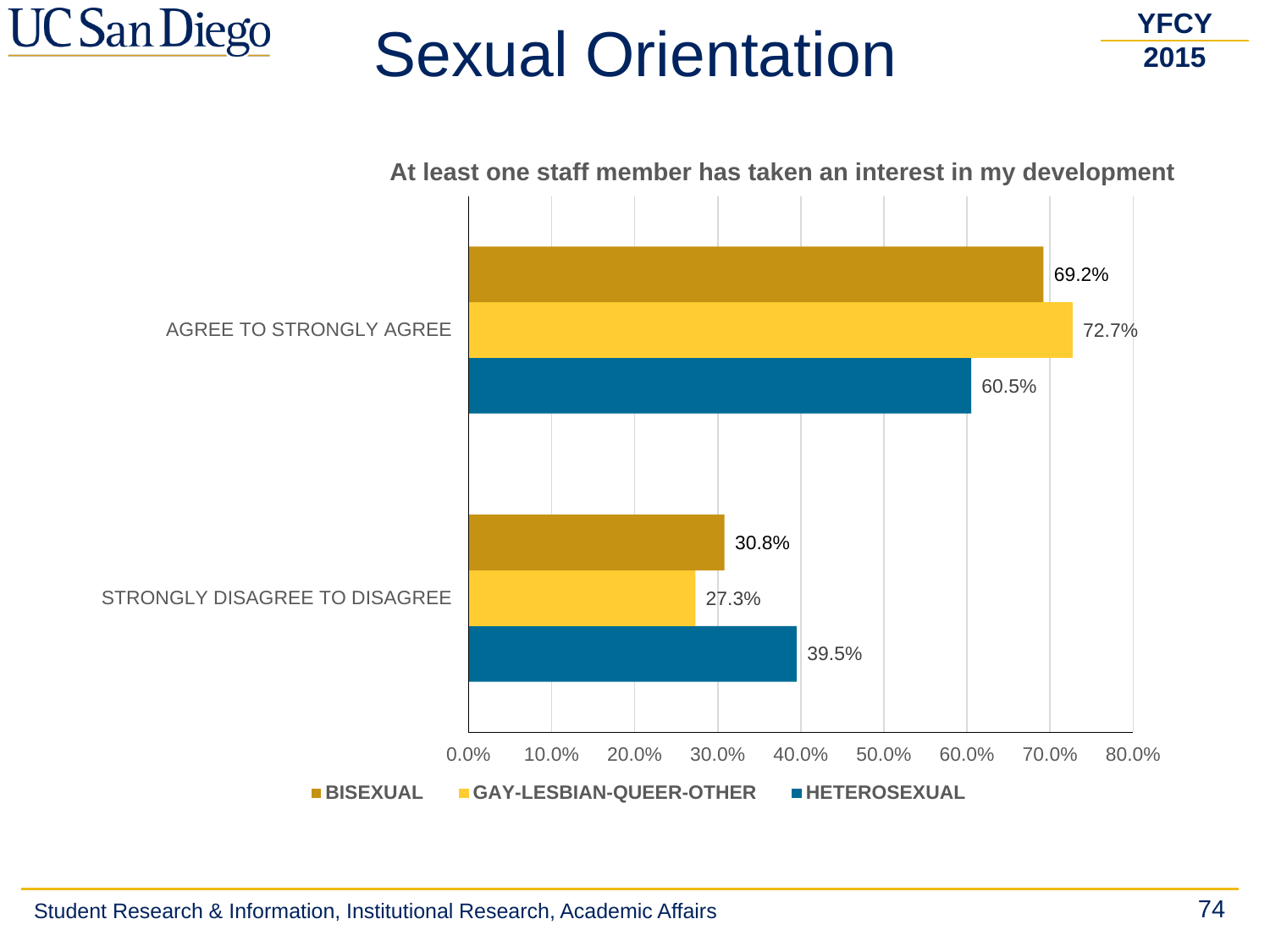# Sexual Orientation

YFCY 2015

**At least one staff member has taken an interest in my development**

| | BISEXUAL | GAY-LESBIAN-QUEER-OTHER | HETEROSEXUAL |
|---|---|---|---|
| AGREE TO STRONGLY AGREE | 69.2% | 72.7% | 60.5% |
| STRONGLY DISAGREE TO DISAGREE | 30.8% | 27.3% | 39.5% |

Student Research & Information, Institutional Research, Academic Affairs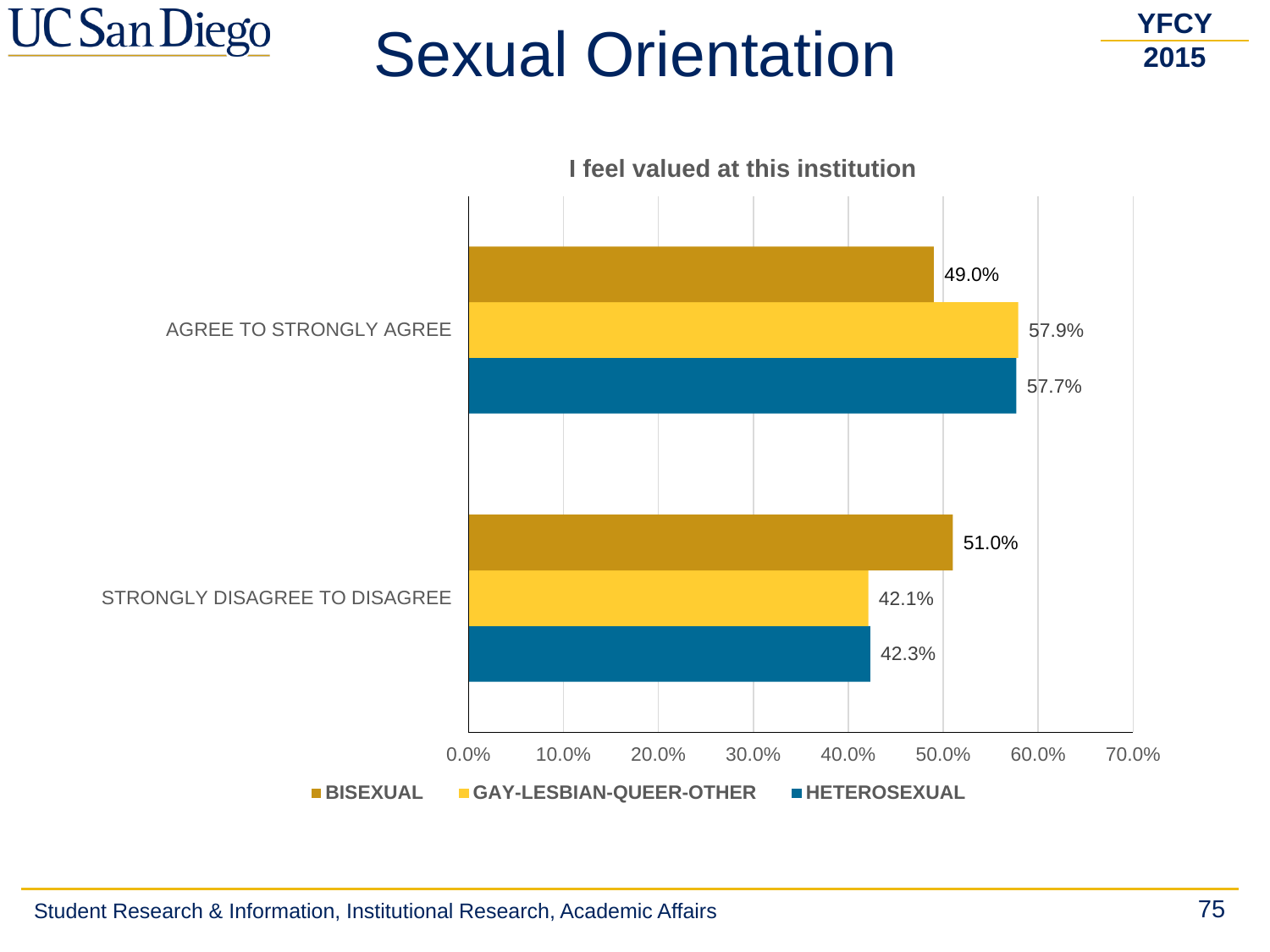# Sexual Orientation

YFCY 2015

**I feel valued at this institution**

| | BISEXUAL | GAY-LESBIAN-QUEER-OTHER | HETEROSEXUAL |
|---|---|---|---|
| AGREE TO STRONGLY AGREE | 49.0% | 57.9% | 57.7% |
| STRONGLY DISAGREE TO DISAGREE | 51.0% | 42.1% | 42.3% |

Student Research & Information, Institutional Research, Academic Affairs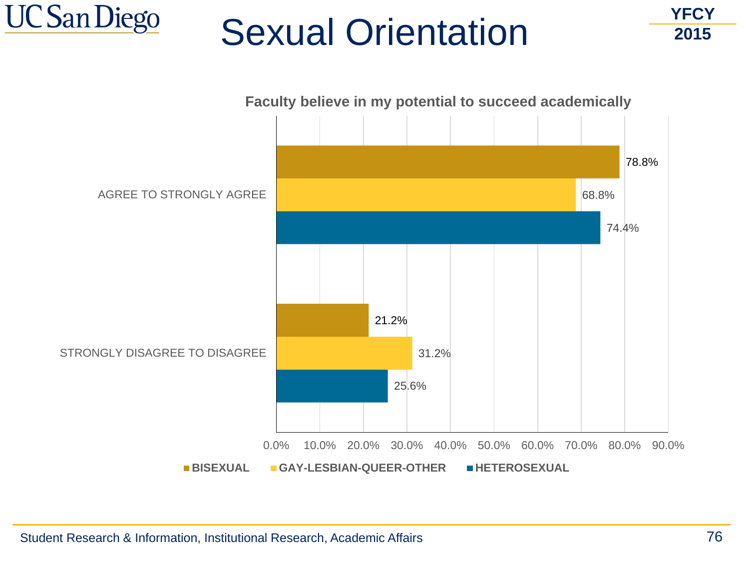# Sexual Orientation

YFCY 2015

**Faculty believe in my potential to succeed academically**

| | BISEXUAL | GAY-LESBIAN-QUEER-OTHER | HETEROSEXUAL |
|---|---|---|---|
| AGREE TO STRONGLY AGREE | 78.8% | 68.8% | 74.4% |
| STRONGLY DISAGREE TO DISAGREE | 21.2% | 31.2% | 25.6% |

Student Research & Information, Institutional Research, Academic Affairs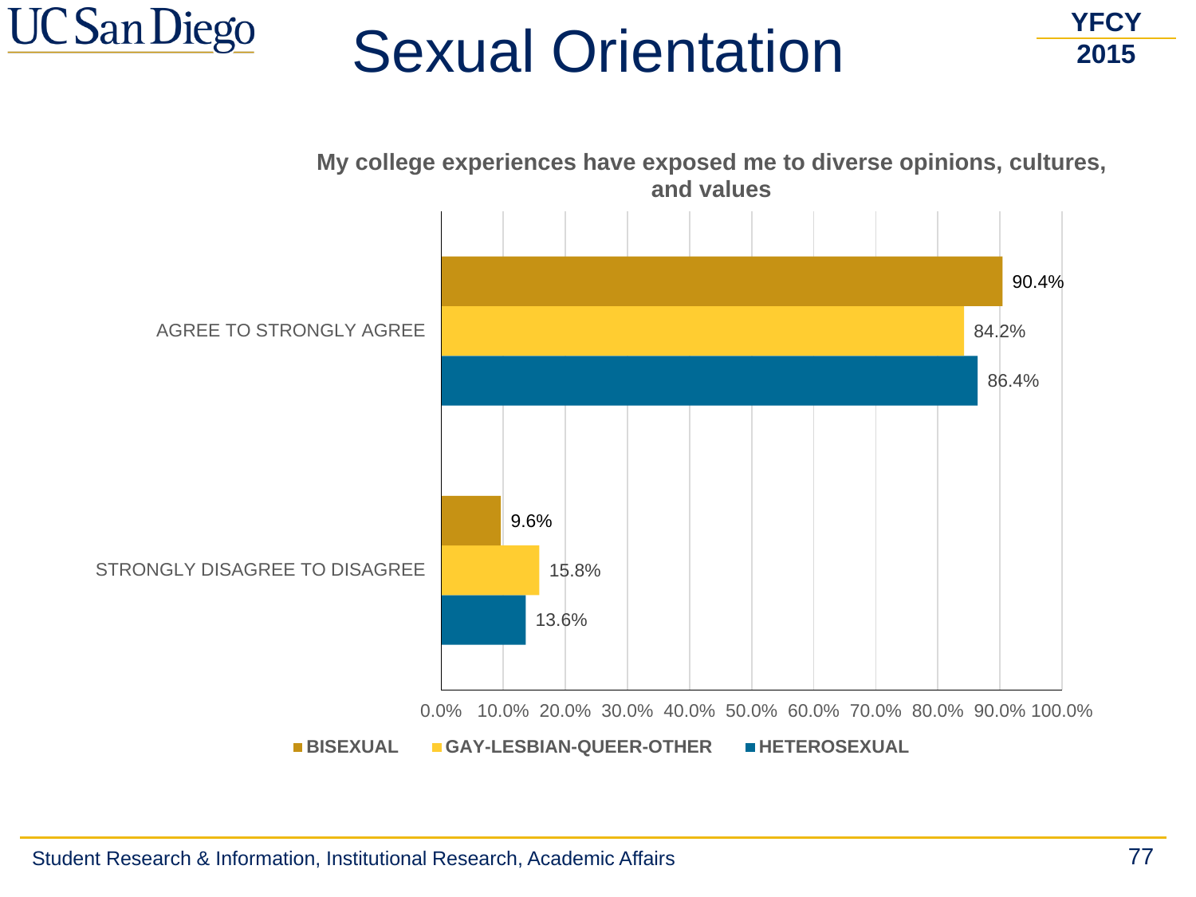# Sexual Orientation

YFCY 2015

**My college experiences have exposed me to diverse opinions, cultures, and values**

| | BISEXUAL | GAY-LESBIAN-QUEER-OTHER | HETEROSEXUAL |
|---|---|---|---|
| AGREE TO STRONGLY AGREE | 90.4% | 84.2% | 86.4% |
| STRONGLY DISAGREE TO DISAGREE | 9.6% | 15.8% | 13.6% |

Student Research & Information, Institutional Research, Academic Affairs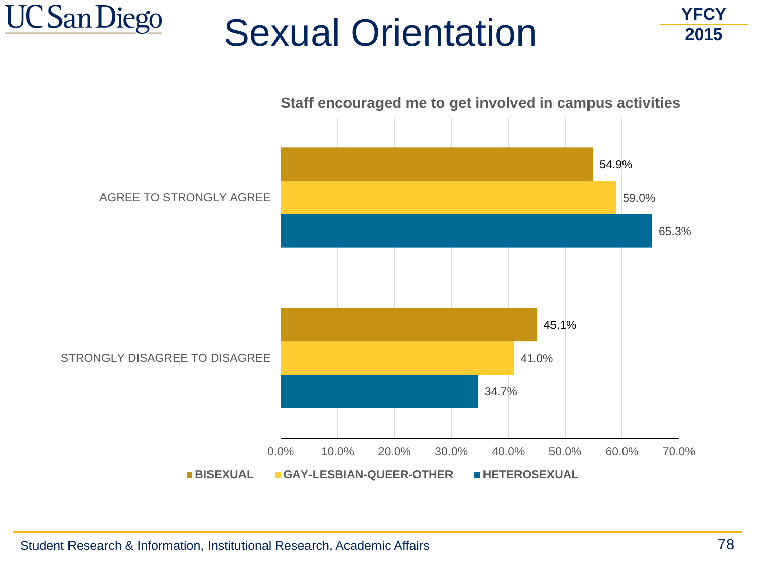# Sexual Orientation

YFCY 2015

**Staff encouraged me to get involved in campus activities**

| | BISEXUAL | GAY-LESBIAN-QUEER-OTHER | HETEROSEXUAL |
|---|---|---|---|
| AGREE TO STRONGLY AGREE | 54.9% | 59.0% | 65.3% |
| STRONGLY DISAGREE TO DISAGREE | 45.1% | 41.0% | 34.7% |

Student Research & Information, Institutional Research, Academic Affairs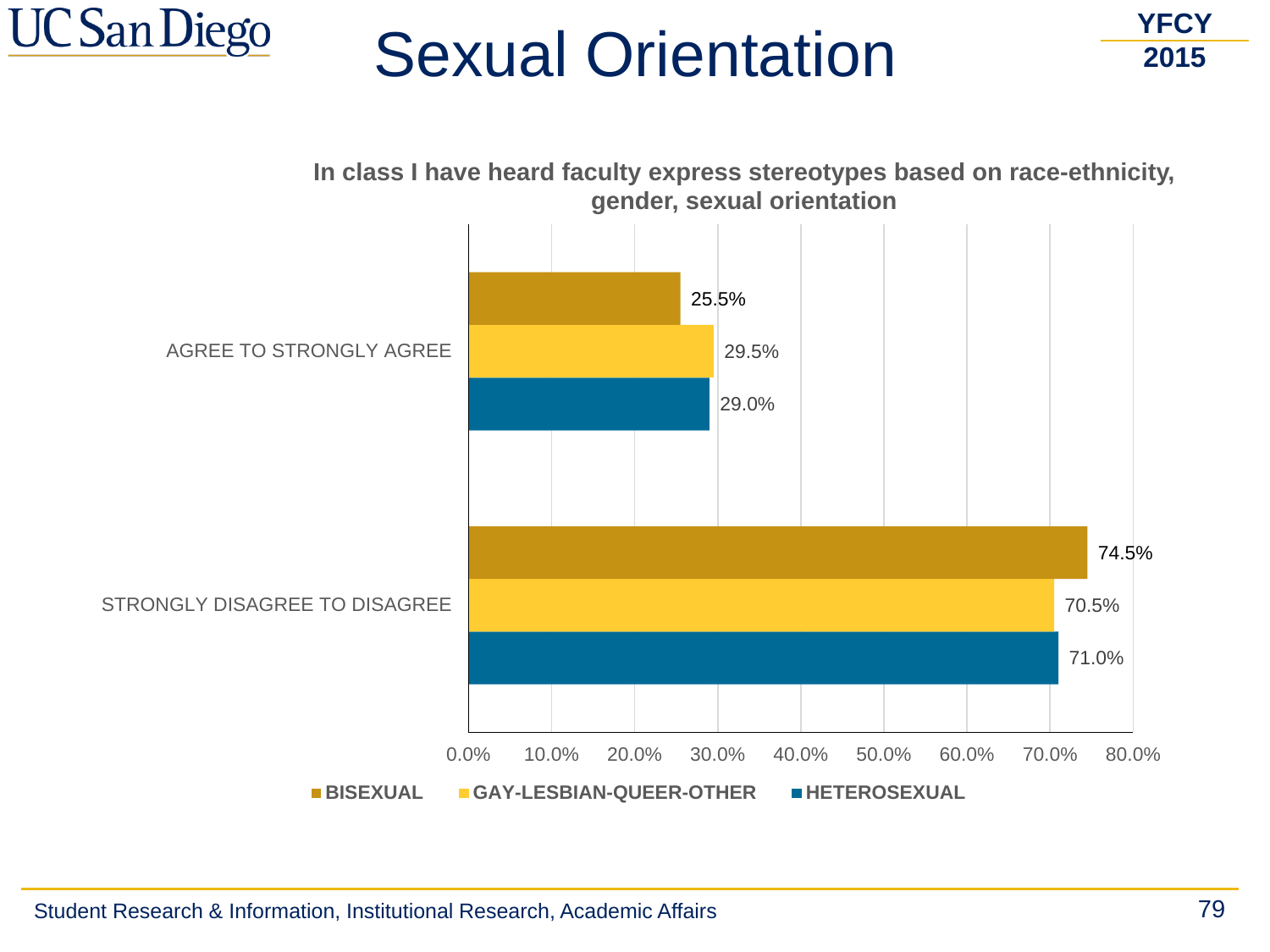# Sexual Orientation

YFCY 2015

**In class I have heard faculty express stereotypes based on race-ethnicity, gender, sexual orientation**

| | BISEXUAL | GAY-LESBIAN-QUEER-OTHER | HETEROSEXUAL |
|---|---|---|---|
| AGREE TO STRONGLY AGREE | 25.5% | 29.5% | 29.0% |
| STRONGLY DISAGREE TO DISAGREE | 74.5% | 70.5% | 71.0% |

Student Research & Information, Institutional Research, Academic Affairs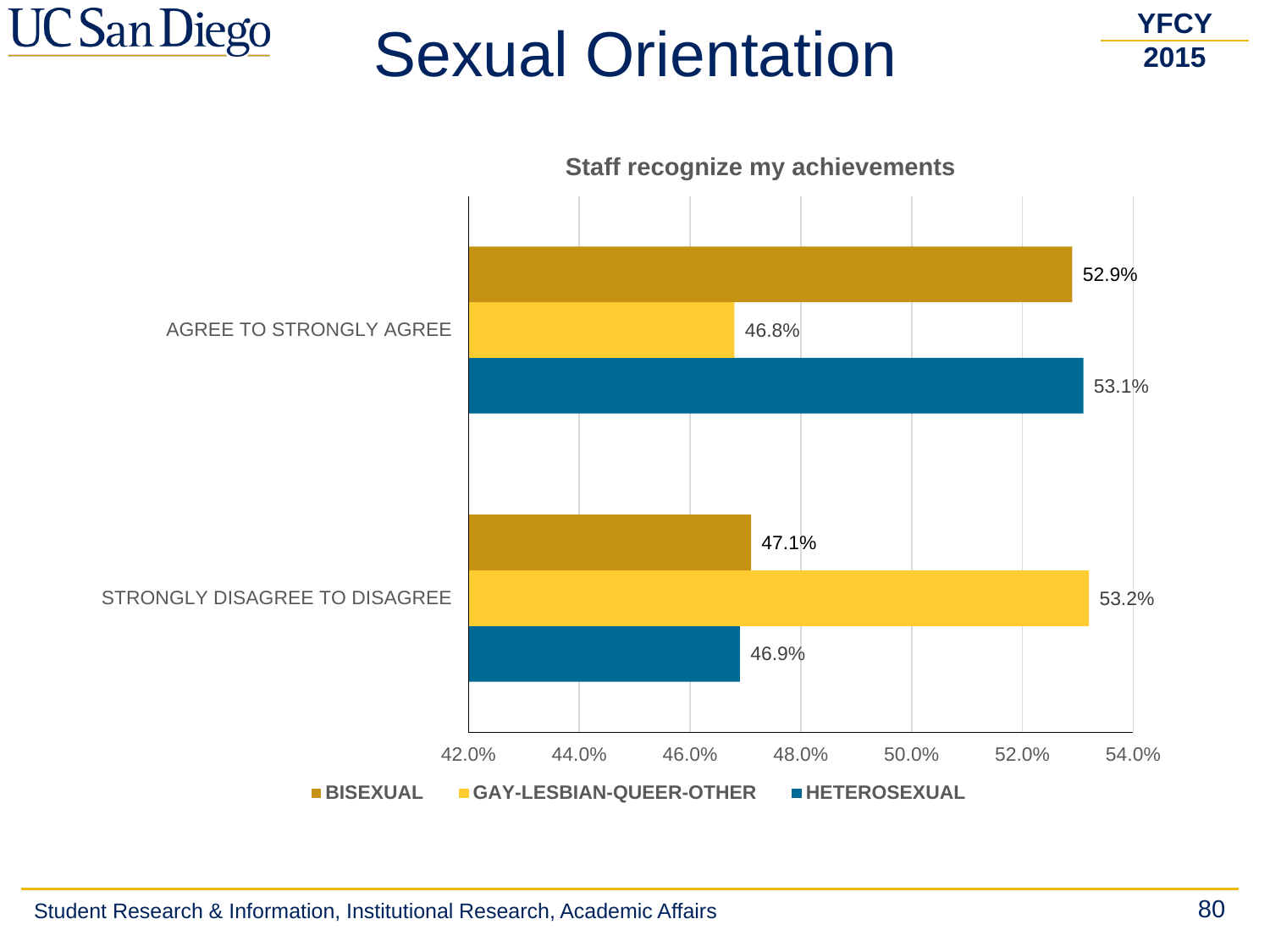# Sexual Orientation

YFCY 2015

**Staff recognize my achievements**

| | BISEXUAL | GAY-LESBIAN-QUEER-OTHER | HETEROSEXUAL |
|---|---|---|---|
| AGREE TO STRONGLY AGREE | 52.9% | 46.8% | 53.1% |
| STRONGLY DISAGREE TO DISAGREE | 47.1% | 53.2% | 46.9% |

Student Research & Information, Institutional Research, Academic Affairs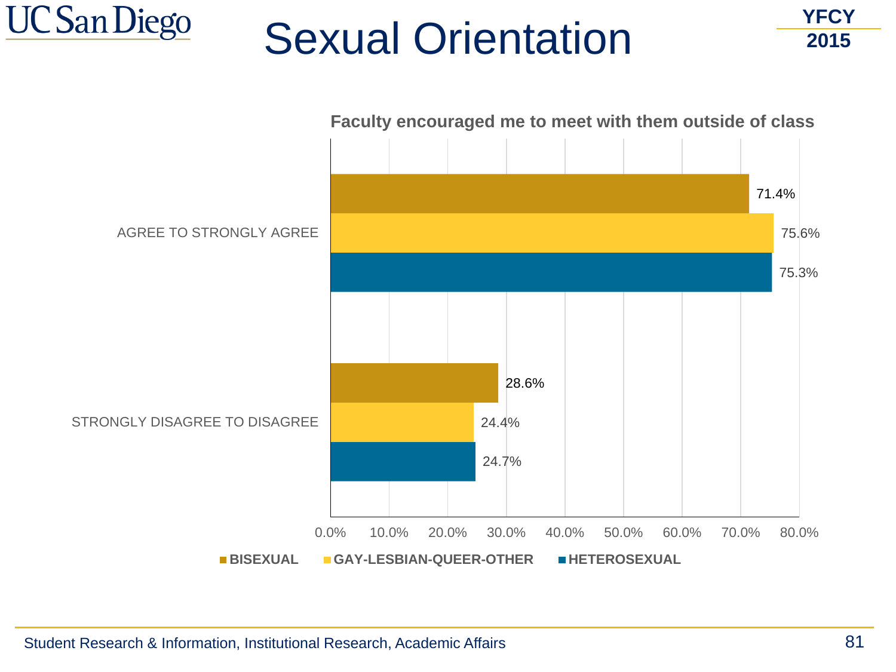# Sexual Orientation

YFCY 2015

**Faculty encouraged me to meet with them outside of class**

| | BISEXUAL | GAY-LESBIAN-QUEER-OTHER | HETEROSEXUAL |
|---|---|---|---|
| AGREE TO STRONGLY AGREE | 71.4% | 75.6% | 75.3% |
| STRONGLY DISAGREE TO DISAGREE | 28.6% | 24.4% | 24.7% |

Student Research & Information, Institutional Research, Academic Affairs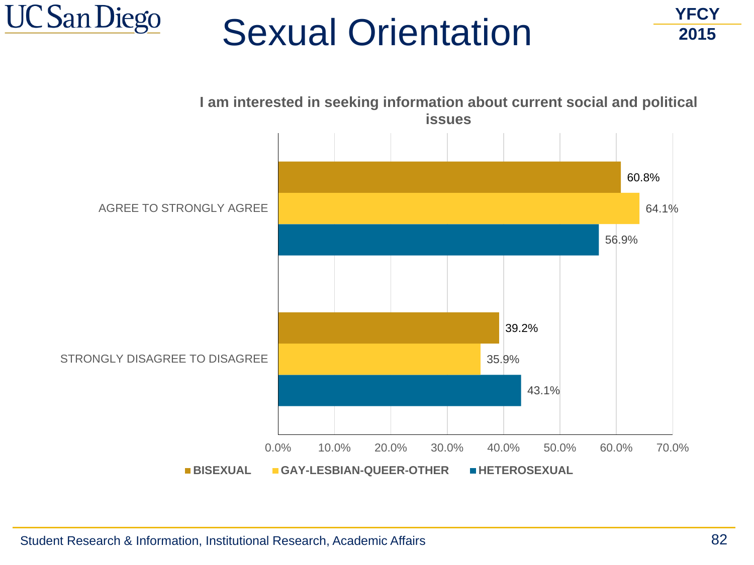# Sexual Orientation

YFCY 2015

**I am interested in seeking information about current social and political issues**

| | BISEXUAL | GAY-LESBIAN-QUEER-OTHER | HETEROSEXUAL |
|---|---|---|---|
| AGREE TO STRONGLY AGREE | 60.8% | 64.1% | 56.9% |
| STRONGLY DISAGREE TO DISAGREE | 39.2% | 35.9% | 43.1% |

Student Research & Information, Institutional Research, Academic Affairs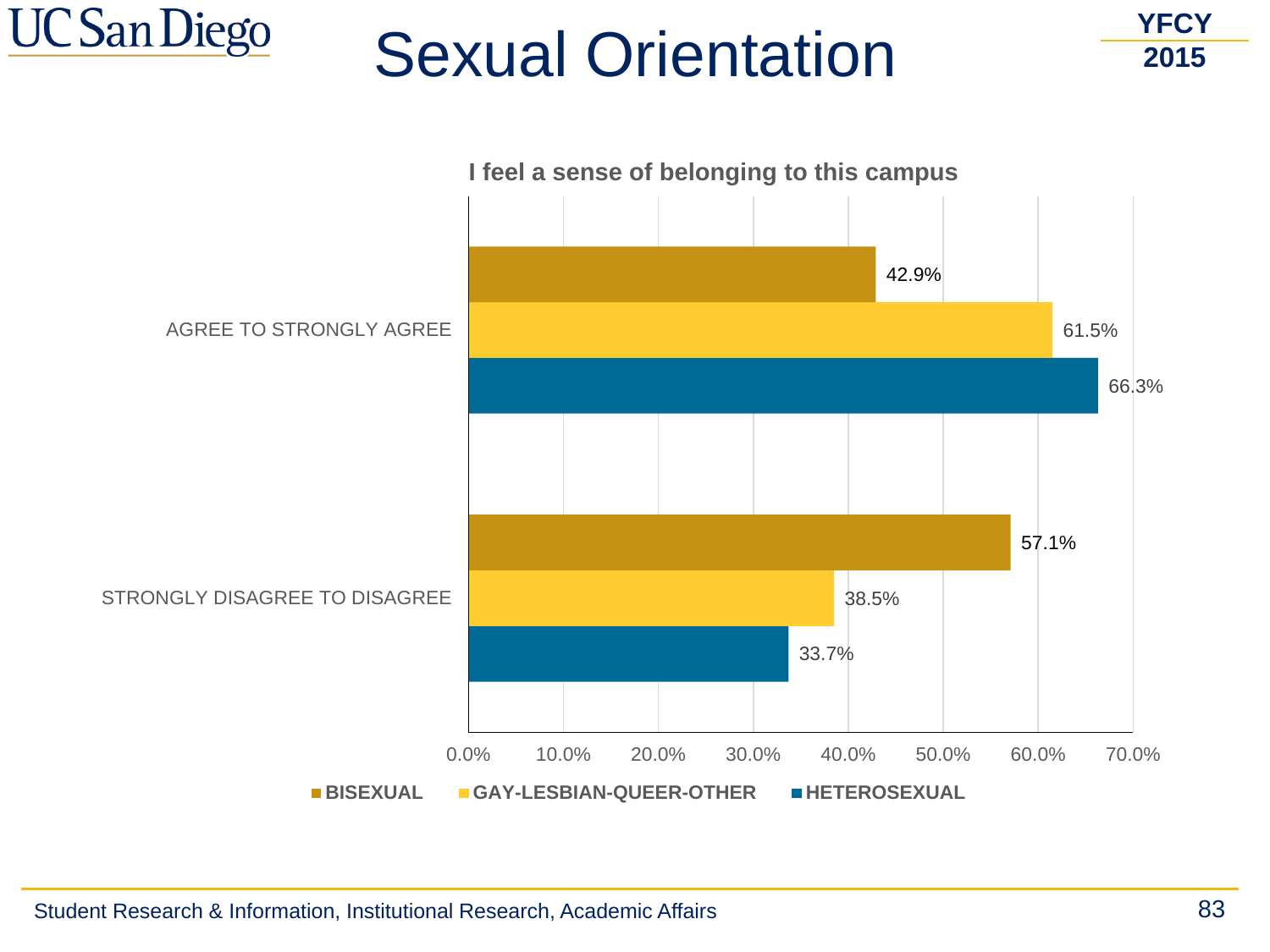# Sexual Orientation

YFCY 2015

**I feel a sense of belonging to this campus**

| | BISEXUAL | GAY-LESBIAN-QUEER-OTHER | HETEROSEXUAL |
|---|---|---|---|
| AGREE TO STRONGLY AGREE | 42.9% | 61.5% | 66.3% |
| STRONGLY DISAGREE TO DISAGREE | 57.1% | 38.5% | 33.7% |

Student Research & Information, Institutional Research, Academic Affairs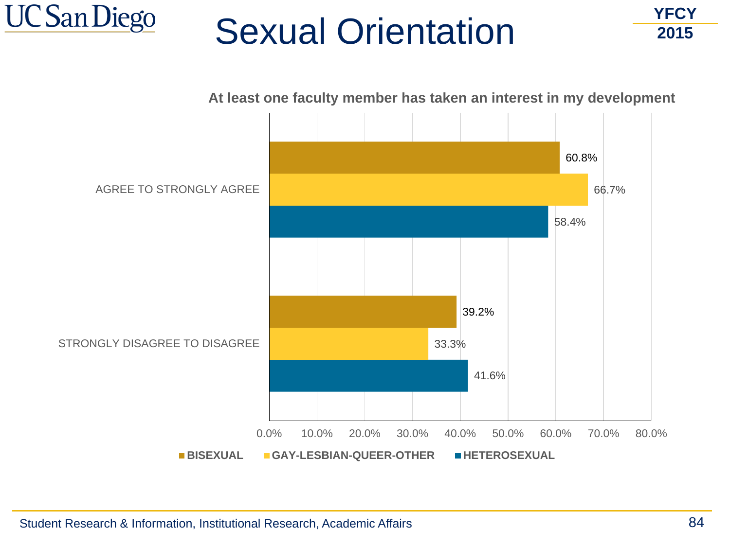# Sexual Orientation

YFCY 2015

**At least one faculty member has taken an interest in my development**

| | BISEXUAL | GAY-LESBIAN-QUEER-OTHER | HETEROSEXUAL |
|---|---|---|---|
| AGREE TO STRONGLY AGREE | 60.8% | 66.7% | 58.4% |
| STRONGLY DISAGREE TO DISAGREE | 39.2% | 33.3% | 41.6% |

Student Research & Information, Institutional Research, Academic Affairs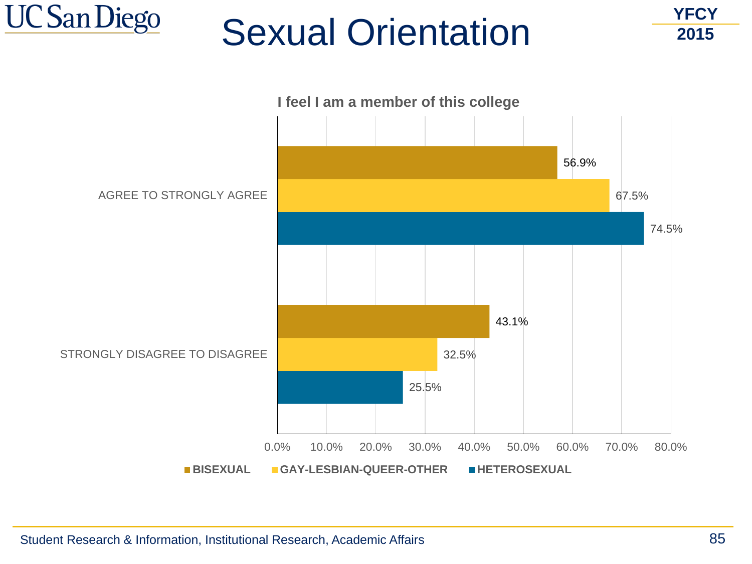# Sexual Orientation

YFCY 2015

**I feel I am a member of this college**

| | BISEXUAL | GAY-LESBIAN-QUEER-OTHER | HETEROSEXUAL |
|---|---|---|---|
| AGREE TO STRONGLY AGREE | 56.9% | 67.5% | 74.5% |
| STRONGLY DISAGREE TO DISAGREE | 43.1% | 32.5% | 25.5% |

Student Research & Information, Institutional Research, Academic Affairs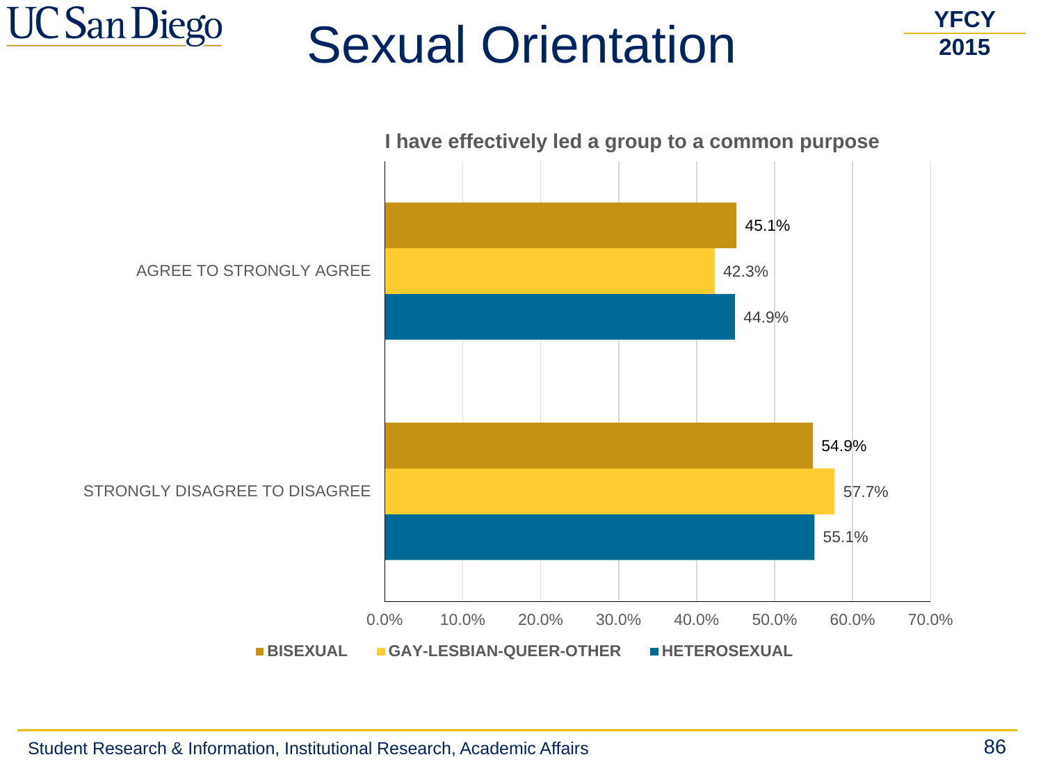# Sexual Orientation

YFCY 2015

**I have effectively led a group to a common purpose**

| | BISEXUAL | GAY-LESBIAN-QUEER-OTHER | HETEROSEXUAL |
|---|---|---|---|
| AGREE TO STRONGLY AGREE | 45.1% | 42.3% | 44.9% |
| STRONGLY DISAGREE TO DISAGREE | 54.9% | 57.7% | 55.1% |

Student Research & Information, Institutional Research, Academic Affairs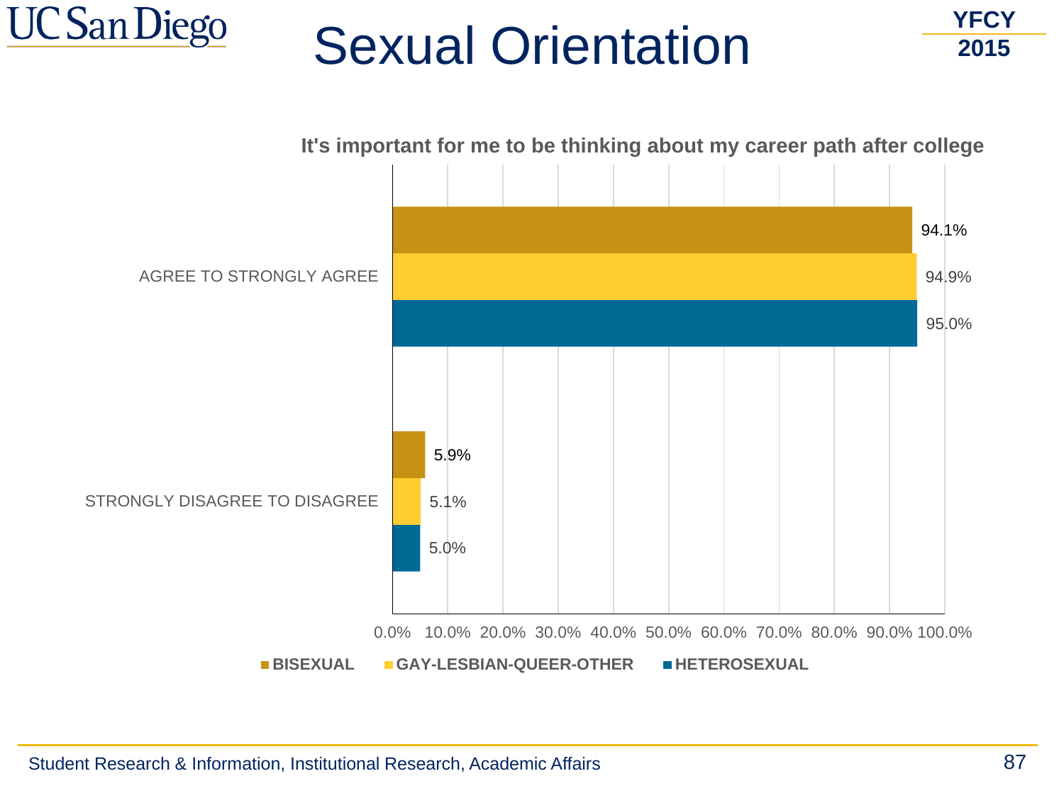# Sexual Orientation

YFCY 2015

**It's important for me to be thinking about my career path after college**

| | BISEXUAL | GAY-LESBIAN-QUEER-OTHER | HETEROSEXUAL |
|---|---|---|---|
| AGREE TO STRONGLY AGREE | 94.1% | 94.9% | 95.0% |
| STRONGLY DISAGREE TO DISAGREE | 5.9% | 5.1% | 5.0% |

Student Research & Information, Institutional Research, Academic Affairs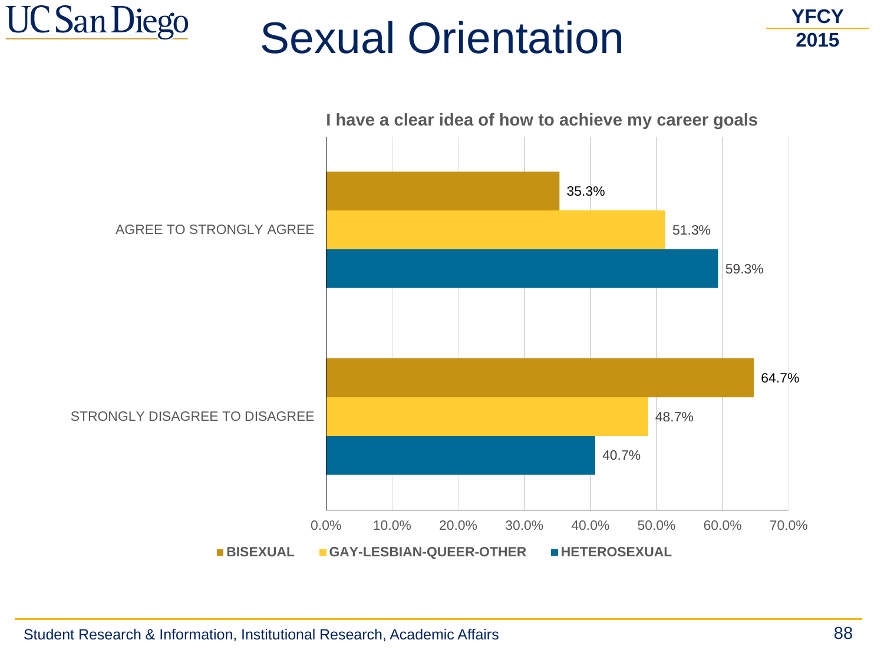# Sexual Orientation

YFCY 2015

**I have a clear idea of how to achieve my career goals**

| | BISEXUAL | GAY-LESBIAN-QUEER-OTHER | HETEROSEXUAL |
|---|---|---|---|
| AGREE TO STRONGLY AGREE | 35.3% | 51.3% | 59.3% |
| STRONGLY DISAGREE TO DISAGREE | 64.7% | 48.7% | 40.7% |

Student Research & Information, Institutional Research, Academic Affairs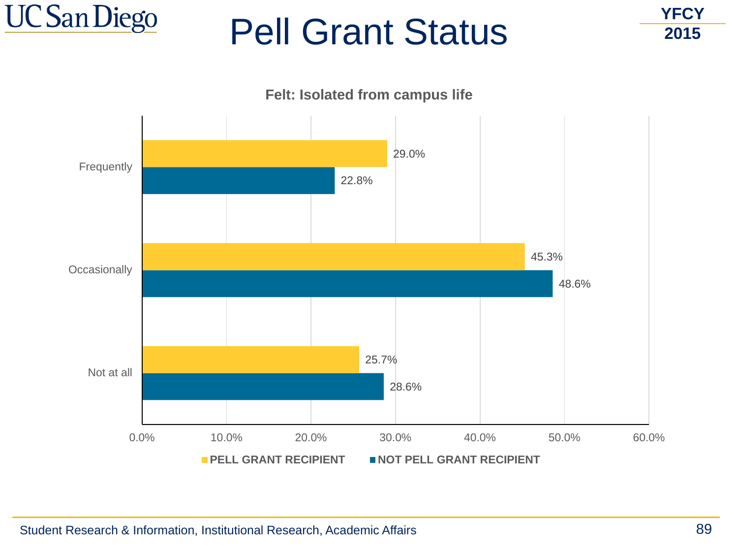# Pell Grant Status

YFCY 2015

**Felt: Isolated from campus life**

| | PELL GRANT RECIPIENT | NOT PELL GRANT RECIPIENT |
|---|---|---|
| Frequently | 29.0% | 22.8% |
| Occasionally | 45.3% | 48.6% |
| Not at all | 25.7% | 28.6% |

Student Research & Information, Institutional Research, Academic Affairs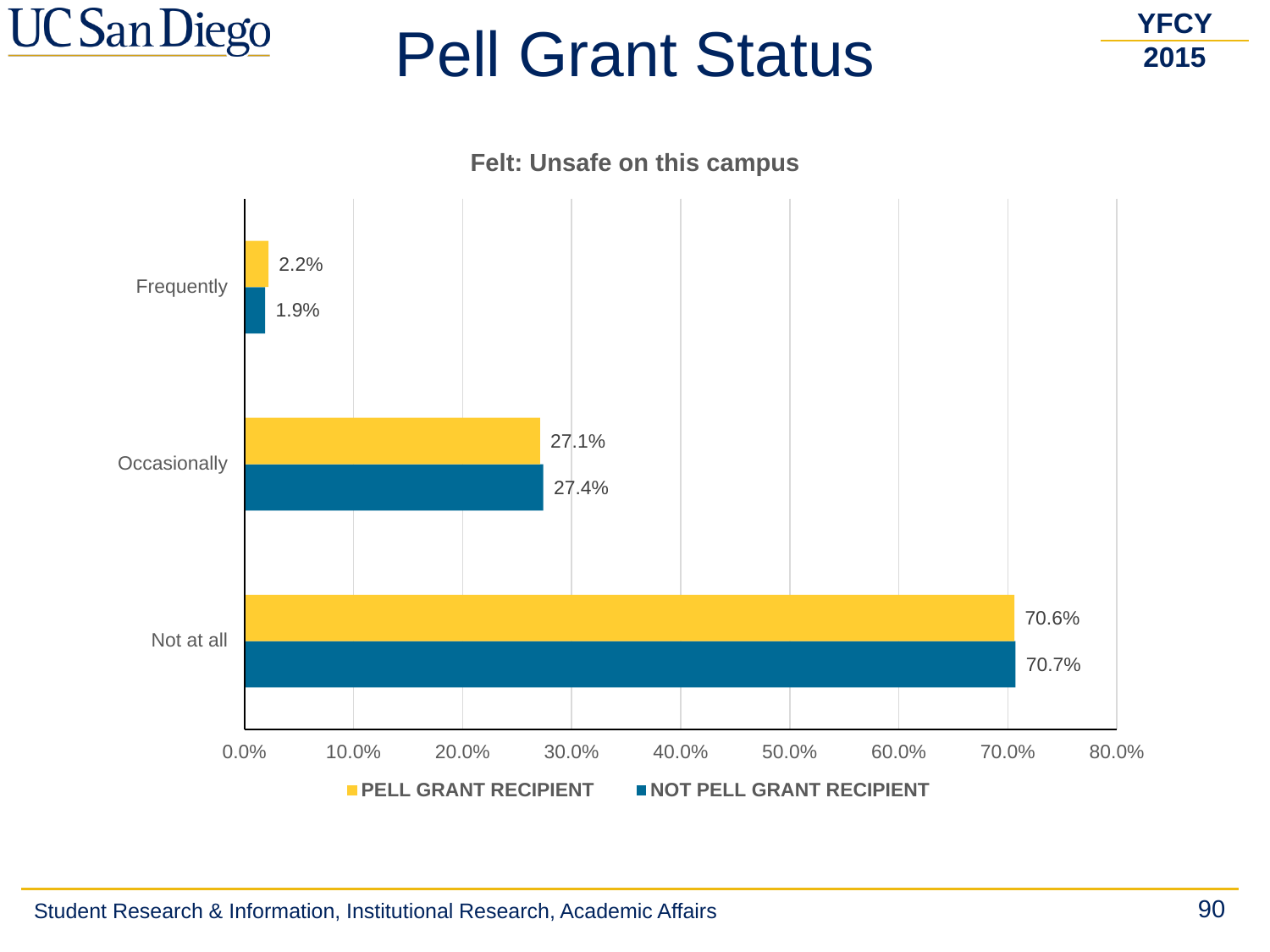# Pell Grant Status

YFCY 2015

**Felt: Unsafe on this campus**

| | PELL GRANT RECIPIENT | NOT PELL GRANT RECIPIENT |
|---|---|---|
| Frequently | 2.2% | 1.9% |
| Occasionally | 27.1% | 27.4% |
| Not at all | 70.6% | 70.7% |

Student Research & Information, Institutional Research, Academic Affairs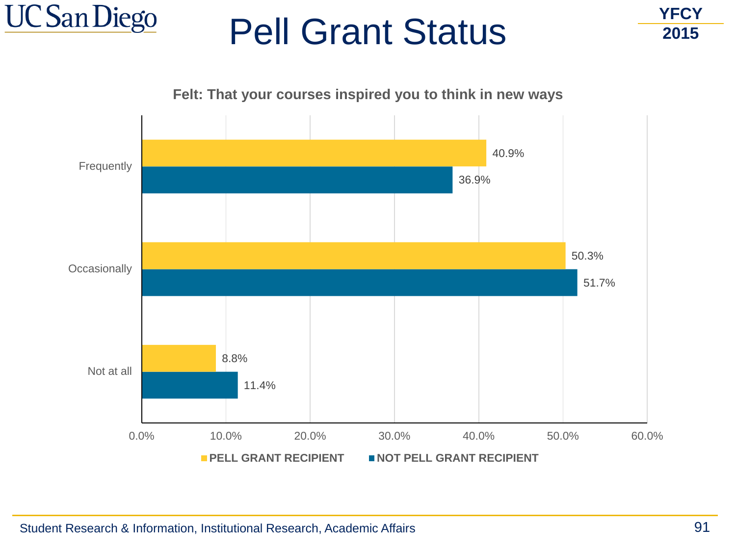# Pell Grant Status

YFCY 2015

**Felt: That your courses inspired you to think in new ways**

| | PELL GRANT RECIPIENT | NOT PELL GRANT RECIPIENT |
|---|---|---|
| Frequently | 40.9% | 36.9% |
| Occasionally | 50.3% | 51.7% |
| Not at all | 8.8% | 11.4% |

Student Research & Information, Institutional Research, Academic Affairs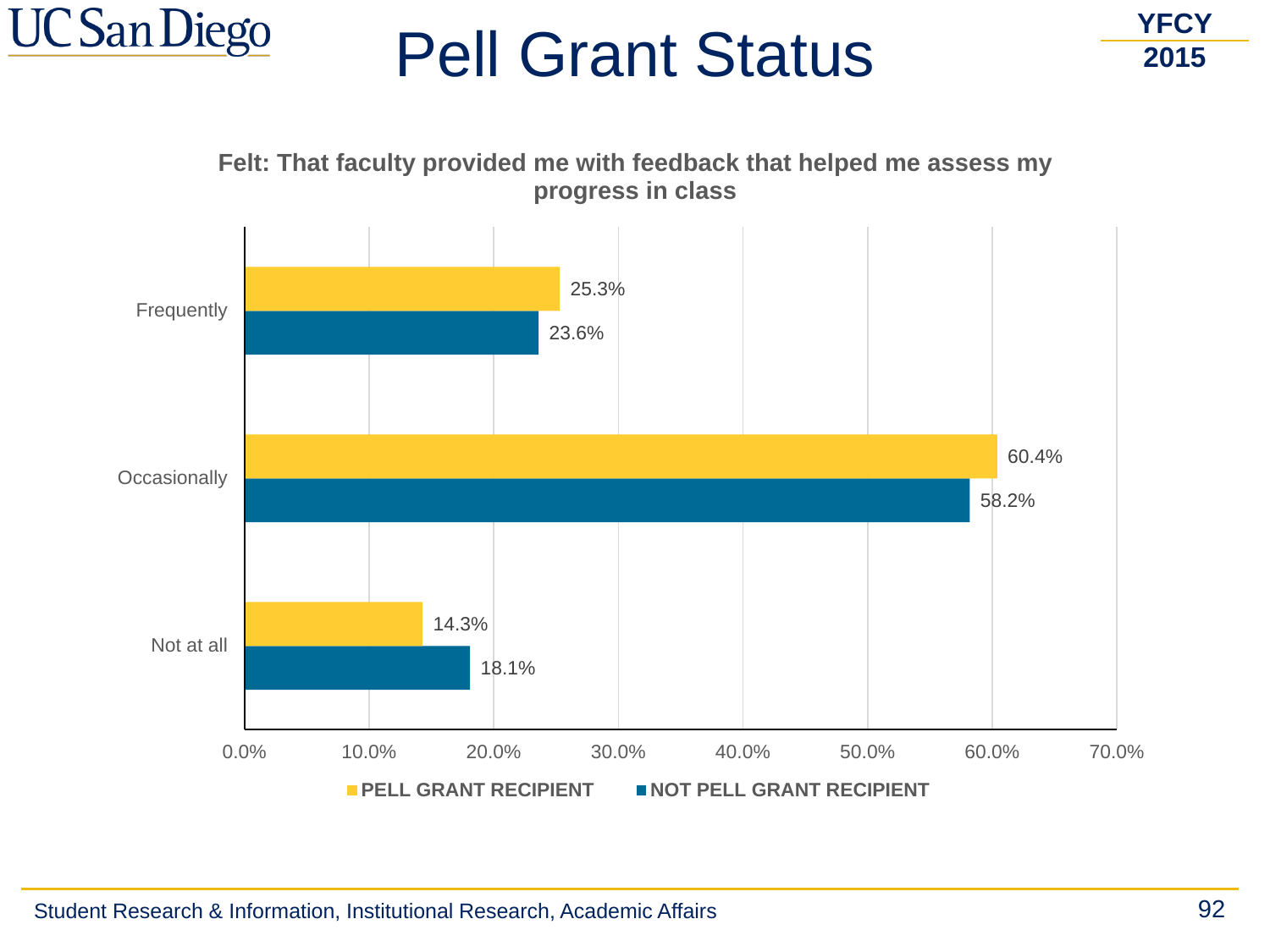# Pell Grant Status

YFCY 2015

**Felt: That faculty provided me with feedback that helped me assess my progress in class**

| | PELL GRANT RECIPIENT | NOT PELL GRANT RECIPIENT |
|---|---|---|
| Frequently | 25.3% | 23.6% |
| Occasionally | 60.4% | 58.2% |
| Not at all | 14.3% | 18.1% |

Student Research & Information, Institutional Research, Academic Affairs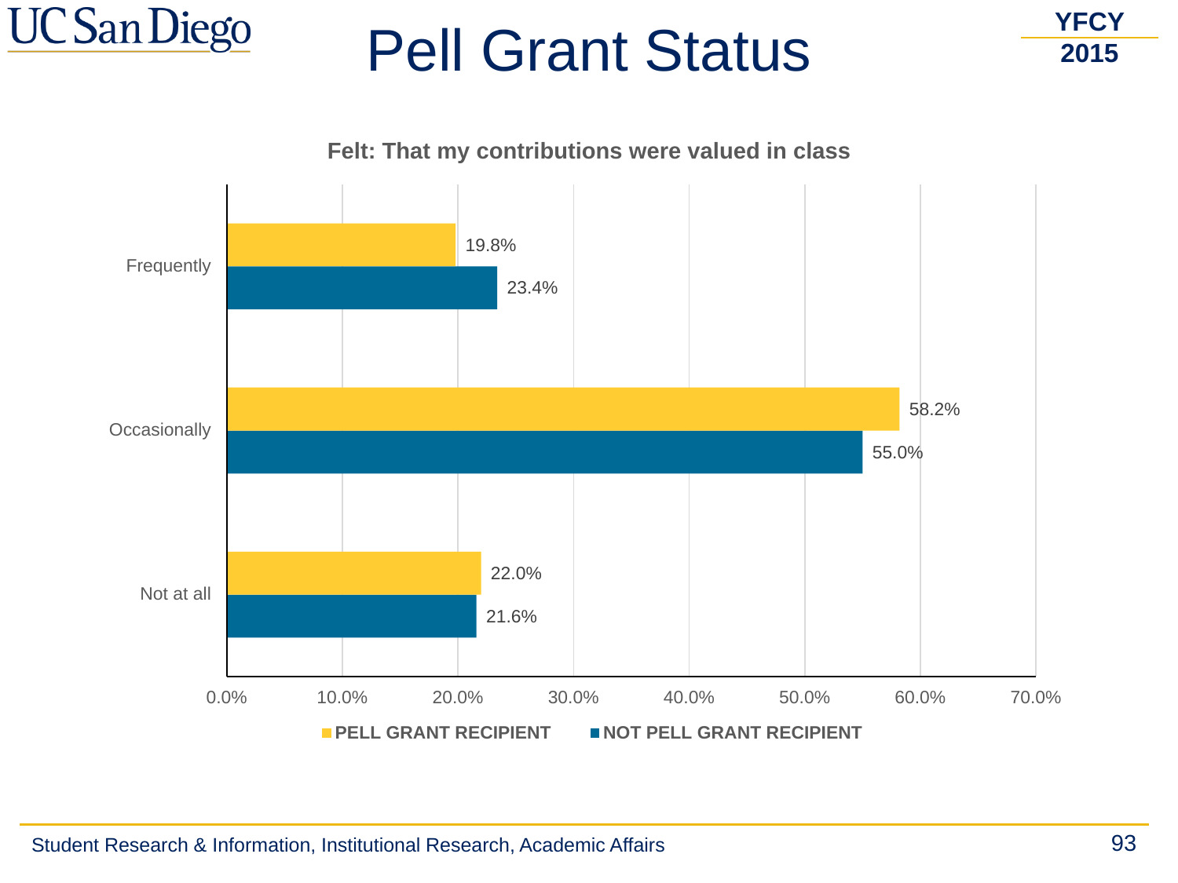# Pell Grant Status

YFCY 2015

**Felt: That my contributions were valued in class**

| | PELL GRANT RECIPIENT | NOT PELL GRANT RECIPIENT |
|---|---|---|
| Frequently | 19.8% | 23.4% |
| Occasionally | 58.2% | 55.0% |
| Not at all | 22.0% | 21.6% |

Student Research & Information, Institutional Research, Academic Affairs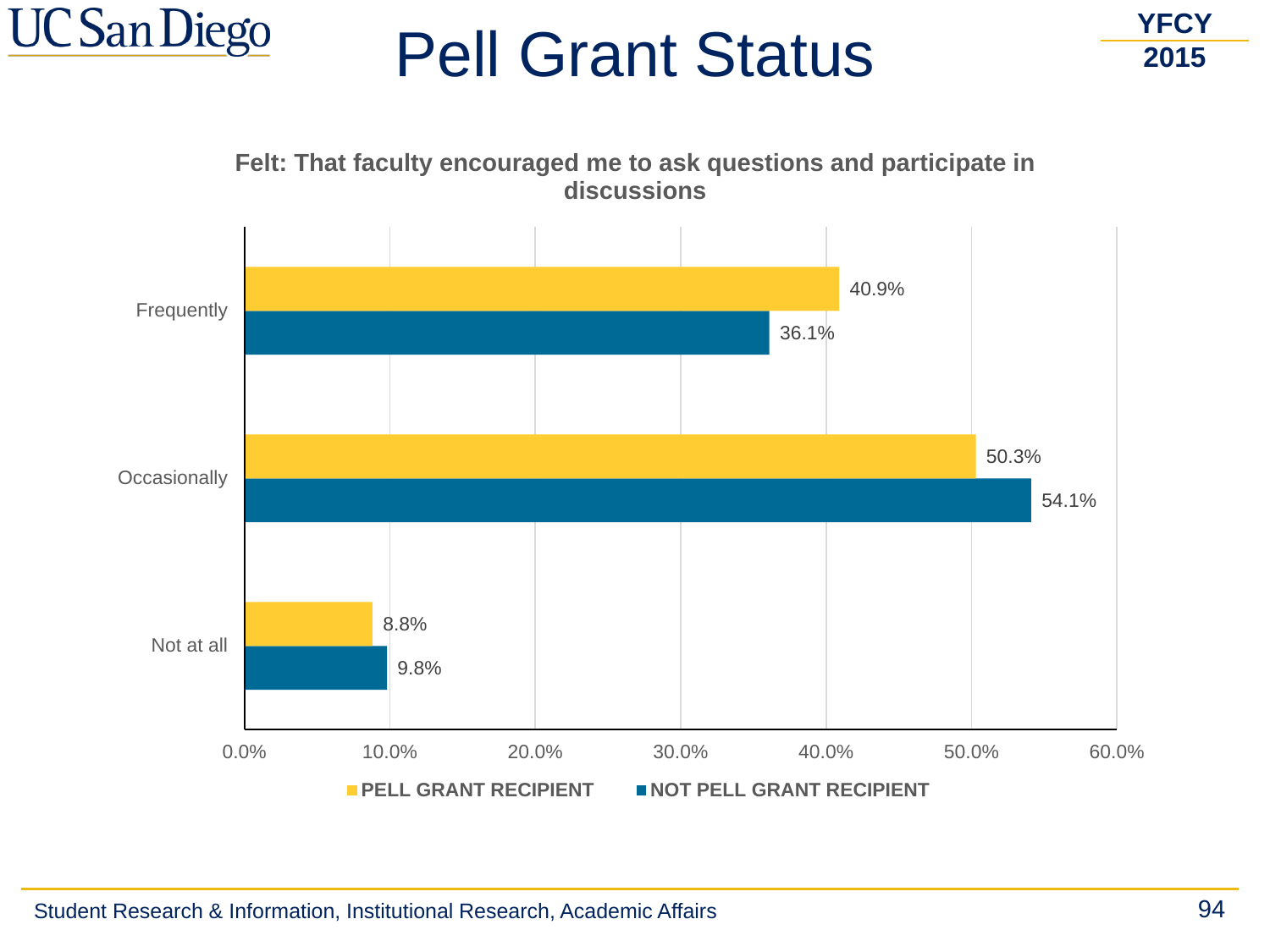# Pell Grant Status

YFCY 2015

**Felt: That faculty encouraged me to ask questions and participate in discussions**

| | PELL GRANT RECIPIENT | NOT PELL GRANT RECIPIENT |
|---|---|---|
| Frequently | 40.9% | 36.1% |
| Occasionally | 50.3% | 54.1% |
| Not at all | 8.8% | 9.8% |

Student Research & Information, Institutional Research, Academic Affairs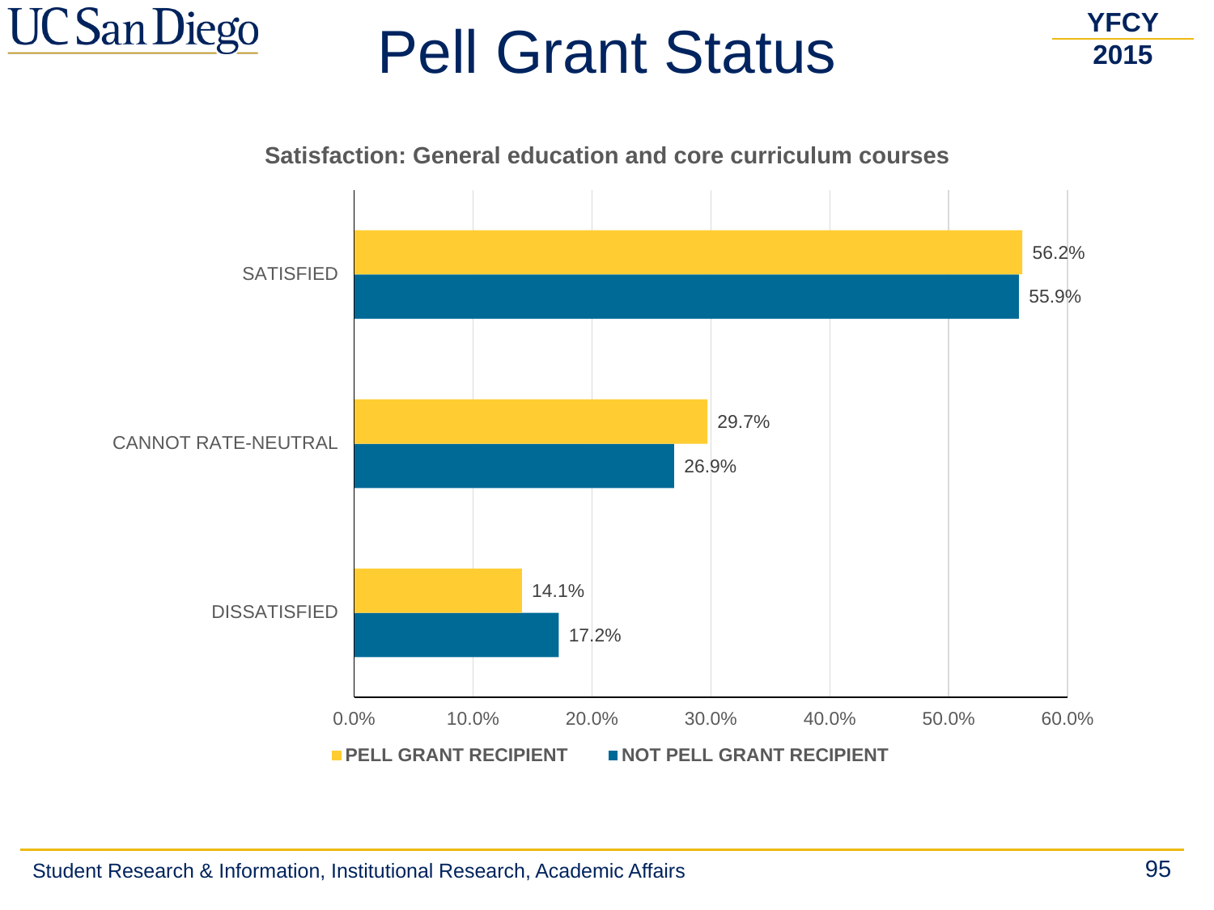# Pell Grant Status

YFCY 2015

**Satisfaction: General education and core curriculum courses**

| | PELL GRANT RECIPIENT | NOT PELL GRANT RECIPIENT |
|---|---|---|
| SATISFIED | 56.2% | 55.9% |
| CANNOT RATE-NEUTRAL | 29.7% | 26.9% |
| DISSATISFIED | 14.1% | 17.2% |

Student Research & Information, Institutional Research, Academic Affairs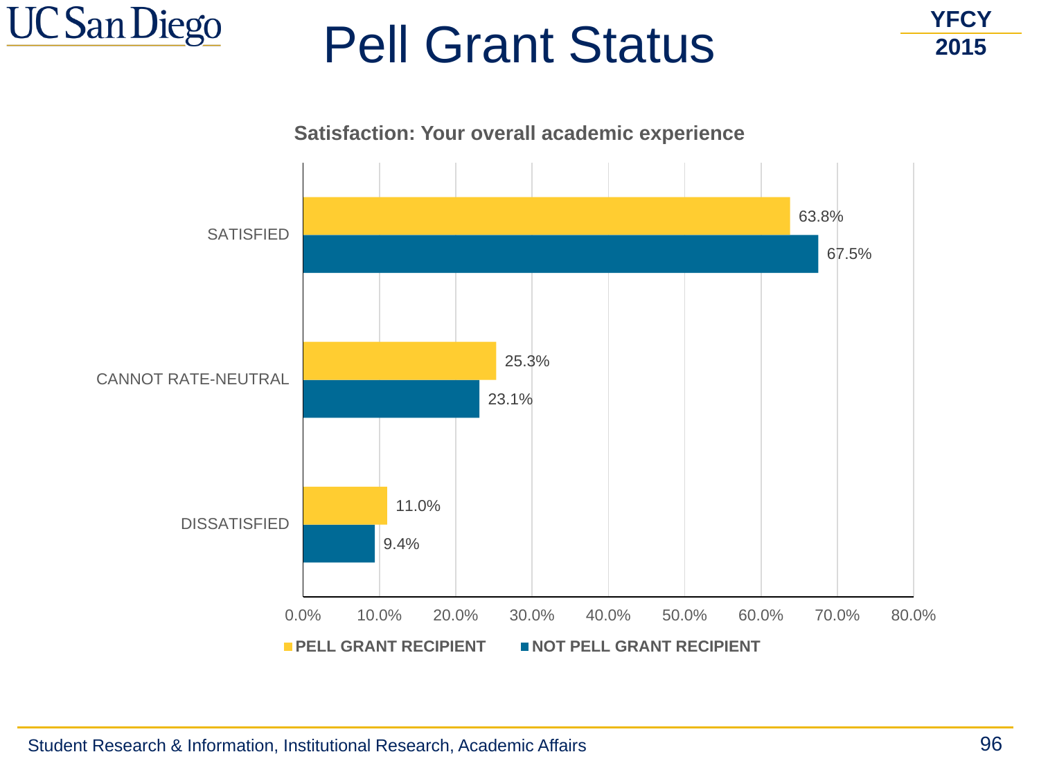# Pell Grant Status

YFCY 2015

**Satisfaction: Your overall academic experience**

| | PELL GRANT RECIPIENT | NOT PELL GRANT RECIPIENT |
|---|---|---|
| SATISFIED | 63.8% | 67.5% |
| CANNOT RATE-NEUTRAL | 25.3% | 23.1% |
| DISSATISFIED | 11.0% | 9.4% |

Student Research & Information, Institutional Research, Academic Affairs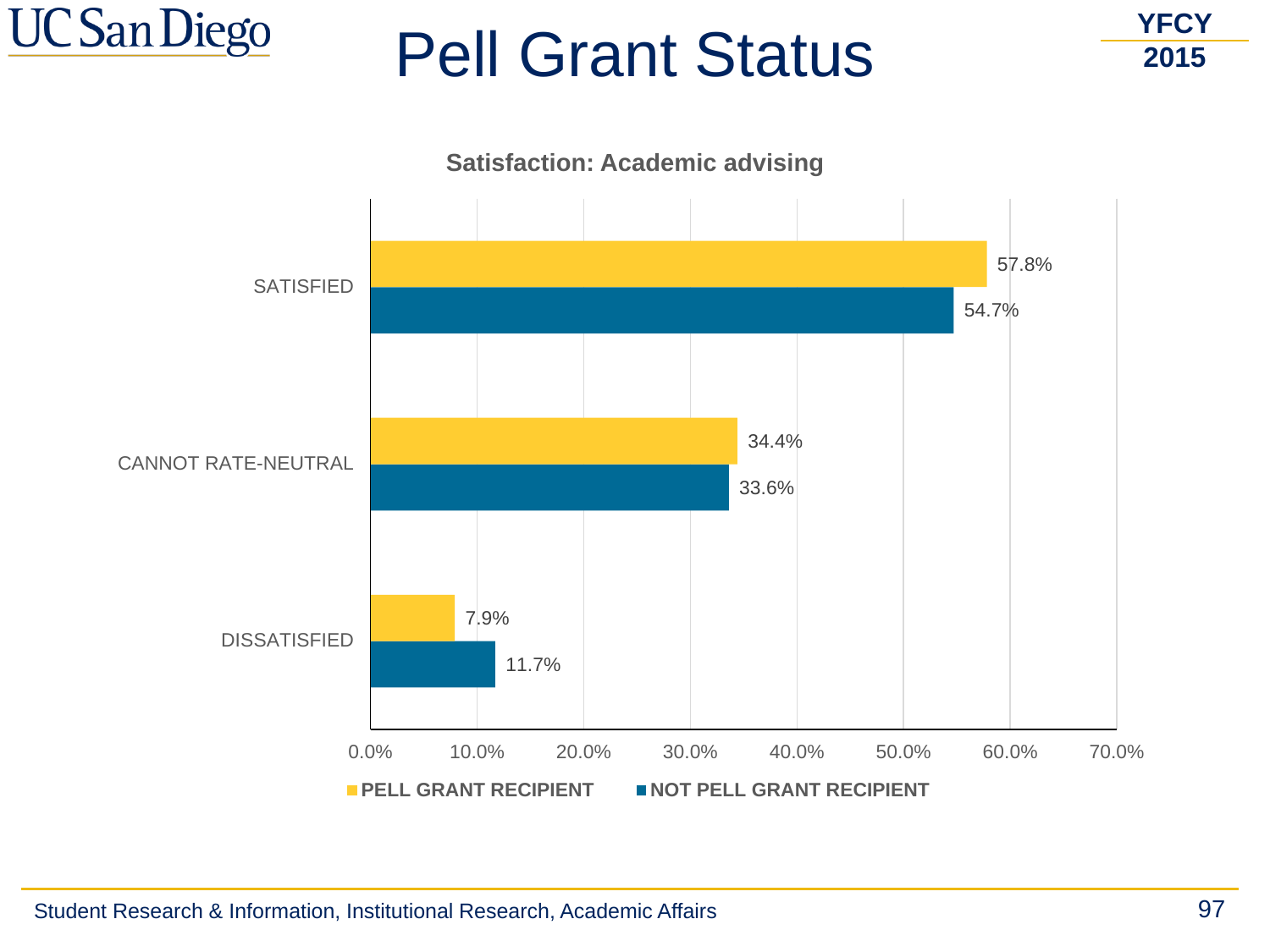# Pell Grant Status

YFCY 2015

**Satisfaction: Academic advising**

| | PELL GRANT RECIPIENT | NOT PELL GRANT RECIPIENT |
|---|---|---|
| SATISFIED | 57.8% | 54.7% |
| CANNOT RATE-NEUTRAL | 34.4% | 33.6% |
| DISSATISFIED | 7.9% | 11.7% |

Student Research & Information, Institutional Research, Academic Affairs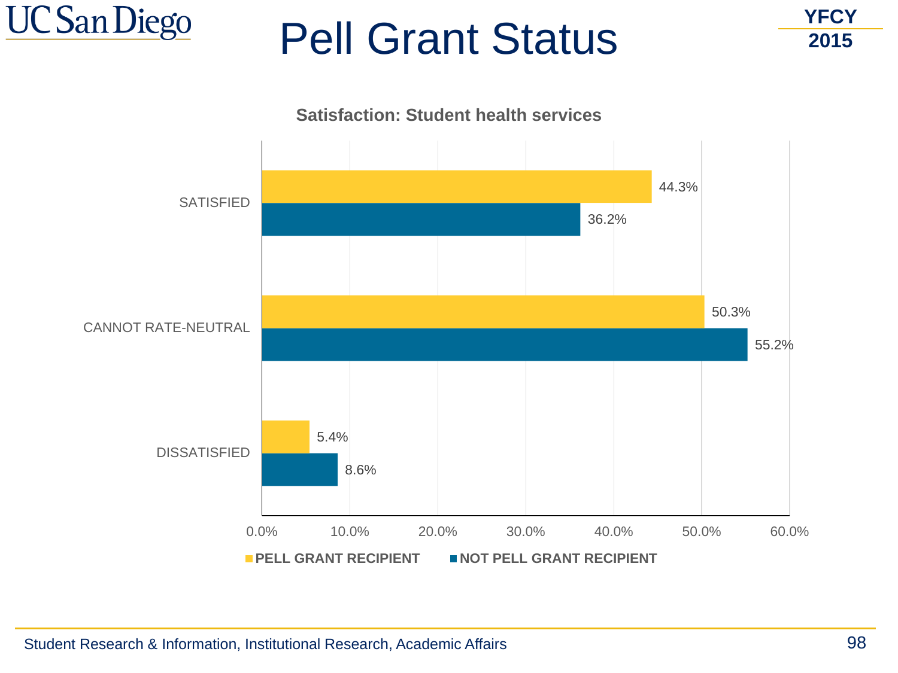# Pell Grant Status

YFCY 2015

**Satisfaction: Student health services**

| | PELL GRANT RECIPIENT | NOT PELL GRANT RECIPIENT |
|---|---|---|
| SATISFIED | 44.3% | 36.2% |
| CANNOT RATE-NEUTRAL | 50.3% | 55.2% |
| DISSATISFIED | 5.4% | 8.6% |

Student Research & Information, Institutional Research, Academic Affairs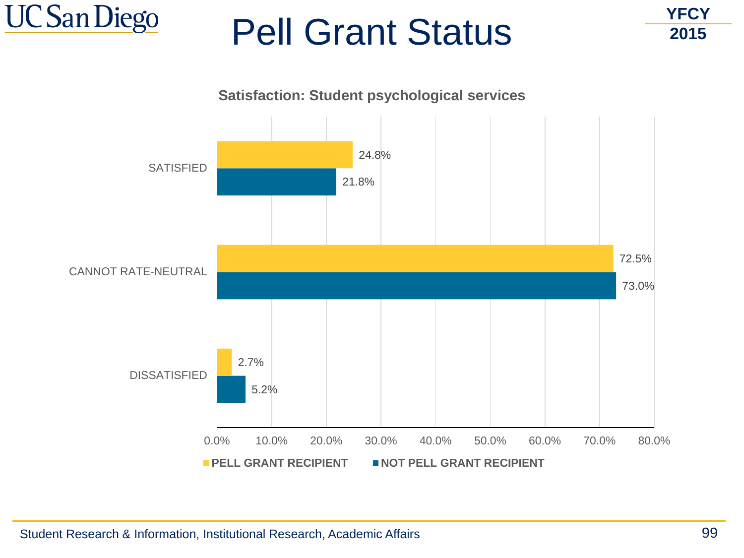# Pell Grant Status

YFCY 2015

**Satisfaction: Student psychological services**

| | PELL GRANT RECIPIENT | NOT PELL GRANT RECIPIENT |
|---|---|---|
| SATISFIED | 24.8% | 21.8% |
| CANNOT RATE-NEUTRAL | 72.5% | 73.0% |
| DISSATISFIED | 2.7% | 5.2% |

Student Research & Information, Institutional Research, Academic Affairs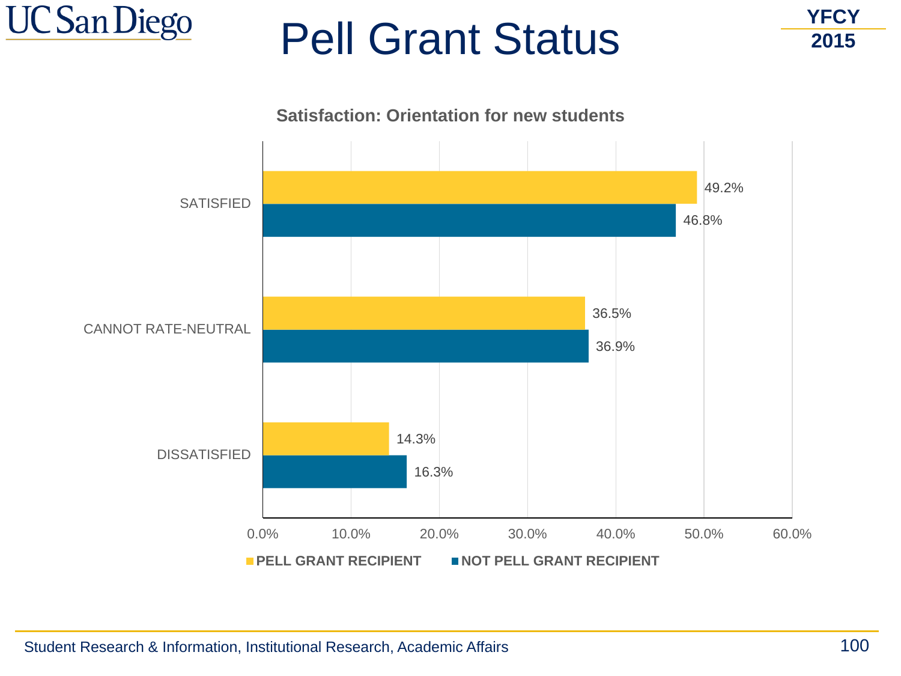# Pell Grant Status

YFCY 2015

**Satisfaction: Orientation for new students**

| | PELL GRANT RECIPIENT | NOT PELL GRANT RECIPIENT |
|---|---|---|
| SATISFIED | 49.2% | 46.8% |
| CANNOT RATE-NEUTRAL | 36.5% | 36.9% |
| DISSATISFIED | 14.3% | 16.3% |

Student Research & Information, Institutional Research, Academic Affairs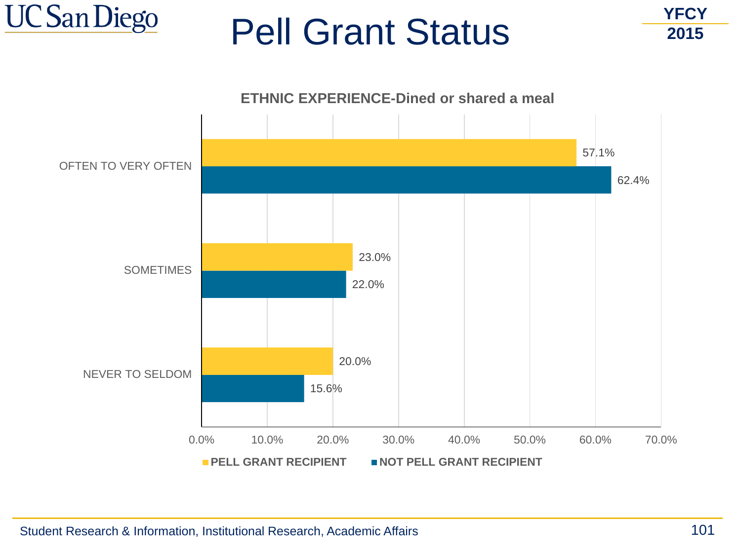# Pell Grant Status

YFCY 2015

**ETHNIC EXPERIENCE-Dined or shared a meal**

| | PELL GRANT RECIPIENT | NOT PELL GRANT RECIPIENT |
|---|---|---|
| OFTEN TO VERY OFTEN | 57.1% | 62.4% |
| SOMETIMES | 23.0% | 22.0% |
| NEVER TO SELDOM | 20.0% | 15.6% |

Student Research & Information, Institutional Research, Academic Affairs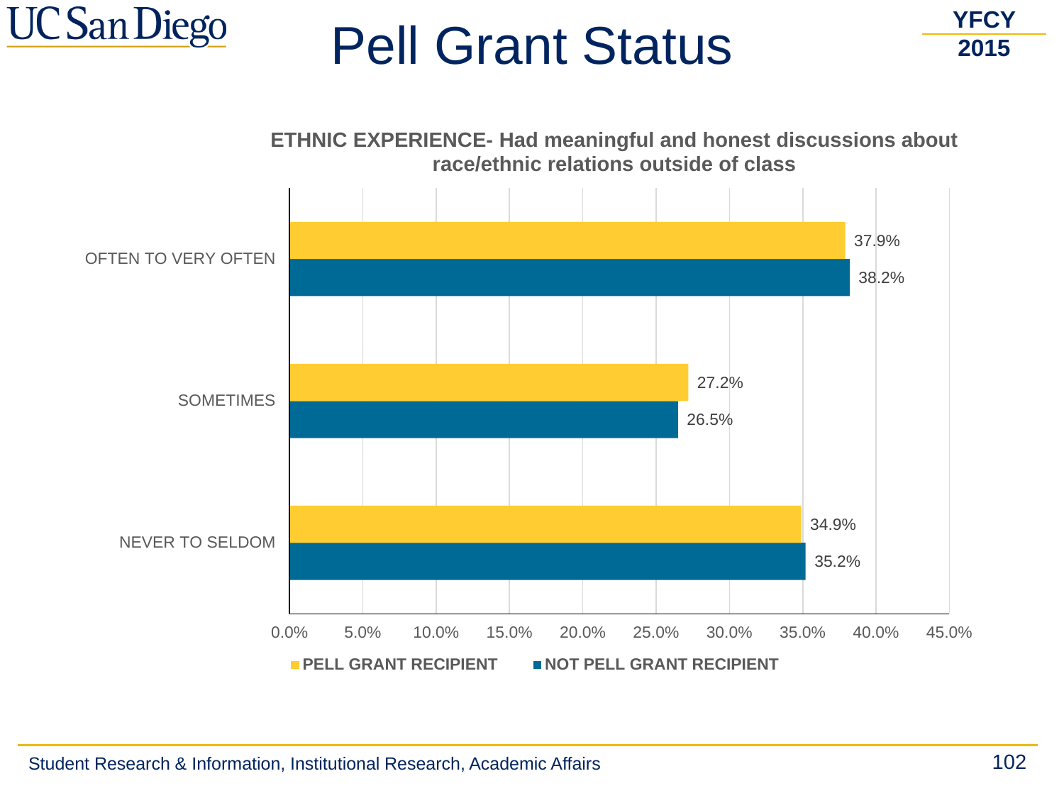# Pell Grant Status

YFCY 2015

**ETHNIC EXPERIENCE- Had meaningful and honest discussions about race/ethnic relations outside of class**

| | PELL GRANT RECIPIENT | NOT PELL GRANT RECIPIENT |
|---|---|---|
| OFTEN TO VERY OFTEN | 37.9% | 38.2% |
| SOMETIMES | 27.2% | 26.5% |
| NEVER TO SELDOM | 34.9% | 35.2% |

Student Research & Information, Institutional Research, Academic Affairs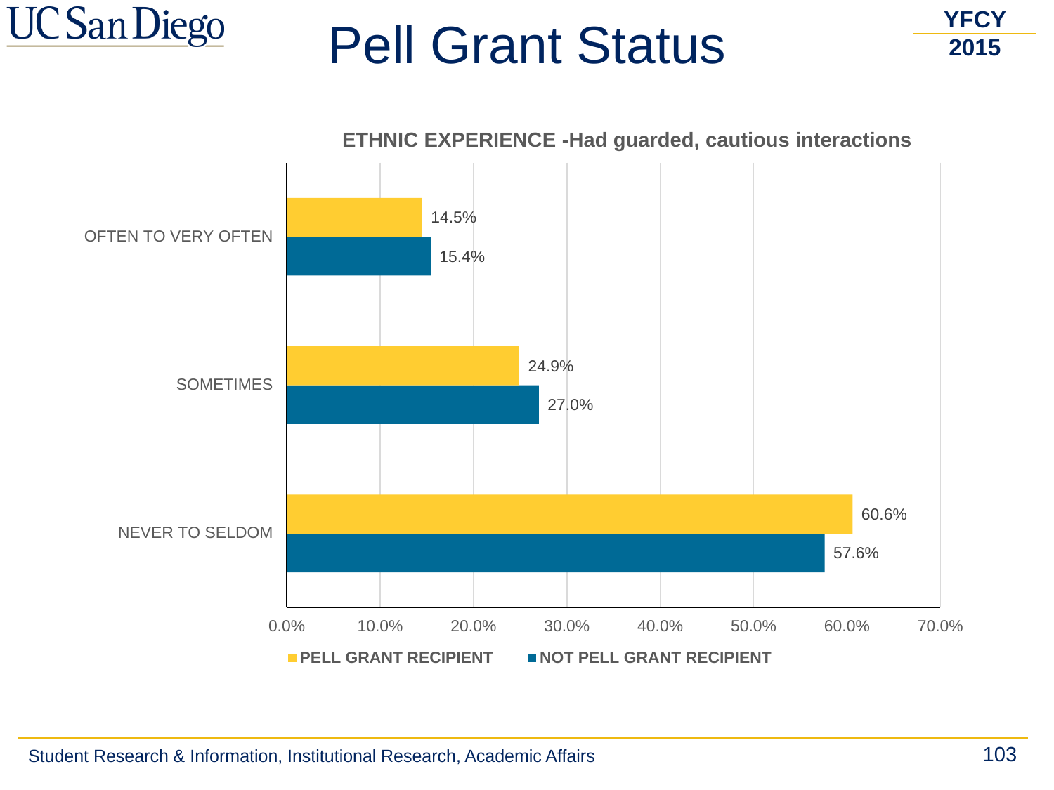# Pell Grant Status

YFCY 2015

**ETHNIC EXPERIENCE -Had guarded, cautious interactions**

| | PELL GRANT RECIPIENT | NOT PELL GRANT RECIPIENT |
|---|---|---|
| OFTEN TO VERY OFTEN | 14.5% | 15.4% |
| SOMETIMES | 24.9% | 27.0% |
| NEVER TO SELDOM | 60.6% | 57.6% |

Student Research & Information, Institutional Research, Academic Affairs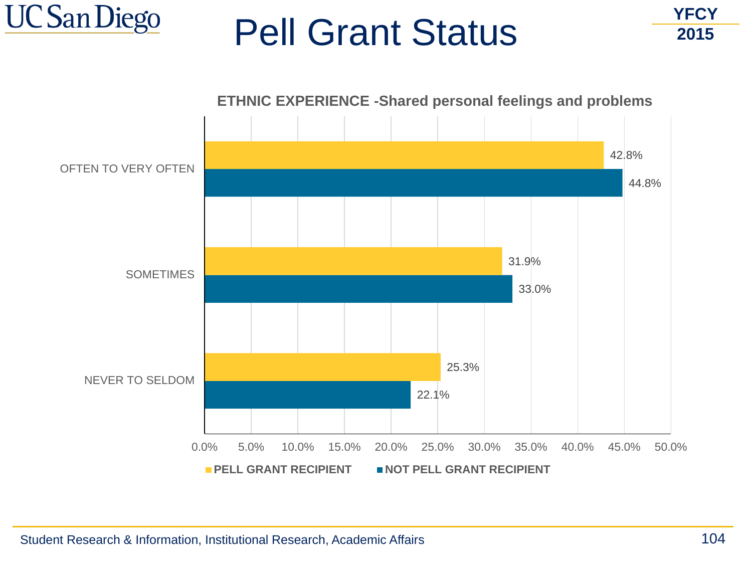# Pell Grant Status

YFCY 2015

**ETHNIC EXPERIENCE -Shared personal feelings and problems**

| | PELL GRANT RECIPIENT | NOT PELL GRANT RECIPIENT |
|---|---|---|
| OFTEN TO VERY OFTEN | 42.8% | 44.8% |
| SOMETIMES | 31.9% | 33.0% |
| NEVER TO SELDOM | 25.3% | 22.1% |

Student Research & Information, Institutional Research, Academic Affairs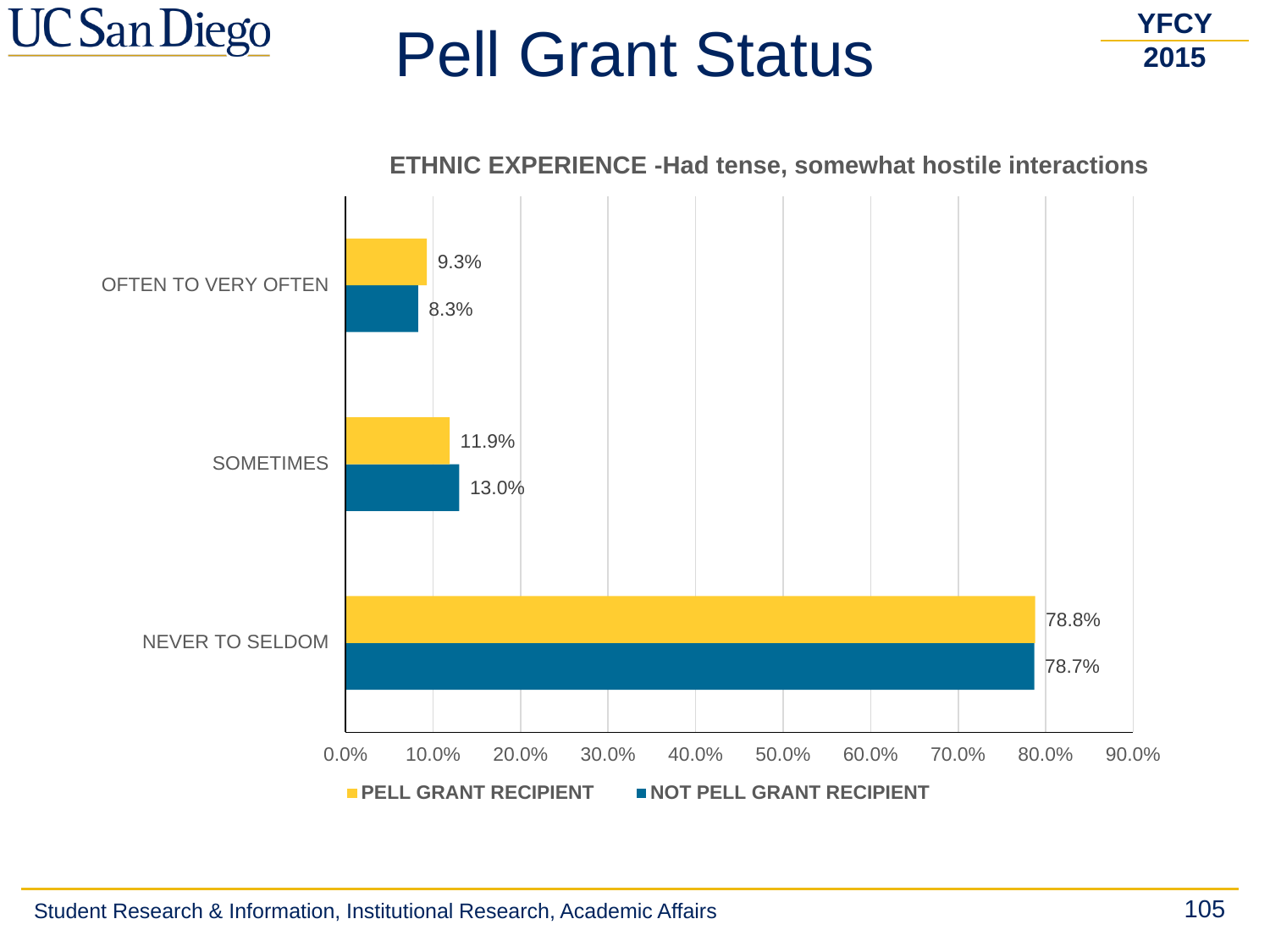# Pell Grant Status

YFCY 2015

**ETHNIC EXPERIENCE -Had tense, somewhat hostile interactions**

| | PELL GRANT RECIPIENT | NOT PELL GRANT RECIPIENT |
|---|---|---|
| OFTEN TO VERY OFTEN | 9.3% | 8.3% |
| SOMETIMES | 11.9% | 13.0% |
| NEVER TO SELDOM | 78.8% | 78.7% |

Student Research & Information, Institutional Research, Academic Affairs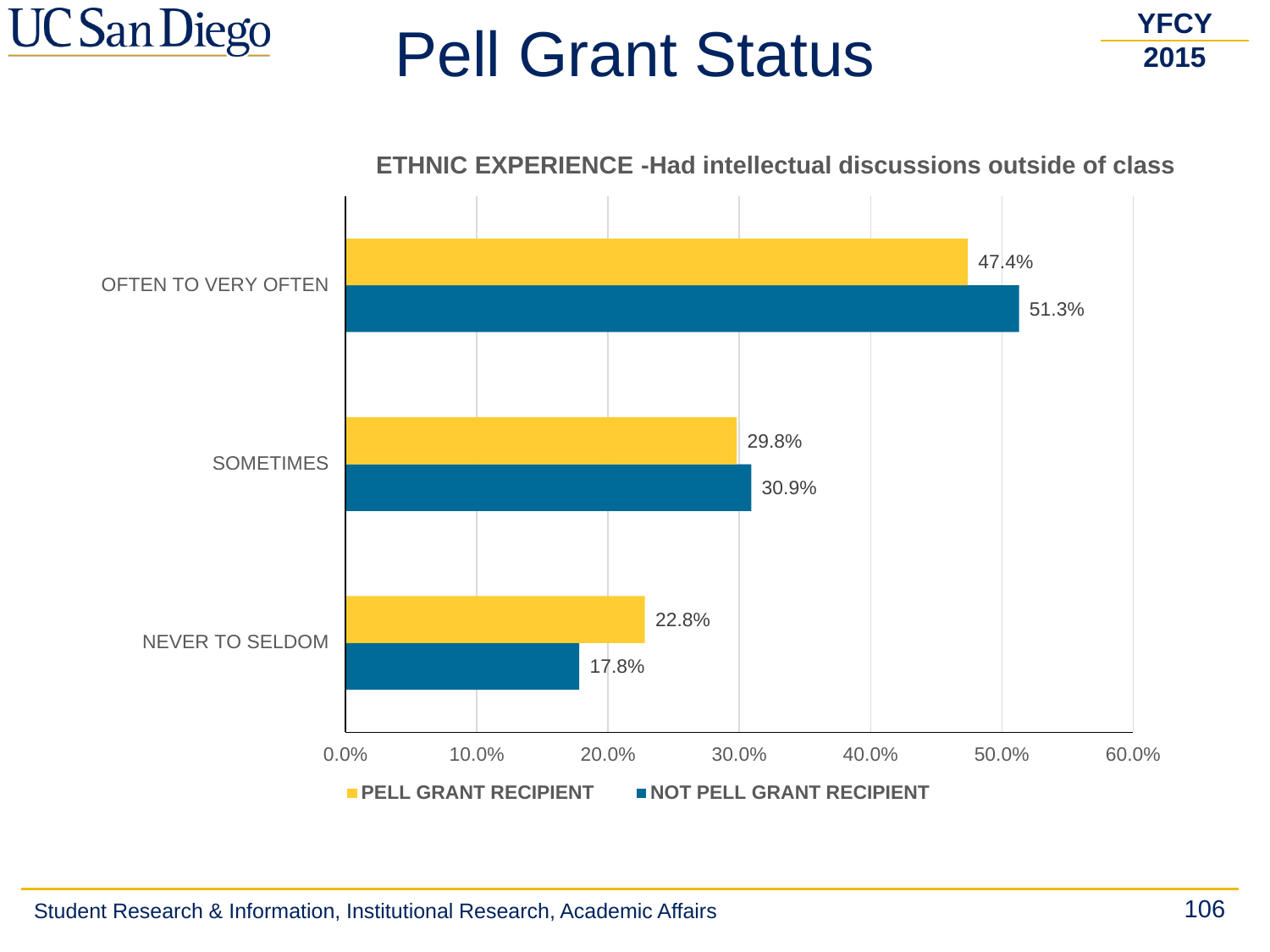# Pell Grant Status

YFCY 2015

**ETHNIC EXPERIENCE -Had intellectual discussions outside of class**

| | PELL GRANT RECIPIENT | NOT PELL GRANT RECIPIENT |
|---|---|---|
| OFTEN TO VERY OFTEN | 47.4% | 51.3% |
| SOMETIMES | 29.8% | 30.9% |
| NEVER TO SELDOM | 22.8% | 17.8% |

Student Research & Information, Institutional Research, Academic Affairs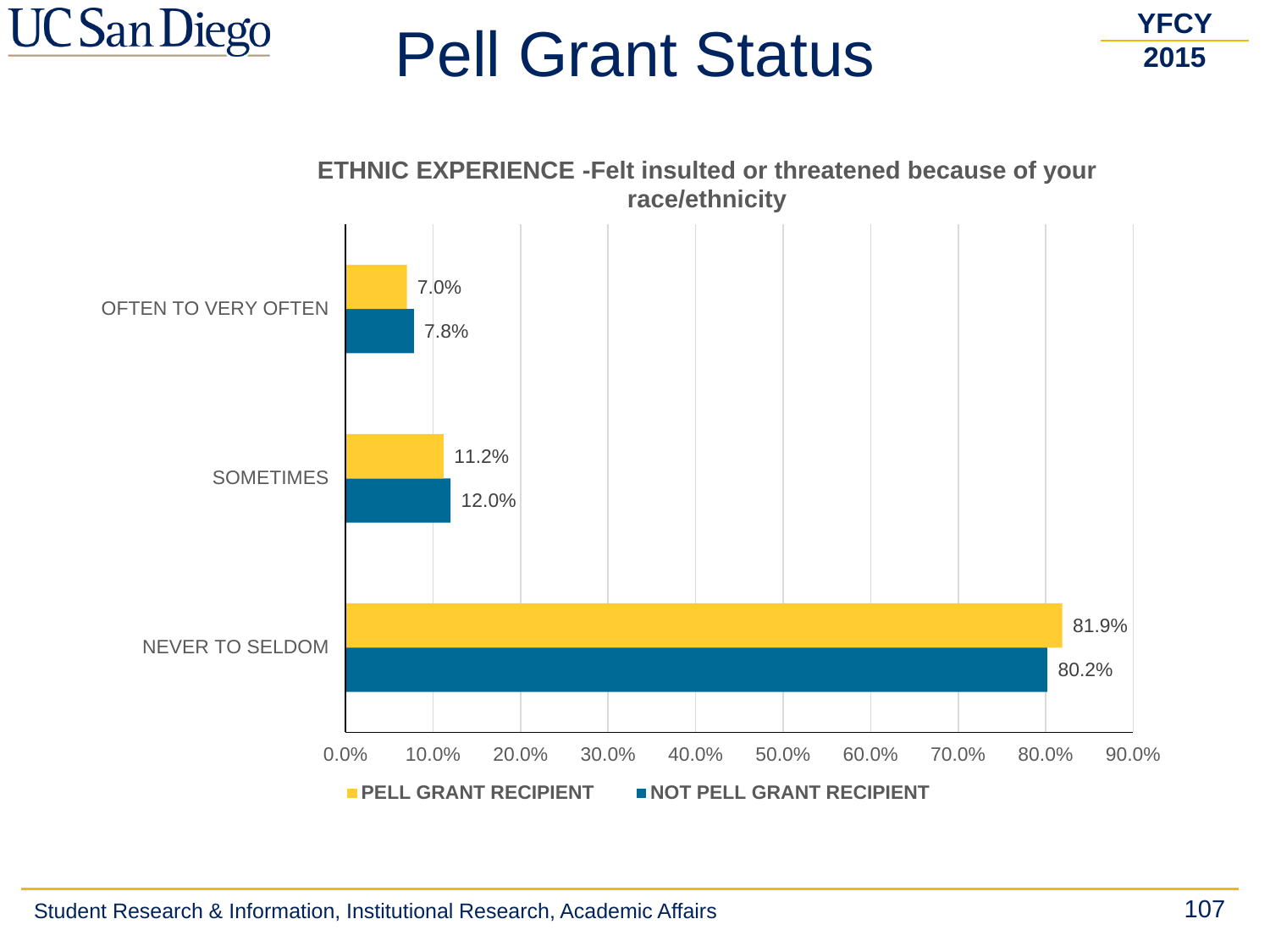# Pell Grant Status

YFCY 2015

**ETHNIC EXPERIENCE -Felt insulted or threatened because of your race/ethnicity**

| | PELL GRANT RECIPIENT | NOT PELL GRANT RECIPIENT |
|---|---|---|
| OFTEN TO VERY OFTEN | 7.0% | 7.8% |
| SOMETIMES | 11.2% | 12.0% |
| NEVER TO SELDOM | 81.9% | 80.2% |

Student Research & Information, Institutional Research, Academic Affairs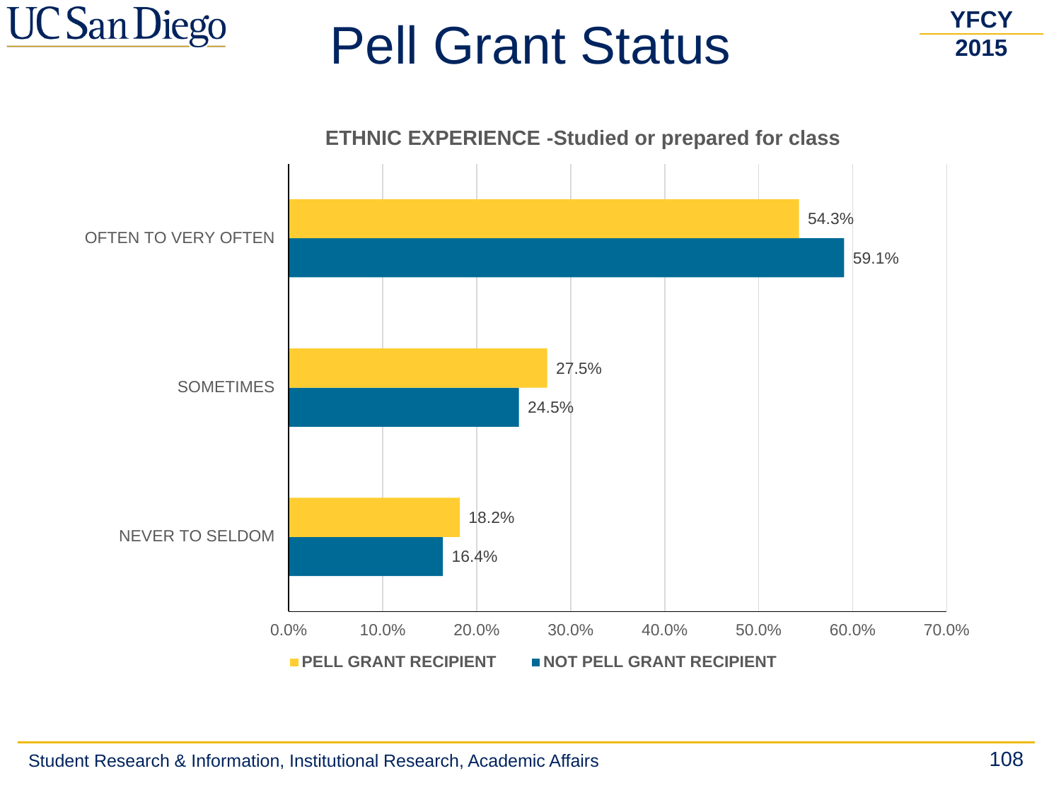# Pell Grant Status

YFCY 2015

**ETHNIC EXPERIENCE -Studied or prepared for class**

| | PELL GRANT RECIPIENT | NOT PELL GRANT RECIPIENT |
|---|---|---|
| OFTEN TO VERY OFTEN | 54.3% | 59.1% |
| SOMETIMES | 27.5% | 24.5% |
| NEVER TO SELDOM | 18.2% | 16.4% |

Student Research & Information, Institutional Research, Academic Affairs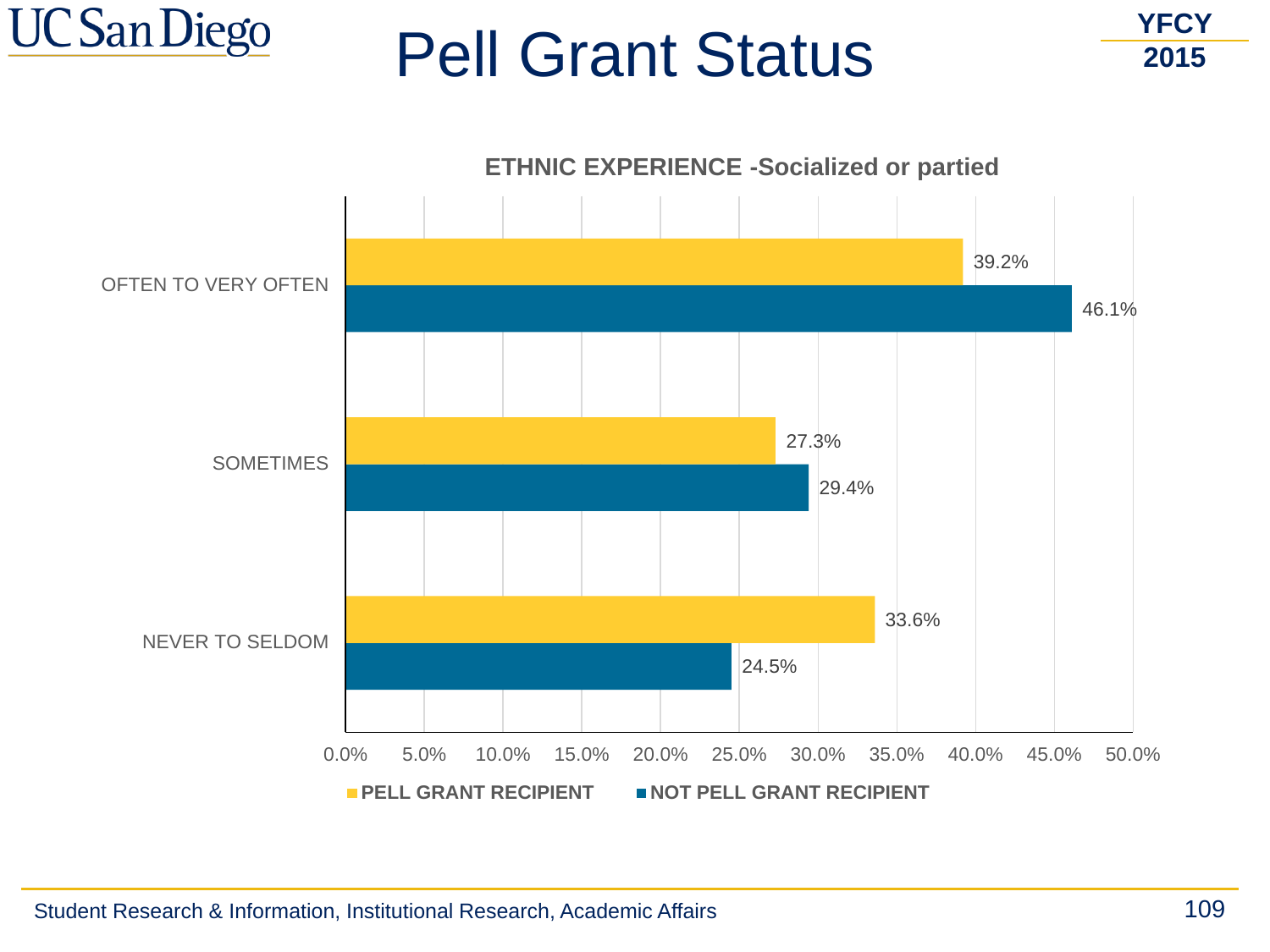# Pell Grant Status

YFCY 2015

**ETHNIC EXPERIENCE -Socialized or partied**

| | PELL GRANT RECIPIENT | NOT PELL GRANT RECIPIENT |
|---|---|---|
| OFTEN TO VERY OFTEN | 39.2% | 46.1% |
| SOMETIMES | 27.3% | 29.4% |
| NEVER TO SELDOM | 33.6% | 24.5% |

Student Research & Information, Institutional Research, Academic Affairs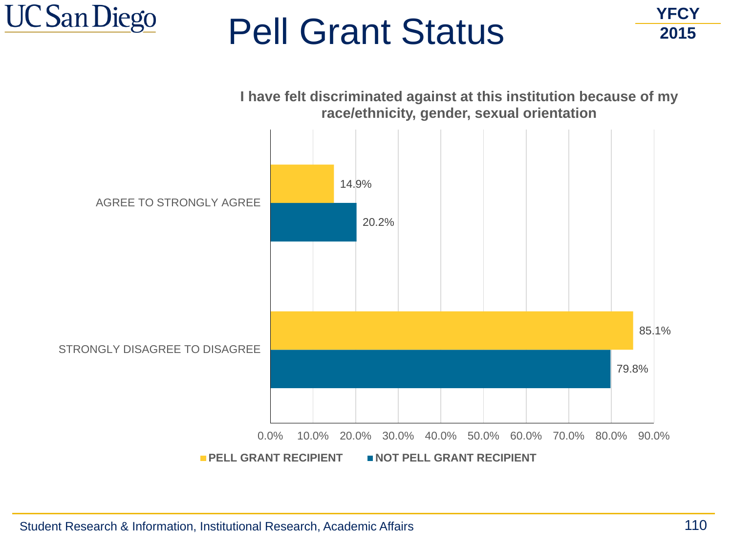# Pell Grant Status

YFCY 2015

**I have felt discriminated against at this institution because of my race/ethnicity, gender, sexual orientation**

| | PELL GRANT RECIPIENT | NOT PELL GRANT RECIPIENT |
|---|---|---|
| AGREE TO STRONGLY AGREE | 14.9% | 20.2% |
| STRONGLY DISAGREE TO DISAGREE | 85.1% | 79.8% |

Student Research & Information, Institutional Research, Academic Affairs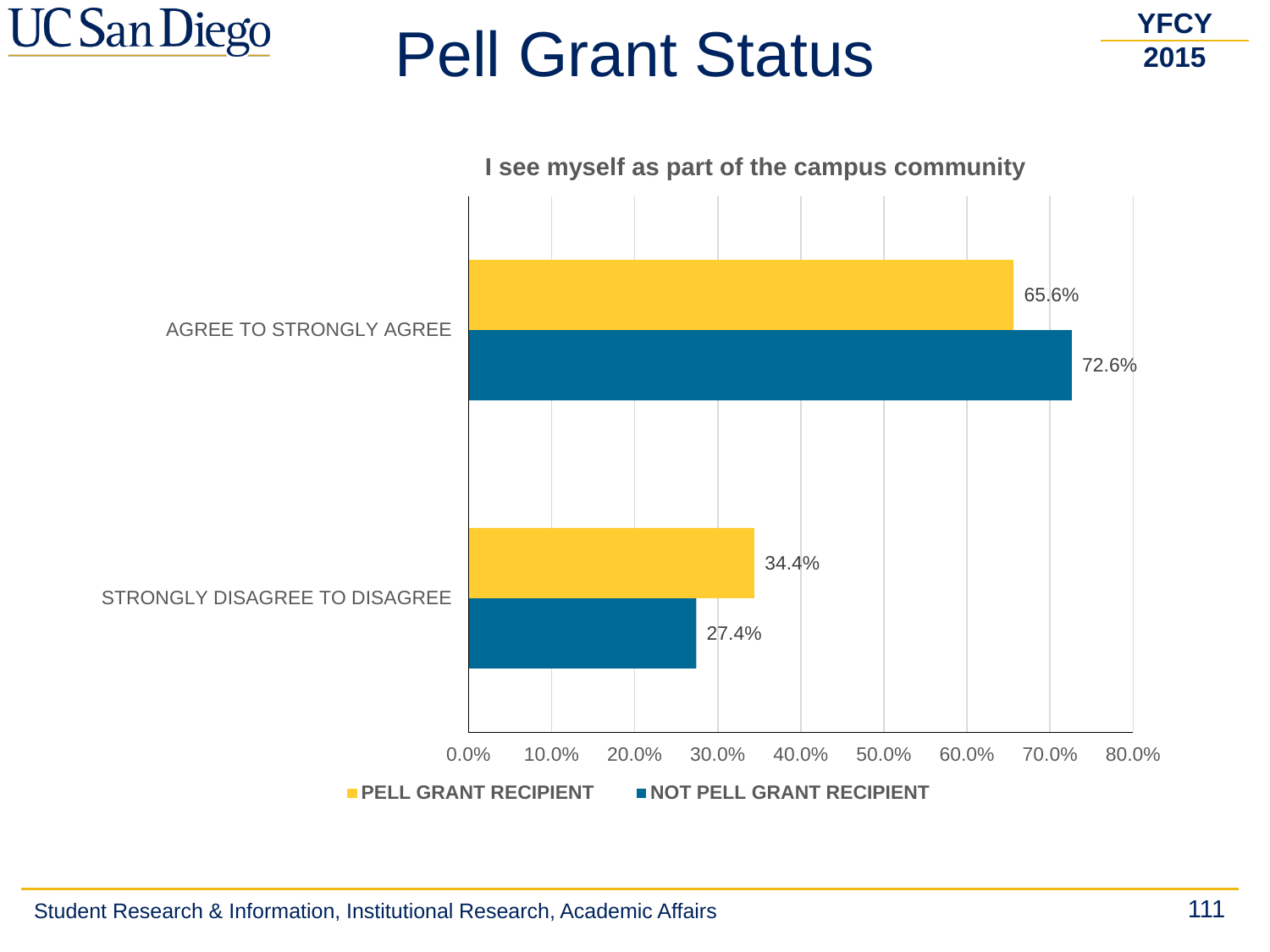# Pell Grant Status

YFCY 2015

**I see myself as part of the campus community**

| | PELL GRANT RECIPIENT | NOT PELL GRANT RECIPIENT |
|---|---|---|
| AGREE TO STRONGLY AGREE | 65.6% | 72.6% |
| STRONGLY DISAGREE TO DISAGREE | 34.4% | 27.4% |

Student Research & Information, Institutional Research, Academic Affairs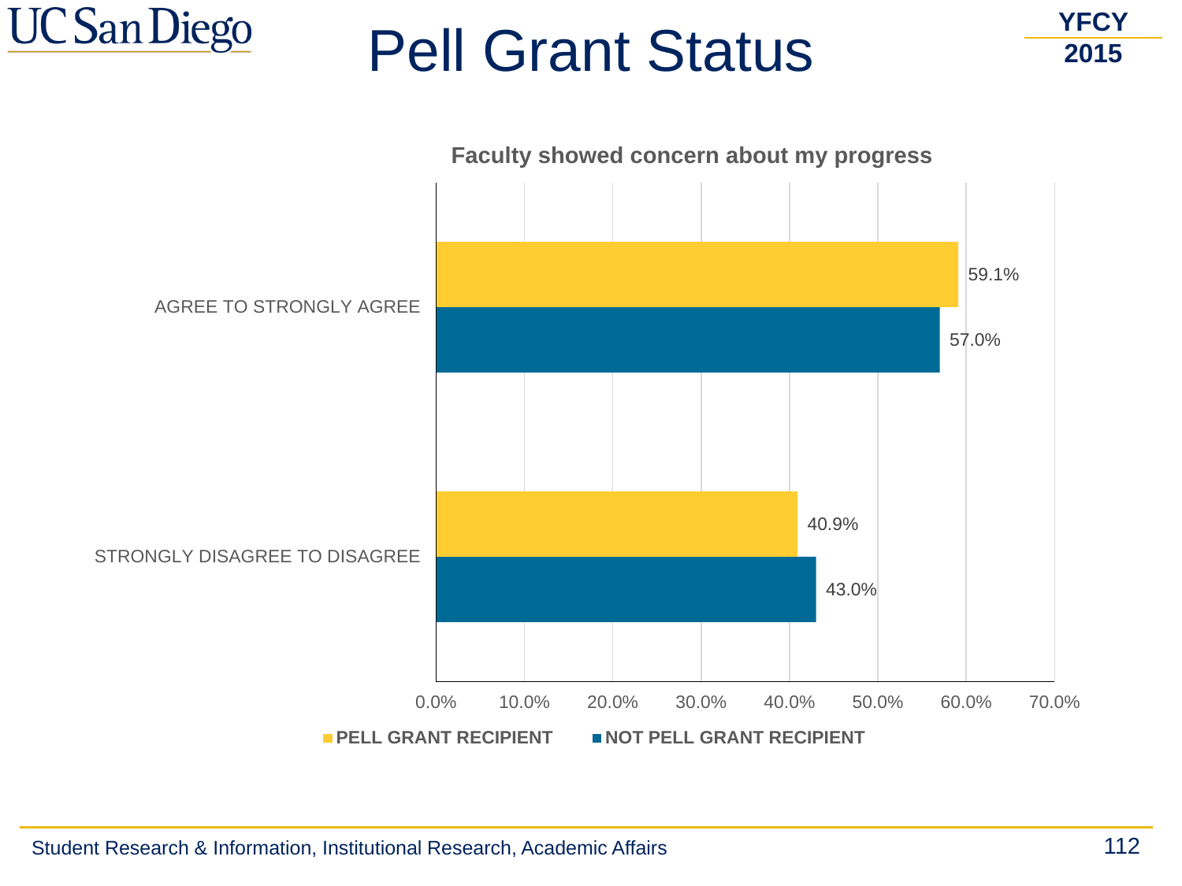# Pell Grant Status

YFCY 2015

**Faculty showed concern about my progress**

| | PELL GRANT RECIPIENT | NOT PELL GRANT RECIPIENT |
|---|---|---|
| AGREE TO STRONGLY AGREE | 59.1% | 57.0% |
| STRONGLY DISAGREE TO DISAGREE | 40.9% | 43.0% |

Student Research & Information, Institutional Research, Academic Affairs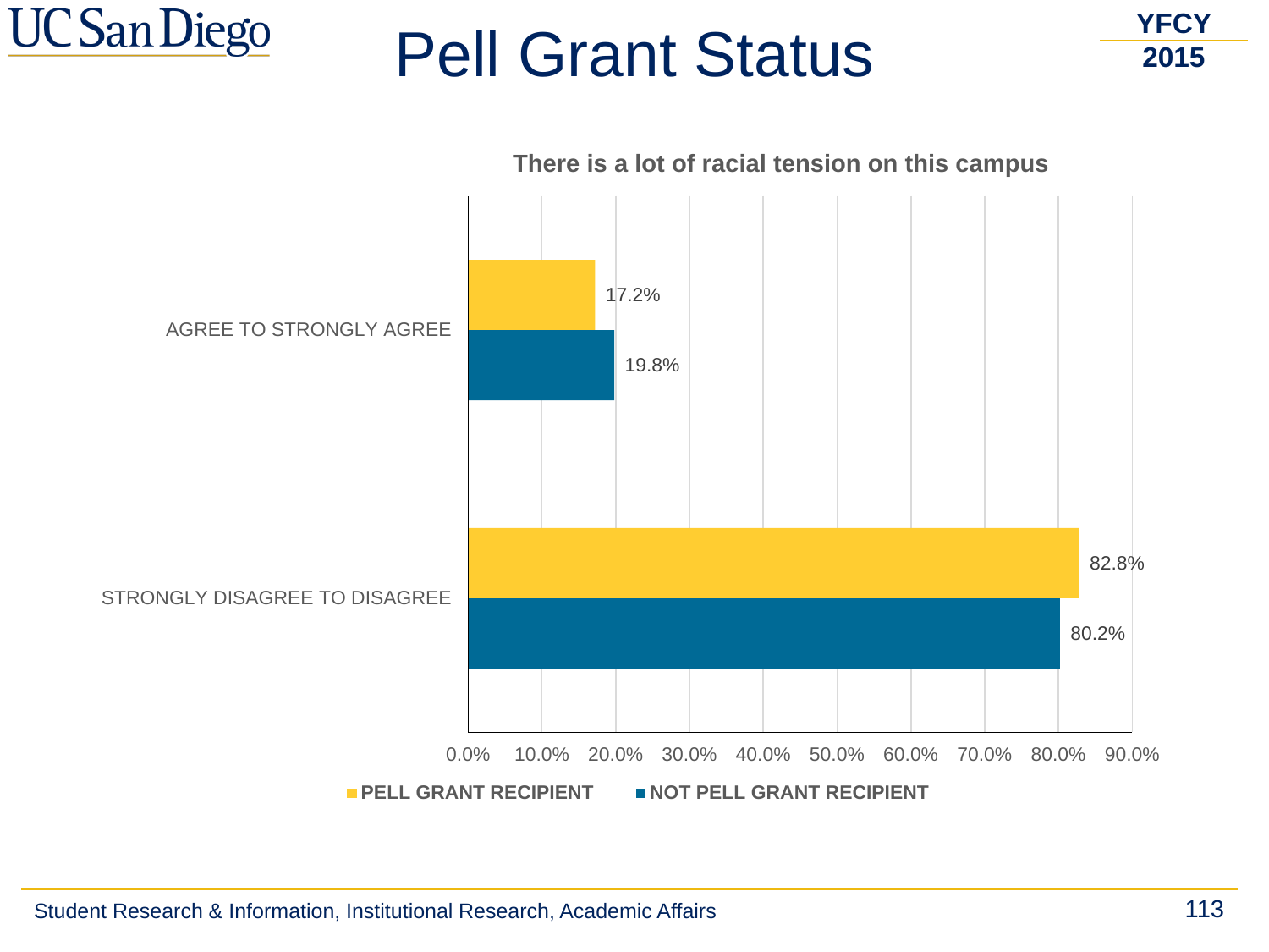# Pell Grant Status

YFCY 2015

**There is a lot of racial tension on this campus**

| | PELL GRANT RECIPIENT | NOT PELL GRANT RECIPIENT |
|---|---|---|
| AGREE TO STRONGLY AGREE | 17.2% | 19.8% |
| STRONGLY DISAGREE TO DISAGREE | 82.8% | 80.2% |

Student Research & Information, Institutional Research, Academic Affairs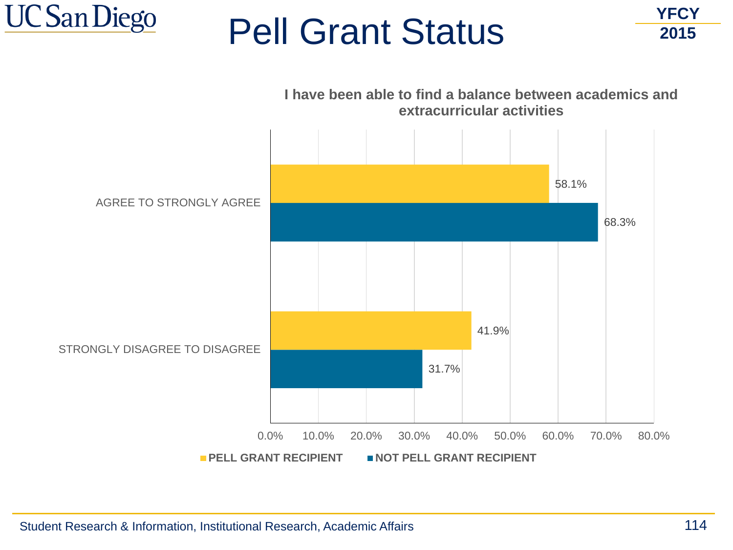# Pell Grant Status

YFCY 2015

**I have been able to find a balance between academics and extracurricular activities**

| | PELL GRANT RECIPIENT | NOT PELL GRANT RECIPIENT |
|---|---|---|
| AGREE TO STRONGLY AGREE | 58.1% | 68.3% |
| STRONGLY DISAGREE TO DISAGREE | 41.9% | 31.7% |

Student Research & Information, Institutional Research, Academic Affairs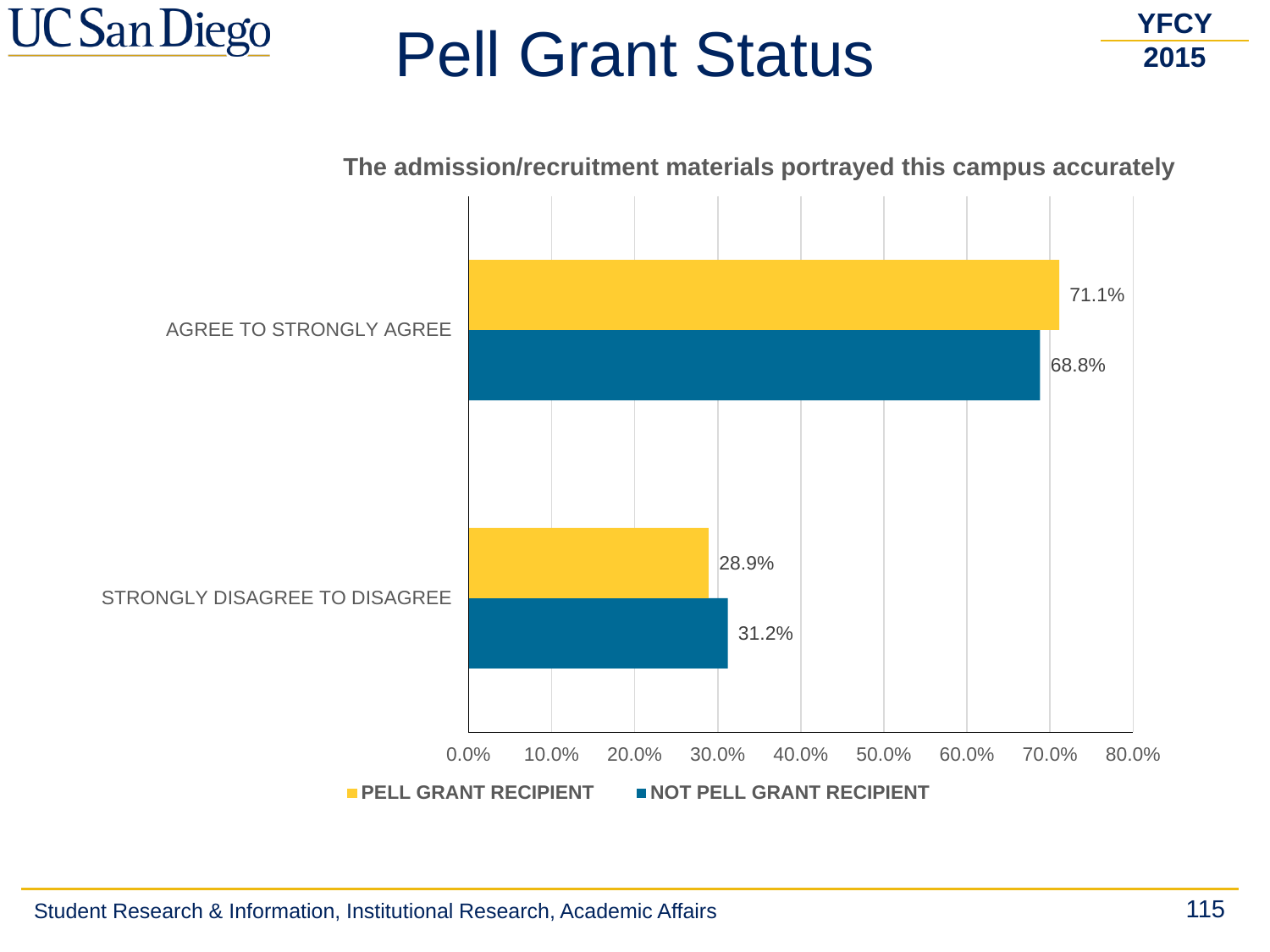# Pell Grant Status

YFCY 2015

**The admission/recruitment materials portrayed this campus accurately**

| | PELL GRANT RECIPIENT | NOT PELL GRANT RECIPIENT |
|---|---|---|
| AGREE TO STRONGLY AGREE | 71.1% | 68.8% |
| STRONGLY DISAGREE TO DISAGREE | 28.9% | 31.2% |

Student Research & Information, Institutional Research, Academic Affairs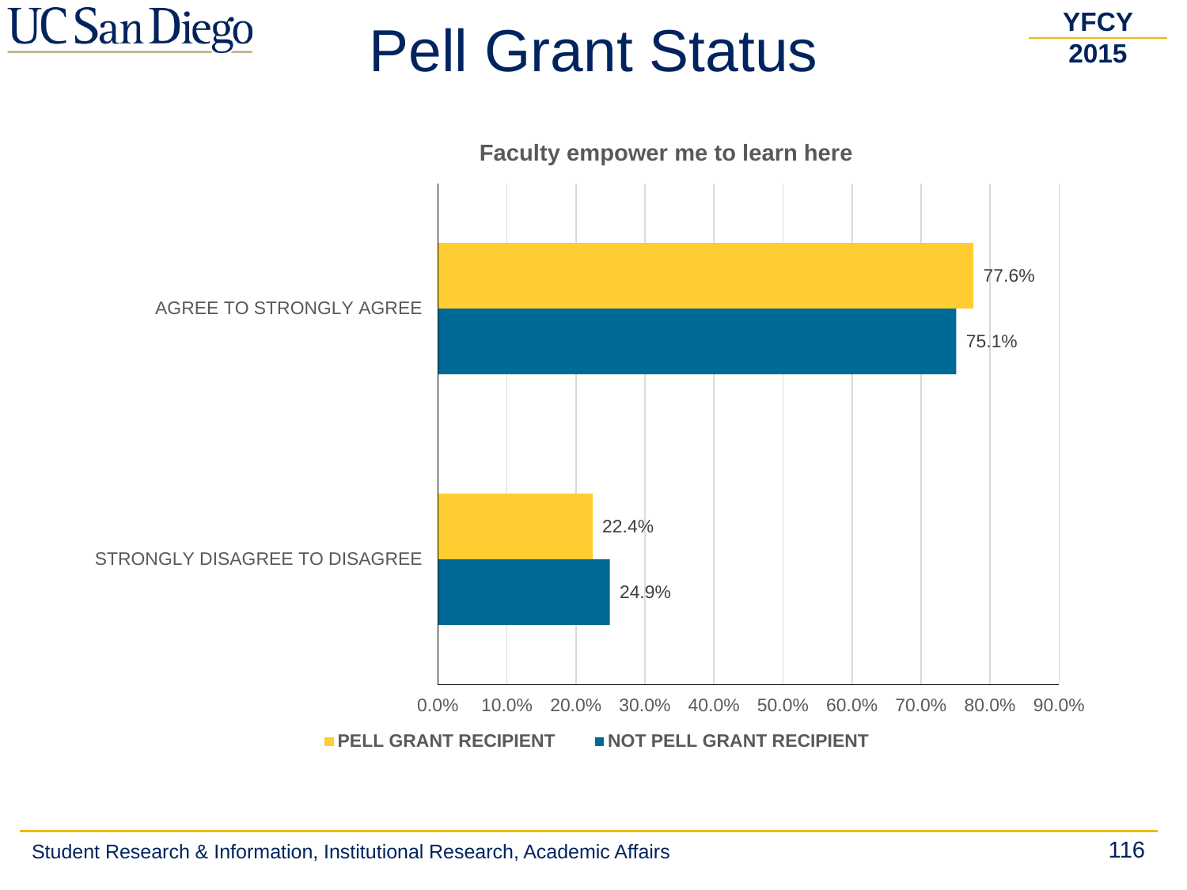# Pell Grant Status

YFCY 2015

**Faculty empower me to learn here**

| | PELL GRANT RECIPIENT | NOT PELL GRANT RECIPIENT |
|---|---|---|
| AGREE TO STRONGLY AGREE | 77.6% | 75.1% |
| STRONGLY DISAGREE TO DISAGREE | 22.4% | 24.9% |

Student Research & Information, Institutional Research, Academic Affairs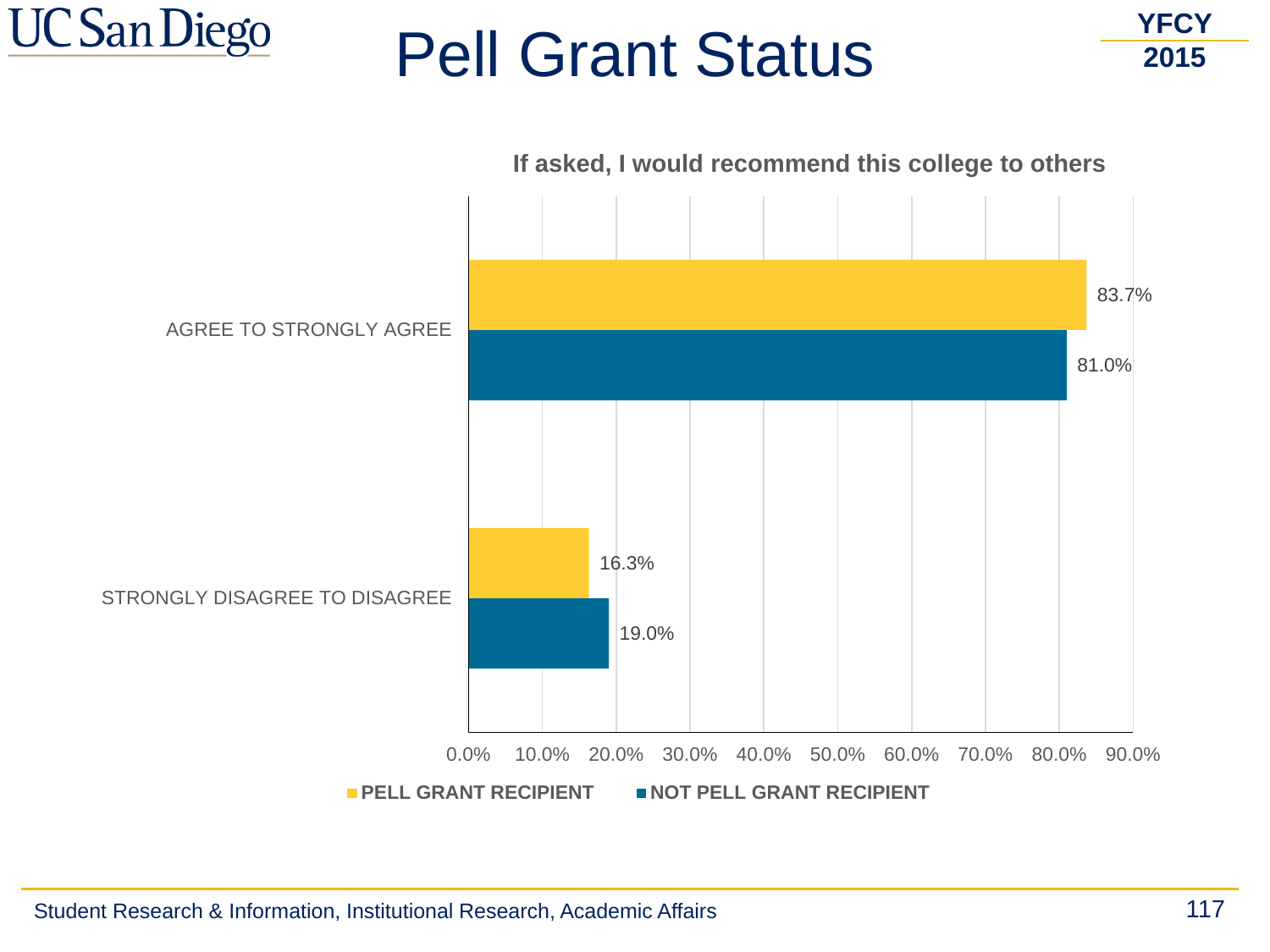# Pell Grant Status

YFCY 2015

**If asked, I would recommend this college to others**

| | PELL GRANT RECIPIENT | NOT PELL GRANT RECIPIENT |
|---|---|---|
| AGREE TO STRONGLY AGREE | 83.7% | 81.0% |
| STRONGLY DISAGREE TO DISAGREE | 16.3% | 19.0% |

Student Research & Information, Institutional Research, Academic Affairs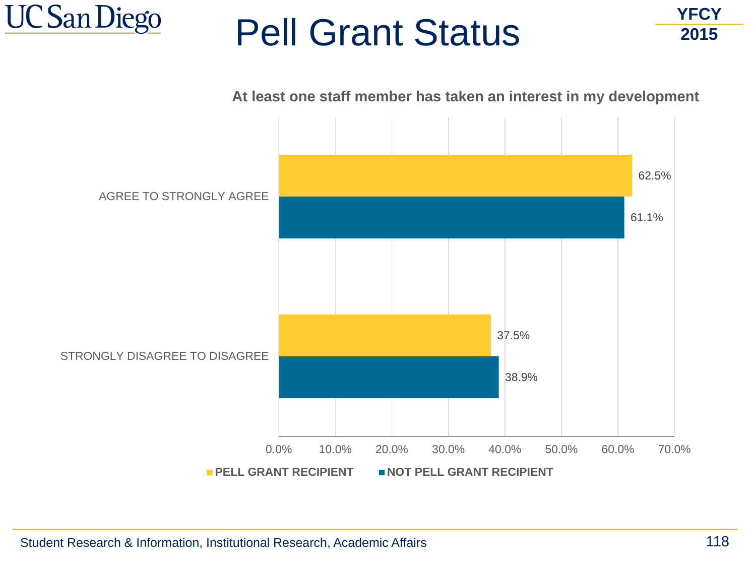# Pell Grant Status

YFCY 2015

**At least one staff member has taken an interest in my development**

| | PELL GRANT RECIPIENT | NOT PELL GRANT RECIPIENT |
|---|---|---|
| AGREE TO STRONGLY AGREE | 62.5% | 61.1% |
| STRONGLY DISAGREE TO DISAGREE | 37.5% | 38.9% |

Student Research & Information, Institutional Research, Academic Affairs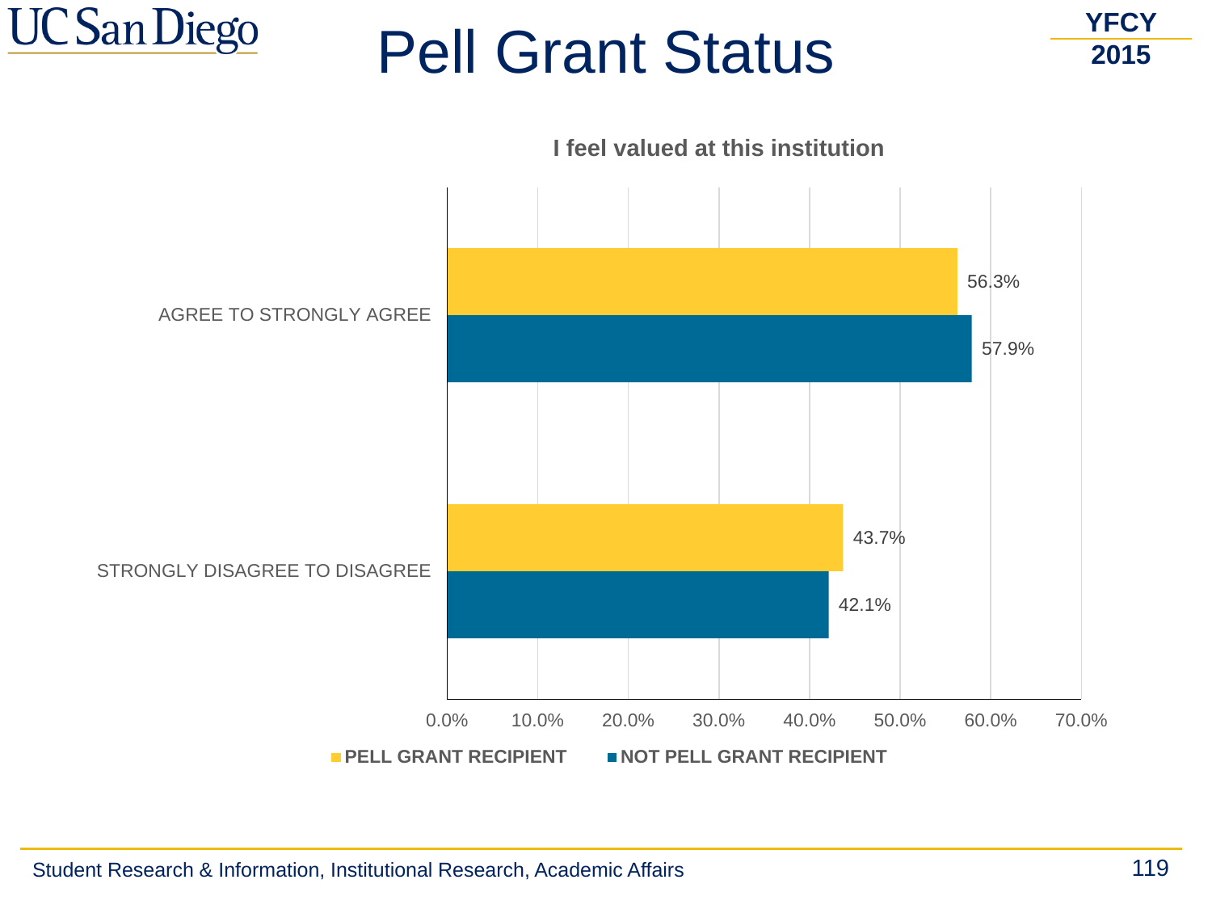# Pell Grant Status

YFCY 2015

**I feel valued at this institution**

| | PELL GRANT RECIPIENT | NOT PELL GRANT RECIPIENT |
|---|---|---|
| AGREE TO STRONGLY AGREE | 56.3% | 57.9% |
| STRONGLY DISAGREE TO DISAGREE | 43.7% | 42.1% |

Student Research & Information, Institutional Research, Academic Affairs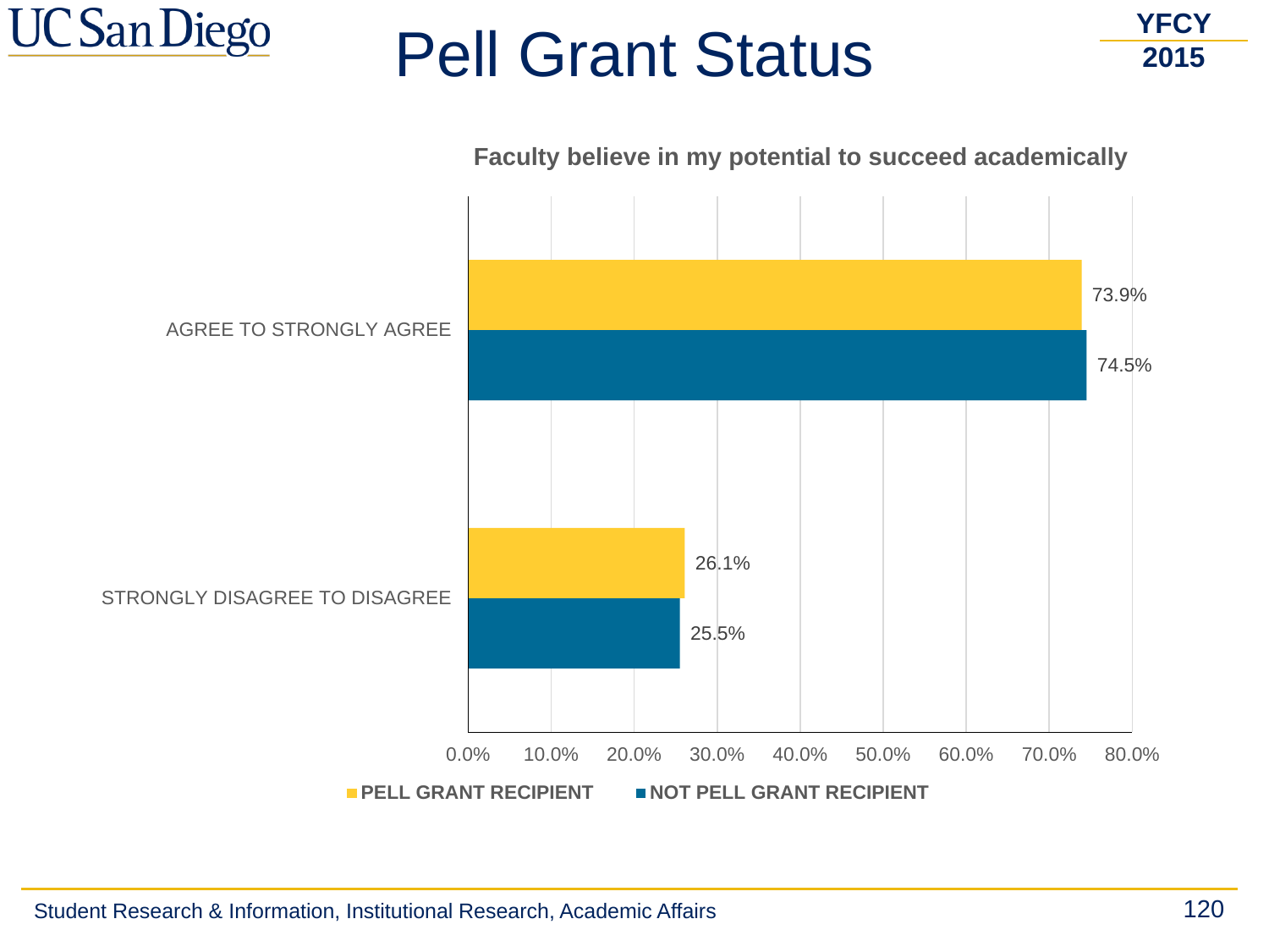# Pell Grant Status

YFCY 2015

**Faculty believe in my potential to succeed academically**

| | PELL GRANT RECIPIENT | NOT PELL GRANT RECIPIENT |
|---|---|---|
| AGREE TO STRONGLY AGREE | 73.9% | 74.5% |
| STRONGLY DISAGREE TO DISAGREE | 26.1% | 25.5% |

Student Research & Information, Institutional Research, Academic Affairs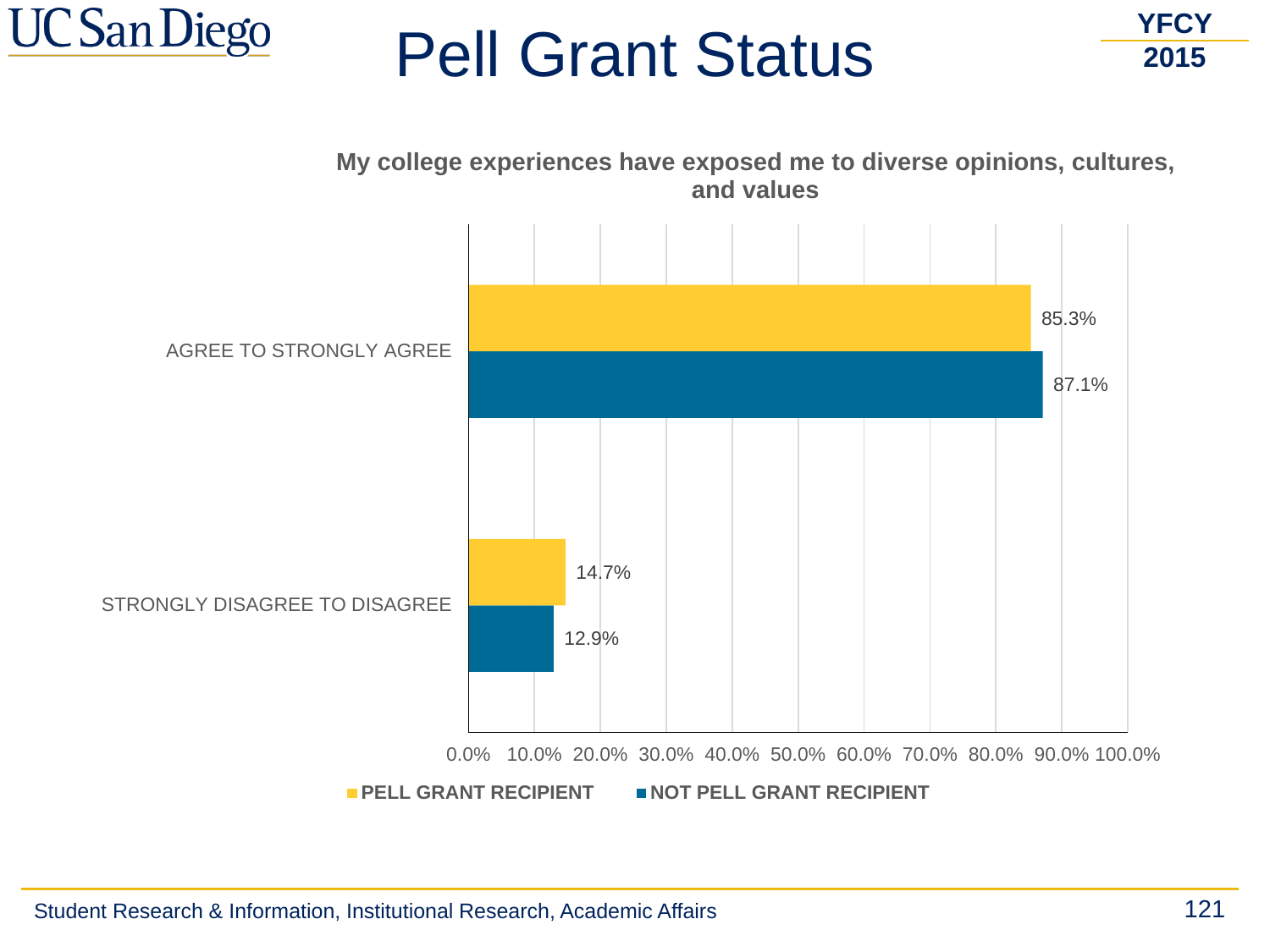# Pell Grant Status

YFCY 2015

**My college experiences have exposed me to diverse opinions, cultures, and values**

| | PELL GRANT RECIPIENT | NOT PELL GRANT RECIPIENT |
|---|---|---|
| AGREE TO STRONGLY AGREE | 85.3% | 87.1% |
| STRONGLY DISAGREE TO DISAGREE | 14.7% | 12.9% |

Student Research & Information, Institutional Research, Academic Affairs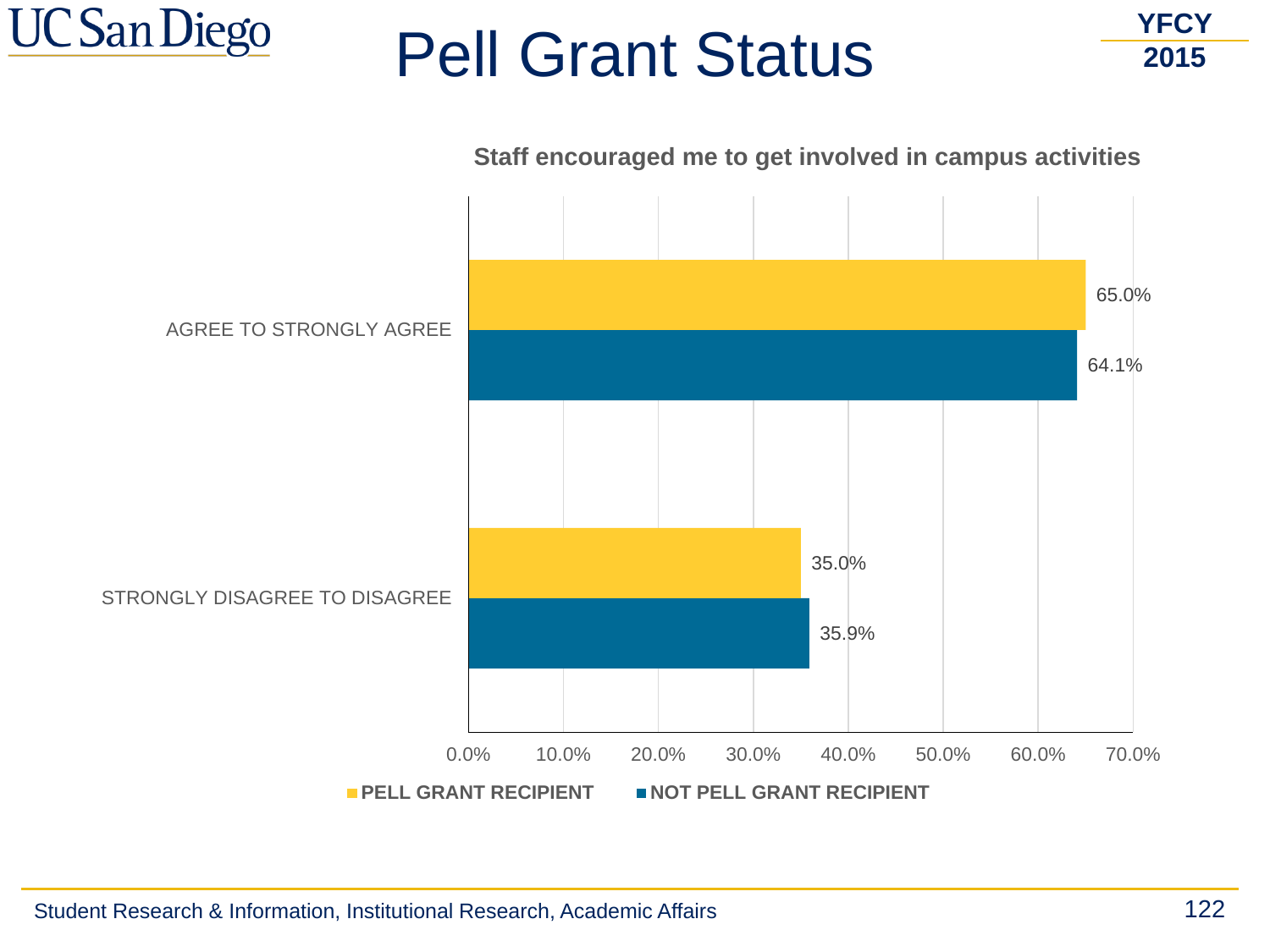# Pell Grant Status

YFCY 2015

**Staff encouraged me to get involved in campus activities**

| | PELL GRANT RECIPIENT | NOT PELL GRANT RECIPIENT |
|---|---|---|
| AGREE TO STRONGLY AGREE | 65.0% | 64.1% |
| STRONGLY DISAGREE TO DISAGREE | 35.0% | 35.9% |

Student Research & Information, Institutional Research, Academic Affairs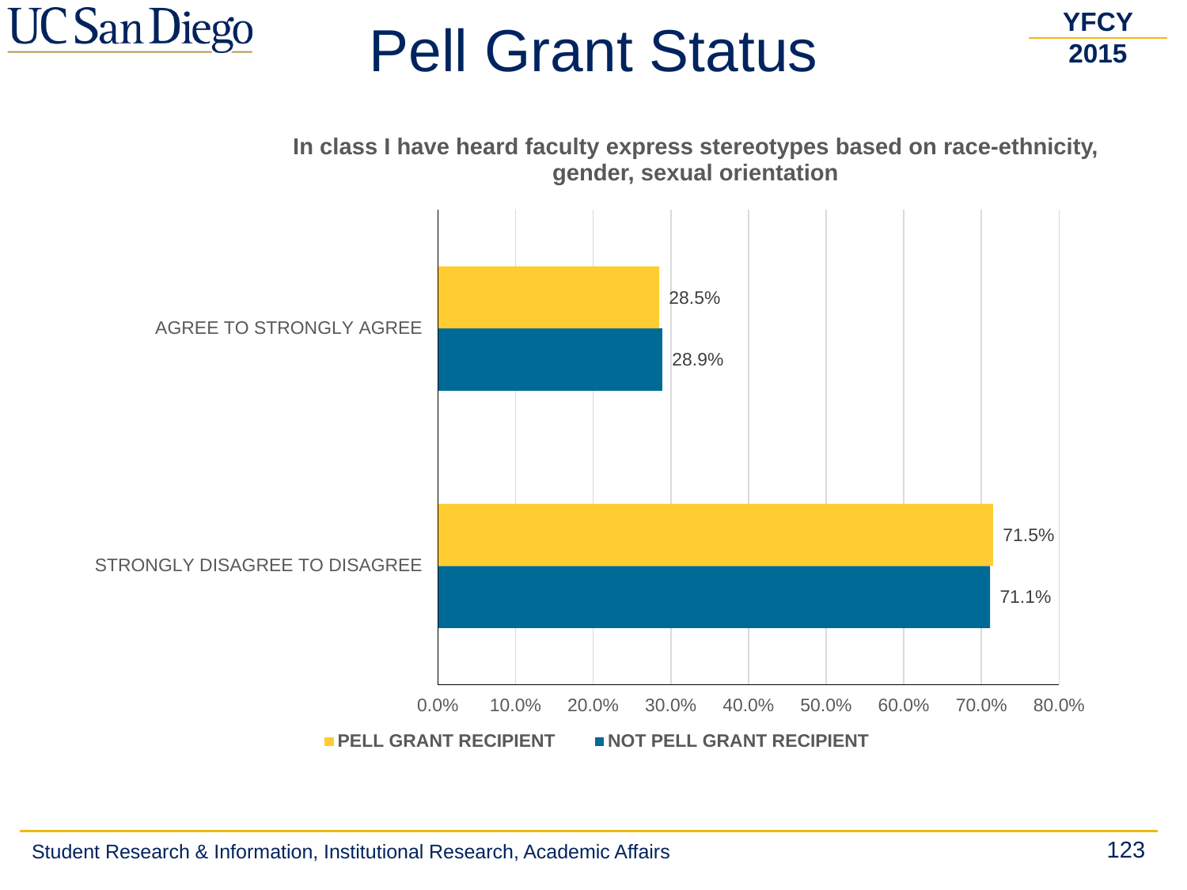# Pell Grant Status

YFCY 2015

**In class I have heard faculty express stereotypes based on race-ethnicity, gender, sexual orientation**

| | PELL GRANT RECIPIENT | NOT PELL GRANT RECIPIENT |
|---|---|---|
| AGREE TO STRONGLY AGREE | 28.5% | 28.9% |
| STRONGLY DISAGREE TO DISAGREE | 71.5% | 71.1% |

Student Research & Information, Institutional Research, Academic Affairs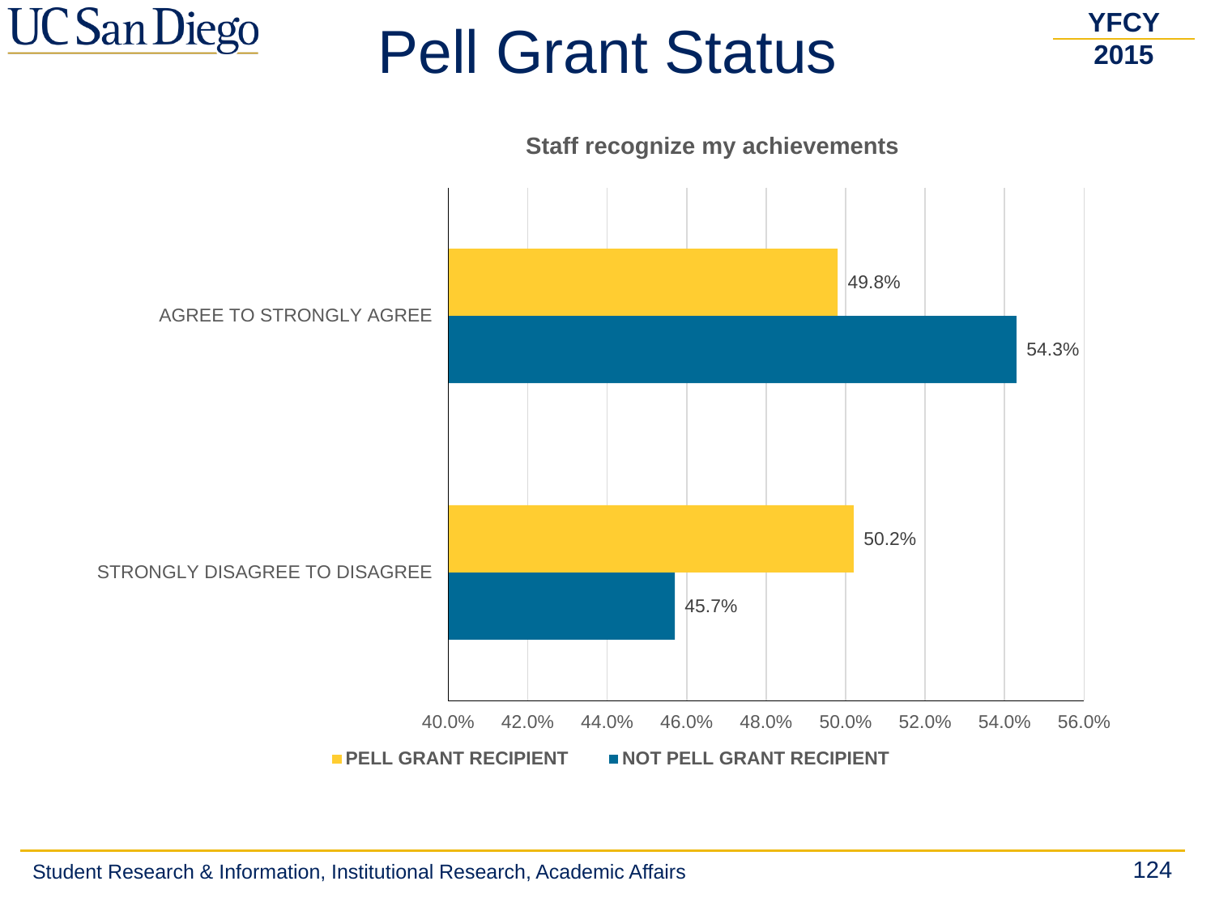# Pell Grant Status

YFCY 2015

**Staff recognize my achievements**

| | PELL GRANT RECIPIENT | NOT PELL GRANT RECIPIENT |
|---|---|---|
| AGREE TO STRONGLY AGREE | 49.8% | 54.3% |
| STRONGLY DISAGREE TO DISAGREE | 50.2% | 45.7% |

Student Research & Information, Institutional Research, Academic Affairs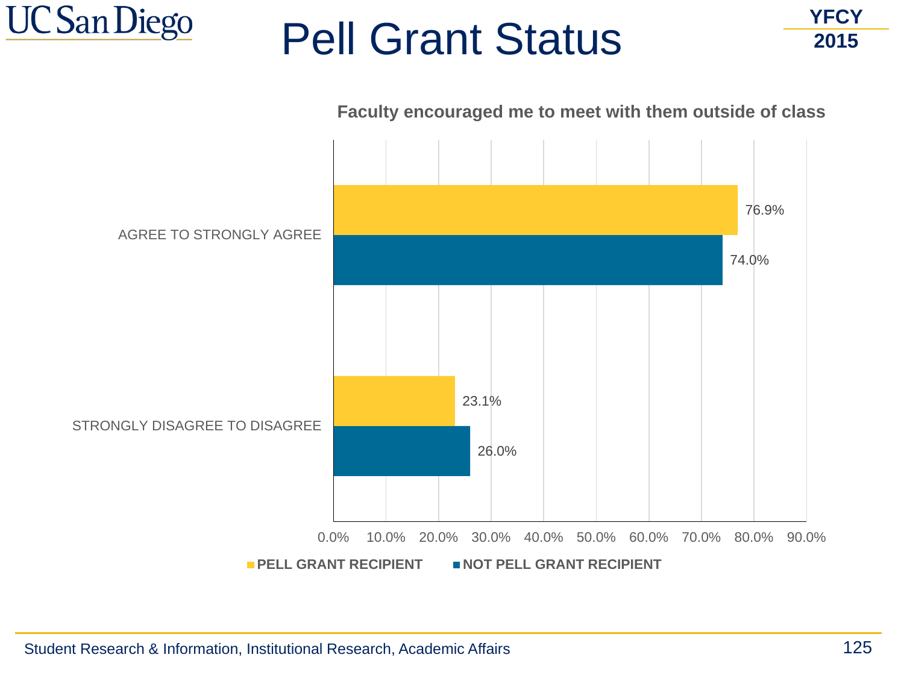# Pell Grant Status

YFCY 2015

**Faculty encouraged me to meet with them outside of class**

| | PELL GRANT RECIPIENT | NOT PELL GRANT RECIPIENT |
|---|---|---|
| AGREE TO STRONGLY AGREE | 76.9% | 74.0% |
| STRONGLY DISAGREE TO DISAGREE | 23.1% | 26.0% |

Student Research & Information, Institutional Research, Academic Affairs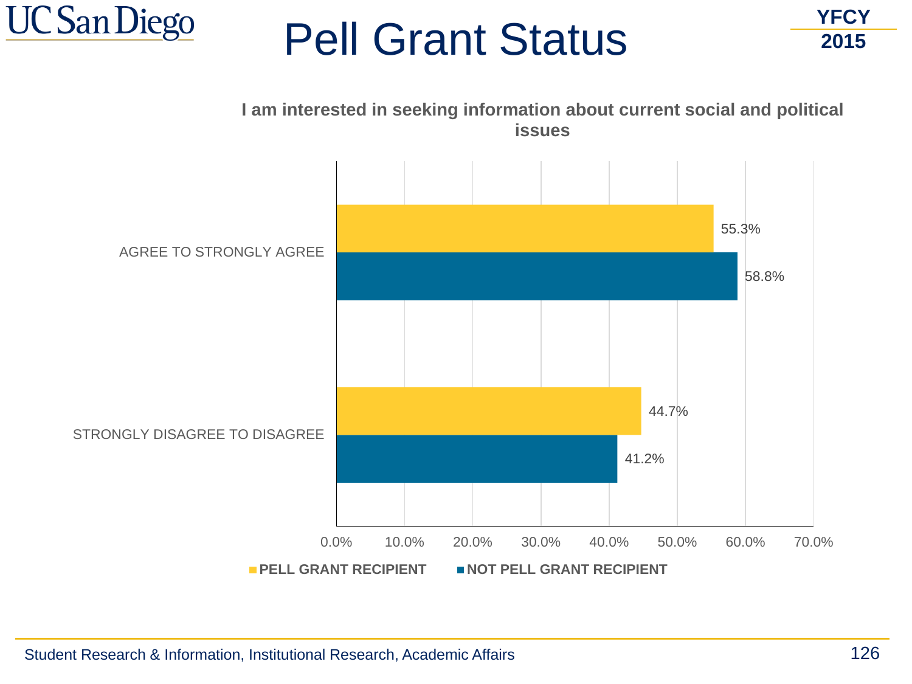# Pell Grant Status

YFCY 2015

**I am interested in seeking information about current social and political issues**

| | PELL GRANT RECIPIENT | NOT PELL GRANT RECIPIENT |
|---|---|---|
| AGREE TO STRONGLY AGREE | 55.3% | 58.8% |
| STRONGLY DISAGREE TO DISAGREE | 44.7% | 41.2% |

Student Research & Information, Institutional Research, Academic Affairs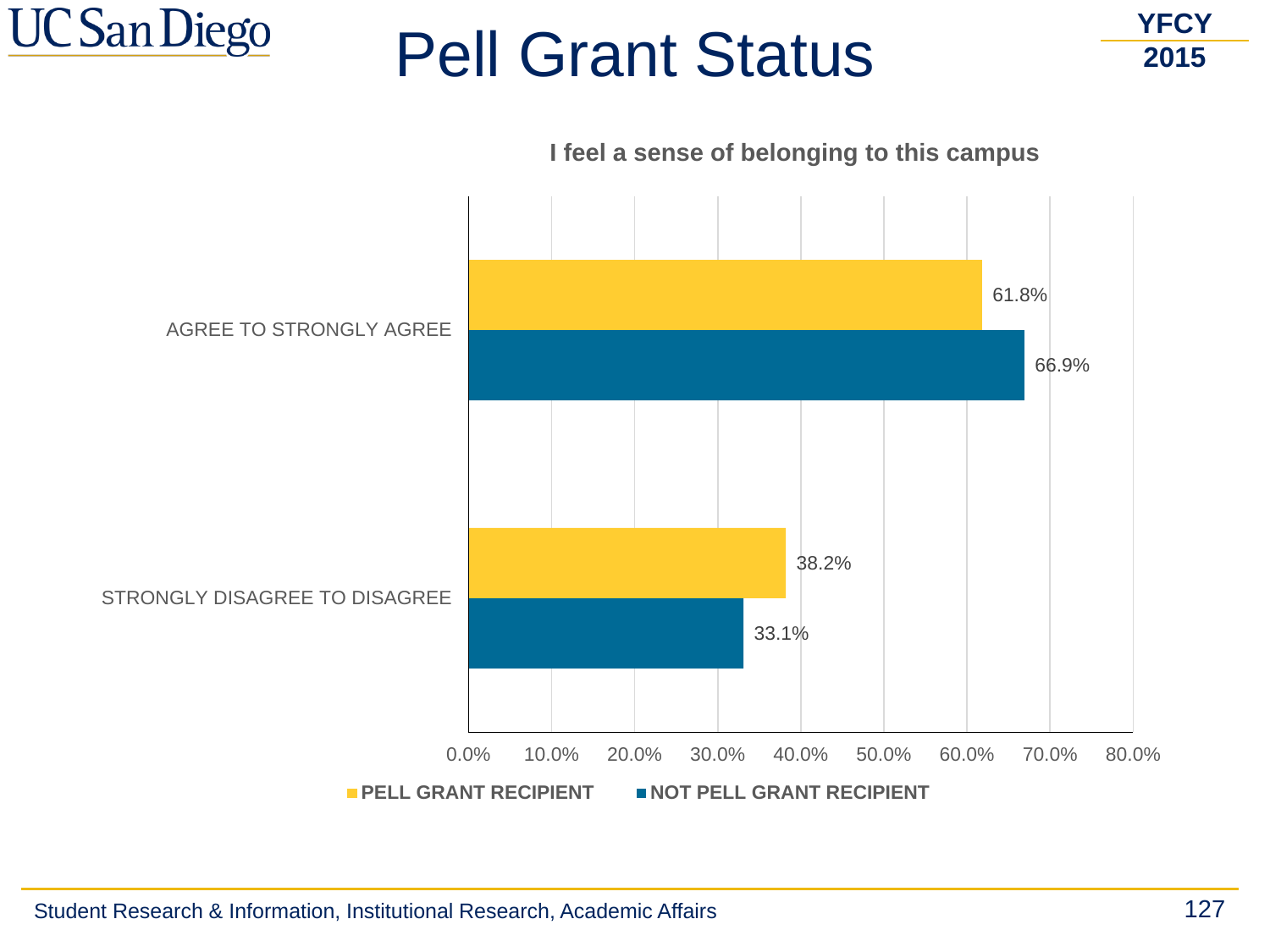# Pell Grant Status

YFCY 2015

**I feel a sense of belonging to this campus**

| | PELL GRANT RECIPIENT | NOT PELL GRANT RECIPIENT |
|---|---|---|
| AGREE TO STRONGLY AGREE | 61.8% | 66.9% |
| STRONGLY DISAGREE TO DISAGREE | 38.2% | 33.1% |

Student Research & Information, Institutional Research, Academic Affairs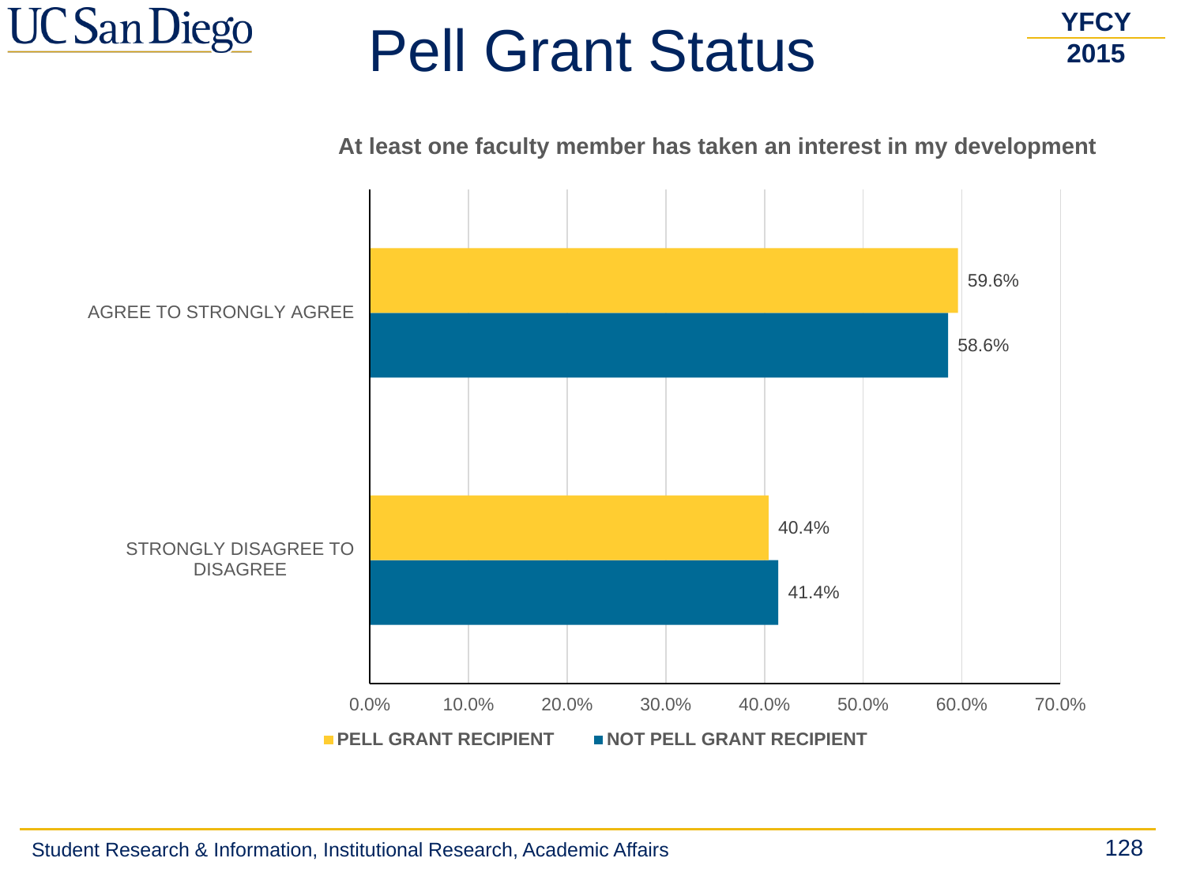# Pell Grant Status

YFCY 2015

**At least one faculty member has taken an interest in my development**

| | PELL GRANT RECIPIENT | NOT PELL GRANT RECIPIENT |
|---|---|---|
| AGREE TO STRONGLY AGREE | 59.6% | 58.6% |
| STRONGLY DISAGREE TO DISAGREE | 40.4% | 41.4% |

Student Research & Information, Institutional Research, Academic Affairs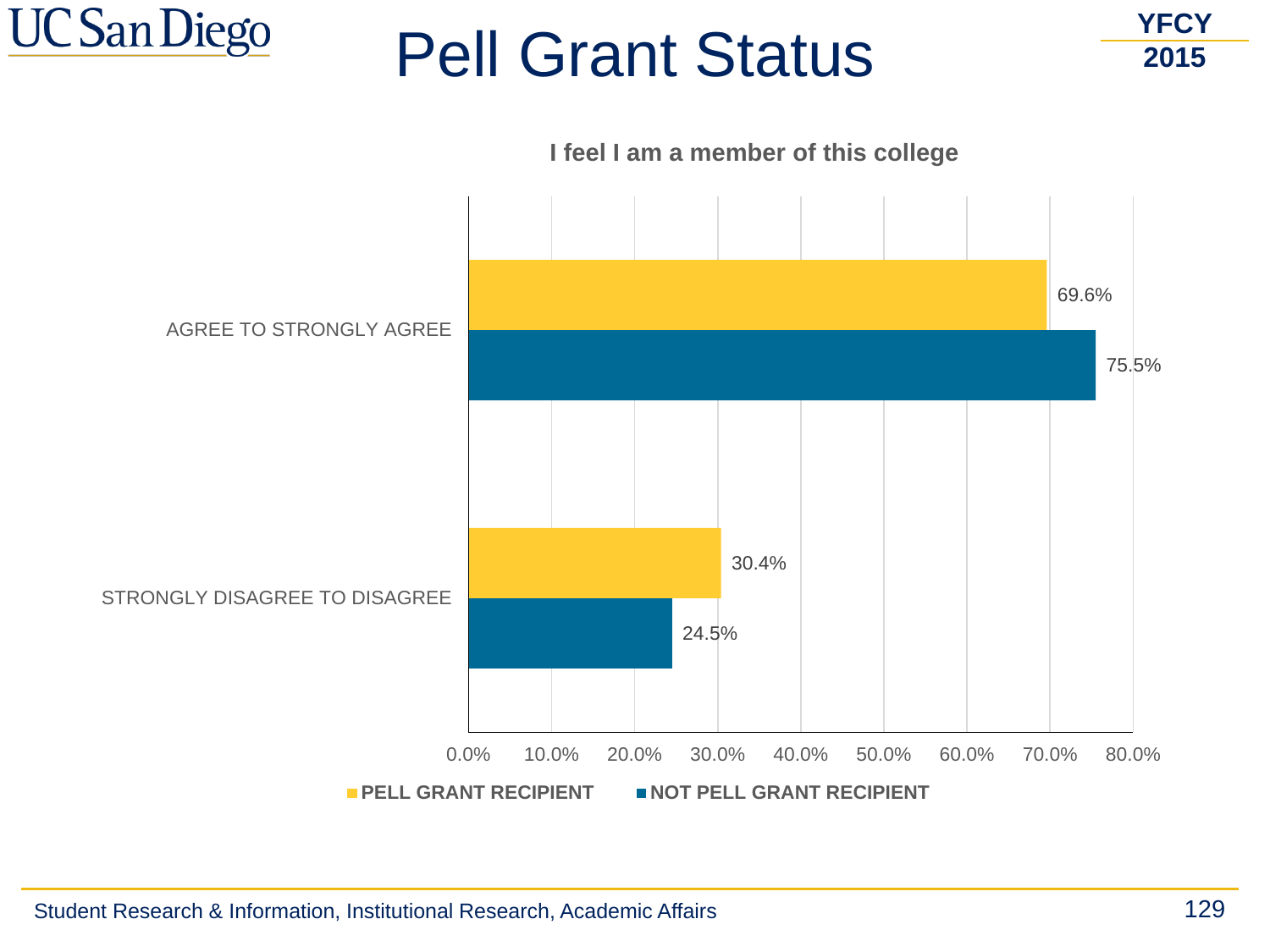# Pell Grant Status

YFCY 2015

**I feel I am a member of this college**

| | PELL GRANT RECIPIENT | NOT PELL GRANT RECIPIENT |
|---|---|---|
| AGREE TO STRONGLY AGREE | 69.6% | 75.5% |
| STRONGLY DISAGREE TO DISAGREE | 30.4% | 24.5% |

Student Research & Information, Institutional Research, Academic Affairs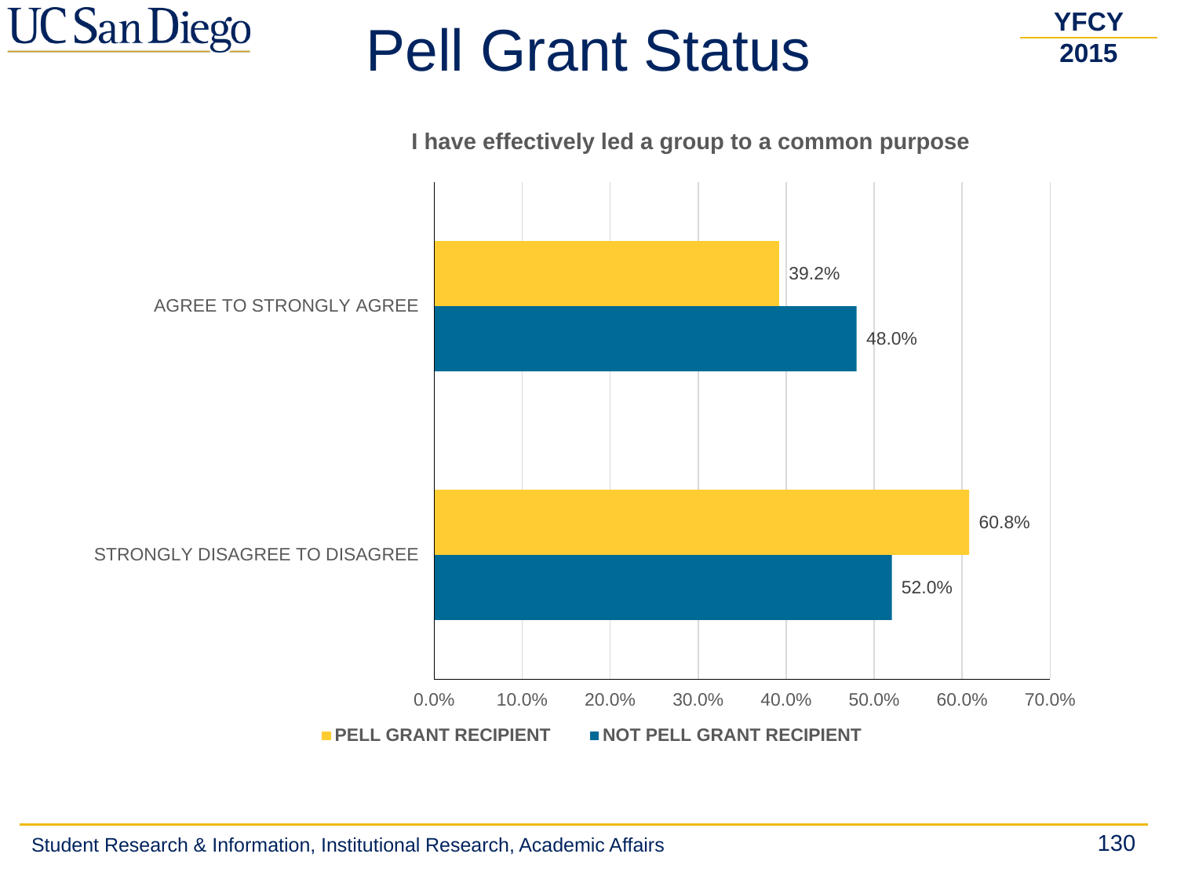# Pell Grant Status

YFCY 2015

**I have effectively led a group to a common purpose**

| | PELL GRANT RECIPIENT | NOT PELL GRANT RECIPIENT |
|---|---|---|
| AGREE TO STRONGLY AGREE | 39.2% | 48.0% |
| STRONGLY DISAGREE TO DISAGREE | 60.8% | 52.0% |

Student Research & Information, Institutional Research, Academic Affairs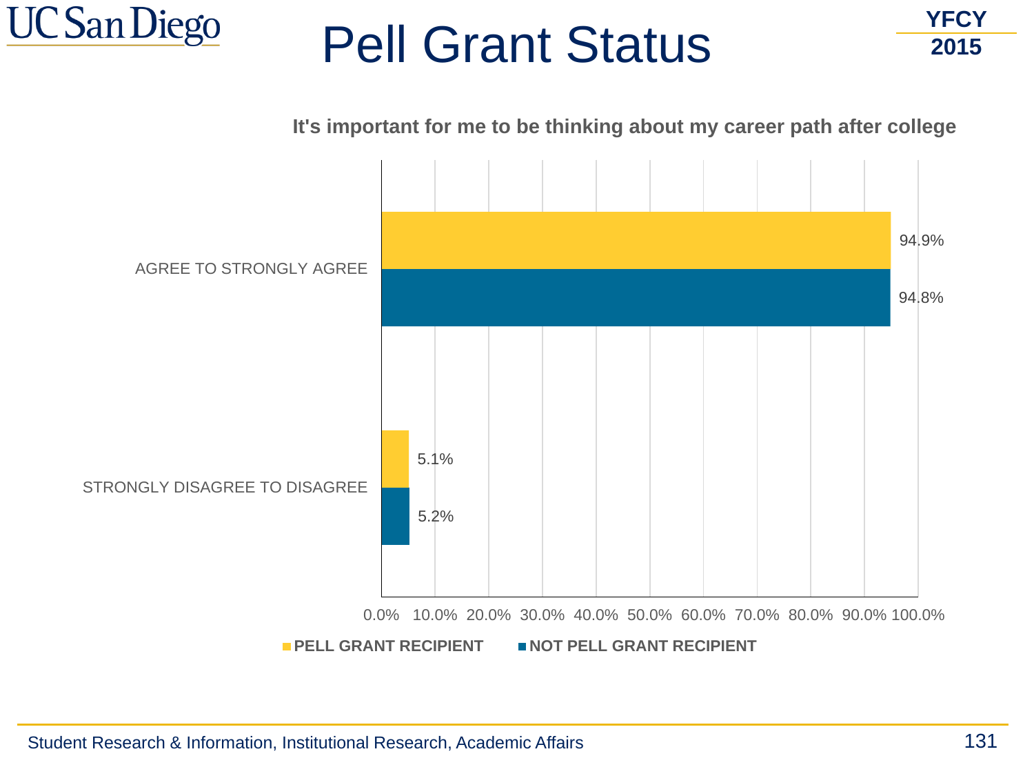# Pell Grant Status

YFCY 2015

**It's important for me to be thinking about my career path after college**

| | PELL GRANT RECIPIENT | NOT PELL GRANT RECIPIENT |
|---|---|---|
| AGREE TO STRONGLY AGREE | 94.9% | 94.8% |
| STRONGLY DISAGREE TO DISAGREE | 5.1% | 5.2% |

Student Research & Information, Institutional Research, Academic Affairs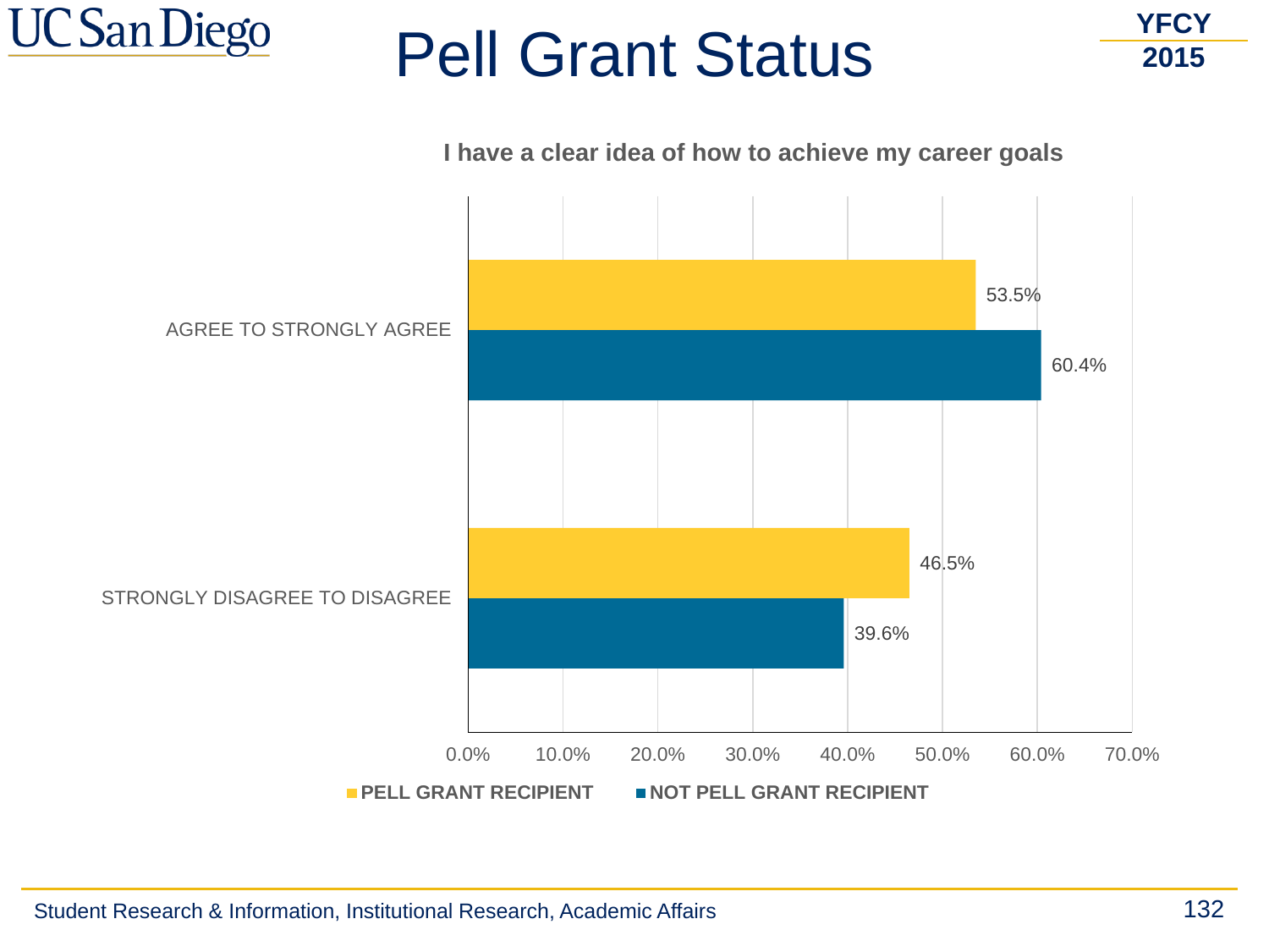UC San Diego

# Pell Grant Status

YFCY 2015

I have a clear idea of how to achieve my career goals

AGREE TO STRONGLY AGREE

53.5%

60.4%

STRONGLY DISAGREE TO DISAGREE

46.5%

39.6%

0.0% 10.0% 20.0% 30.0% 40.0% 50.0% 60.0% 70.0%

PELL GRANT RECIPIENT

NOT PELL GRANT RECIPIENT

Student Research & Information, Institutional Research, Academic Affairs